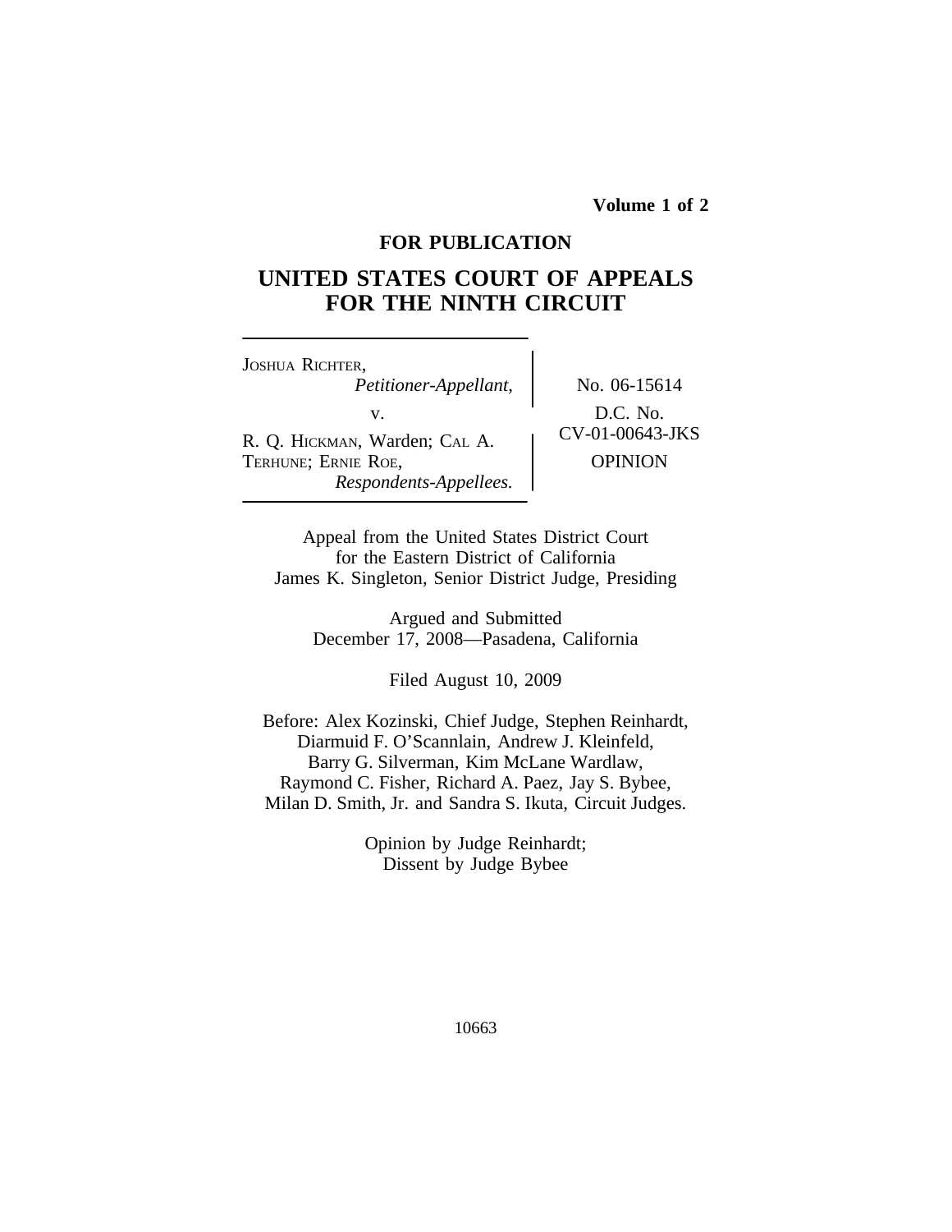**Volume 1 of 2**

**FOR PUBLICATION**

# UNITED STATES COURT OF APPEALS FOR THE NINTH CIRCUIT

JOSHUA RICHTER,
*Petitioner-Appellant,*

v.

R. Q. HICKMAN, Warden; CAL A. TERHUNE; ERNIE ROE,
*Respondents-Appellees.*

No. 06-15614

D.C. No. CV-01-00643-JKS

OPINION

Appeal from the United States District Court for the Eastern District of California
James K. Singleton, Senior District Judge, Presiding

Argued and Submitted
December 17, 2008—Pasadena, California

Filed August 10, 2009

Before: Alex Kozinski, Chief Judge, Stephen Reinhardt, Diarmuid F. O'Scannlain, Andrew J. Kleinfeld, Barry G. Silverman, Kim McLane Wardlaw, Raymond C. Fisher, Richard A. Paez, Jay S. Bybee, Milan D. Smith, Jr. and Sandra S. Ikuta, Circuit Judges.

Opinion by Judge Reinhardt;
Dissent by Judge Bybee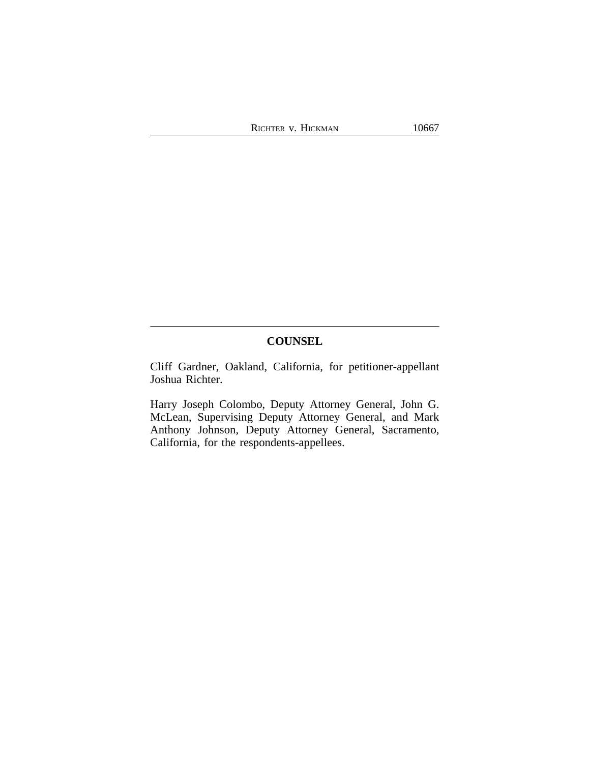## COUNSEL

Cliff Gardner, Oakland, California, for petitioner-appellant Joshua Richter.

Harry Joseph Colombo, Deputy Attorney General, John G. McLean, Supervising Deputy Attorney General, and Mark Anthony Johnson, Deputy Attorney General, Sacramento, California, for the respondents-appellees.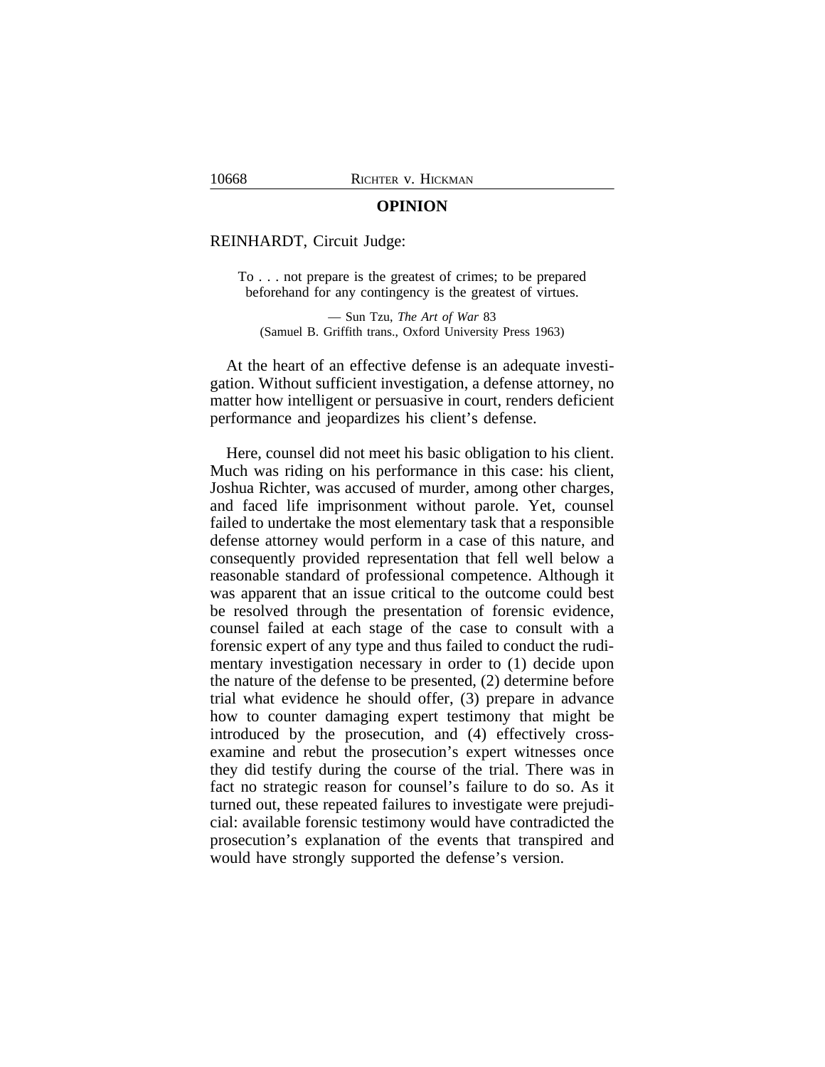## OPINION

REINHARDT, Circuit Judge:

> To . . . not prepare is the greatest of crimes; to be prepared beforehand for any contingency is the greatest of virtues.
>
> — Sun Tzu, *The Art of War* 83 (Samuel B. Griffith trans., Oxford University Press 1963)

At the heart of an effective defense is an adequate investigation. Without sufficient investigation, a defense attorney, no matter how intelligent or persuasive in court, renders deficient performance and jeopardizes his client's defense.

Here, counsel did not meet his basic obligation to his client. Much was riding on his performance in this case: his client, Joshua Richter, was accused of murder, among other charges, and faced life imprisonment without parole. Yet, counsel failed to undertake the most elementary task that a responsible defense attorney would perform in a case of this nature, and consequently provided representation that fell well below a reasonable standard of professional competence. Although it was apparent that an issue critical to the outcome could best be resolved through the presentation of forensic evidence, counsel failed at each stage of the case to consult with a forensic expert of any type and thus failed to conduct the rudimentary investigation necessary in order to (1) decide upon the nature of the defense to be presented, (2) determine before trial what evidence he should offer, (3) prepare in advance how to counter damaging expert testimony that might be introduced by the prosecution, and (4) effectively cross-examine and rebut the prosecution's expert witnesses once they did testify during the course of the trial. There was in fact no strategic reason for counsel's failure to do so. As it turned out, these repeated failures to investigate were prejudicial: available forensic testimony would have contradicted the prosecution's explanation of the events that transpired and would have strongly supported the defense's version.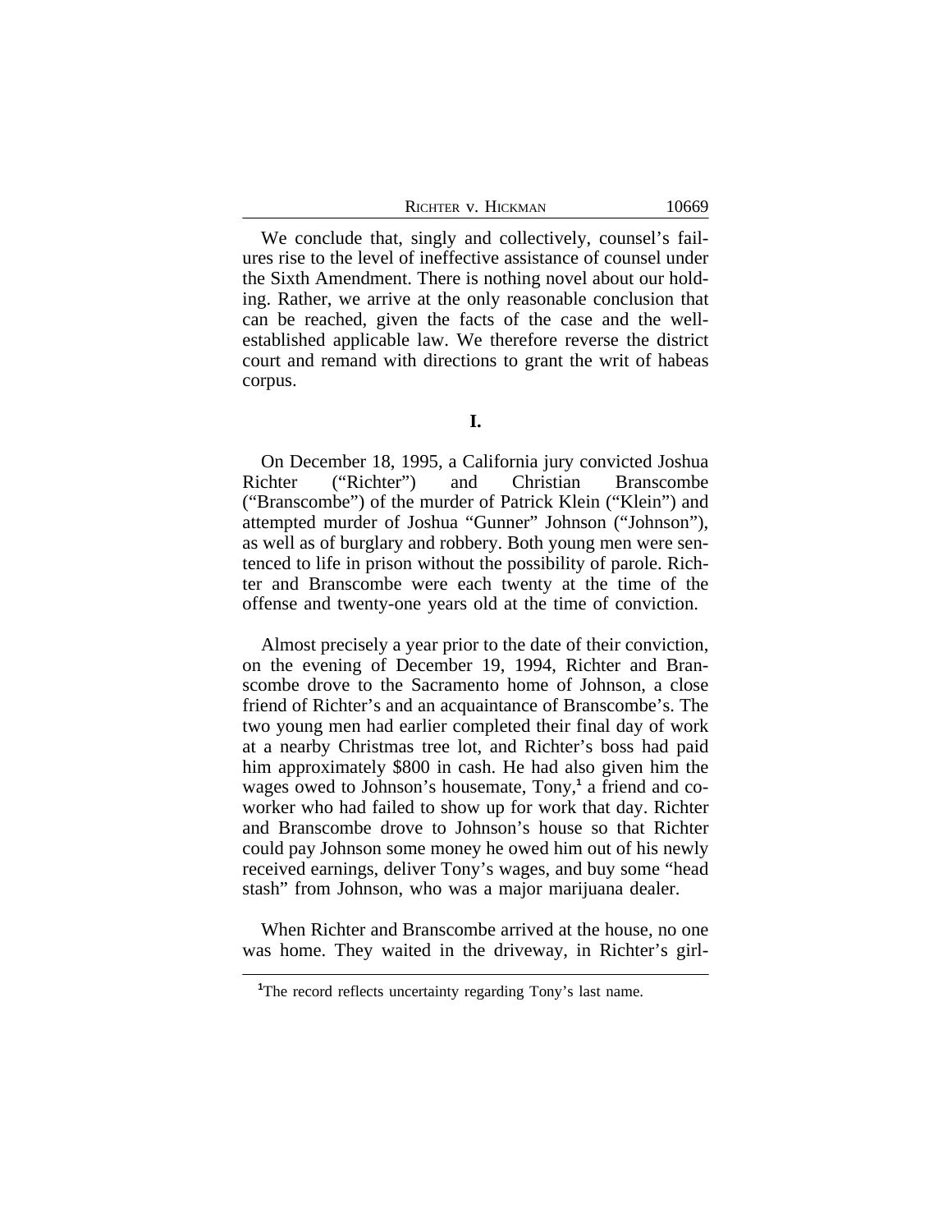We conclude that, singly and collectively, counsel's failures rise to the level of ineffective assistance of counsel under the Sixth Amendment. There is nothing novel about our holding. Rather, we arrive at the only reasonable conclusion that can be reached, given the facts of the case and the well-established applicable law. We therefore reverse the district court and remand with directions to grant the writ of habeas corpus.

## I.

On December 18, 1995, a California jury convicted Joshua Richter ("Richter") and Christian Branscombe ("Branscombe") of the murder of Patrick Klein ("Klein") and attempted murder of Joshua "Gunner" Johnson ("Johnson"), as well as of burglary and robbery. Both young men were sentenced to life in prison without the possibility of parole. Richter and Branscombe were each twenty at the time of the offense and twenty-one years old at the time of conviction.

Almost precisely a year prior to the date of their conviction, on the evening of December 19, 1994, Richter and Branscombe drove to the Sacramento home of Johnson, a close friend of Richter's and an acquaintance of Branscombe's. The two young men had earlier completed their final day of work at a nearby Christmas tree lot, and Richter's boss had paid him approximately $800 in cash. He had also given him the wages owed to Johnson's housemate, Tony,[1] a friend and co-worker who had failed to show up for work that day. Richter and Branscombe drove to Johnson's house so that Richter could pay Johnson some money he owed him out of his newly received earnings, deliver Tony's wages, and buy some "head stash" from Johnson, who was a major marijuana dealer.

When Richter and Branscombe arrived at the house, no one was home. They waited in the driveway, in Richter's girl-

[1] The record reflects uncertainty regarding Tony's last name.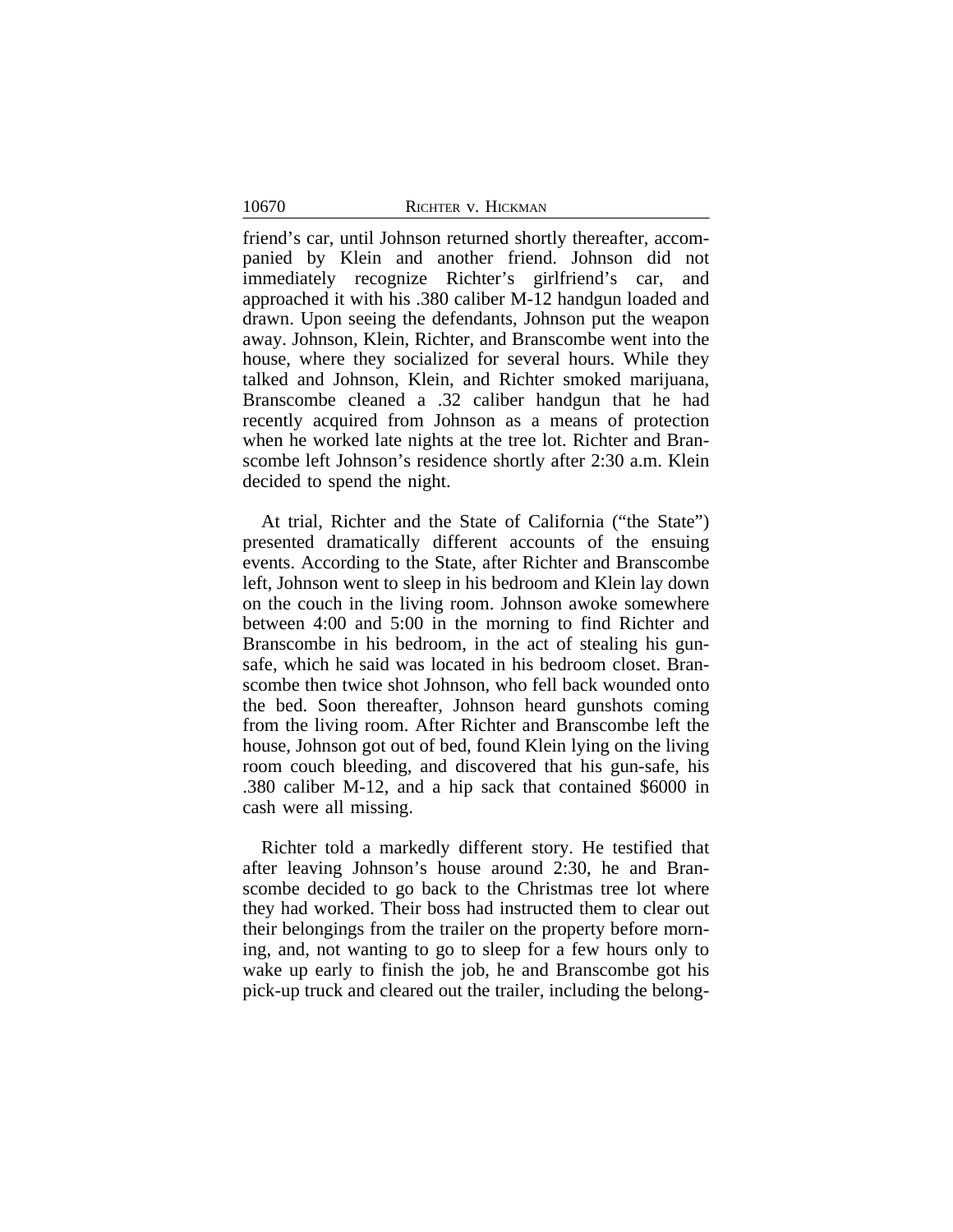friend's car, until Johnson returned shortly thereafter, accompanied by Klein and another friend. Johnson did not immediately recognize Richter's girlfriend's car, and approached it with his .380 caliber M-12 handgun loaded and drawn. Upon seeing the defendants, Johnson put the weapon away. Johnson, Klein, Richter, and Branscombe went into the house, where they socialized for several hours. While they talked and Johnson, Klein, and Richter smoked marijuana, Branscombe cleaned a .32 caliber handgun that he had recently acquired from Johnson as a means of protection when he worked late nights at the tree lot. Richter and Branscombe left Johnson's residence shortly after 2:30 a.m. Klein decided to spend the night.

At trial, Richter and the State of California ("the State") presented dramatically different accounts of the ensuing events. According to the State, after Richter and Branscombe left, Johnson went to sleep in his bedroom and Klein lay down on the couch in the living room. Johnson awoke somewhere between 4:00 and 5:00 in the morning to find Richter and Branscombe in his bedroom, in the act of stealing his gun-safe, which he said was located in his bedroom closet. Branscombe then twice shot Johnson, who fell back wounded onto the bed. Soon thereafter, Johnson heard gunshots coming from the living room. After Richter and Branscombe left the house, Johnson got out of bed, found Klein lying on the living room couch bleeding, and discovered that his gun-safe, his .380 caliber M-12, and a hip sack that contained $6000 in cash were all missing.

Richter told a markedly different story. He testified that after leaving Johnson's house around 2:30, he and Branscombe decided to go back to the Christmas tree lot where they had worked. Their boss had instructed them to clear out their belongings from the trailer on the property before morning, and, not wanting to go to sleep for a few hours only to wake up early to finish the job, he and Branscombe got his pick-up truck and cleared out the trailer, including the belong-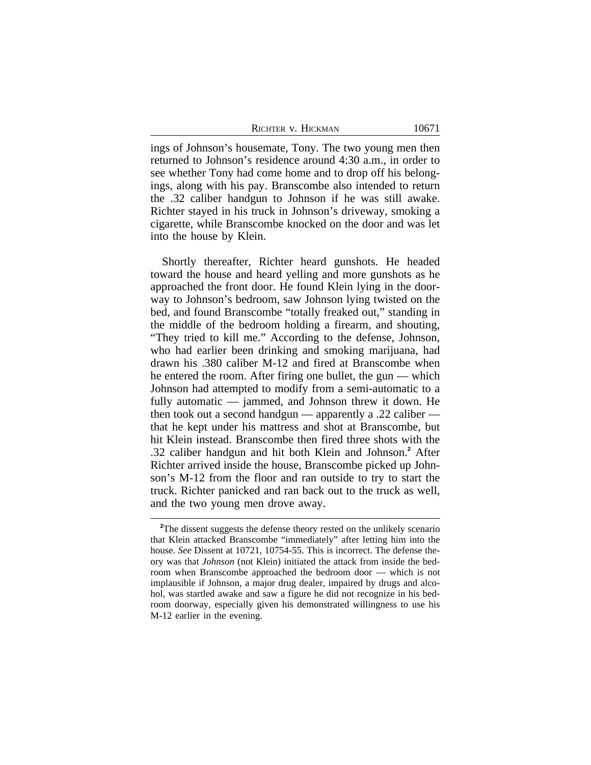ings of Johnson's housemate, Tony. The two young men then returned to Johnson's residence around 4:30 a.m., in order to see whether Tony had come home and to drop off his belongings, along with his pay. Branscombe also intended to return the .32 caliber handgun to Johnson if he was still awake. Richter stayed in his truck in Johnson's driveway, smoking a cigarette, while Branscombe knocked on the door and was let into the house by Klein.

Shortly thereafter, Richter heard gunshots. He headed toward the house and heard yelling and more gunshots as he approached the front door. He found Klein lying in the doorway to Johnson's bedroom, saw Johnson lying twisted on the bed, and found Branscombe "totally freaked out," standing in the middle of the bedroom holding a firearm, and shouting, "They tried to kill me." According to the defense, Johnson, who had earlier been drinking and smoking marijuana, had drawn his .380 caliber M-12 and fired at Branscombe when he entered the room. After firing one bullet, the gun — which Johnson had attempted to modify from a semi-automatic to a fully automatic — jammed, and Johnson threw it down. He then took out a second handgun — apparently a .22 caliber — that he kept under his mattress and shot at Branscombe, but hit Klein instead. Branscombe then fired three shots with the .32 caliber handgun and hit both Klein and Johnson.[2] After Richter arrived inside the house, Branscombe picked up Johnson's M-12 from the floor and ran outside to try to start the truck. Richter panicked and ran back out to the truck as well, and the two young men drove away.

---

[2]The dissent suggests the defense theory rested on the unlikely scenario that Klein attacked Branscombe "immediately" after letting him into the house. *See* Dissent at 10721, 10754-55. This is incorrect. The defense theory was that *Johnson* (not Klein) initiated the attack from inside the bedroom when Branscombe approached the bedroom door — which is not implausible if Johnson, a major drug dealer, impaired by drugs and alcohol, was startled awake and saw a figure he did not recognize in his bedroom doorway, especially given his demonstrated willingness to use his M-12 earlier in the evening.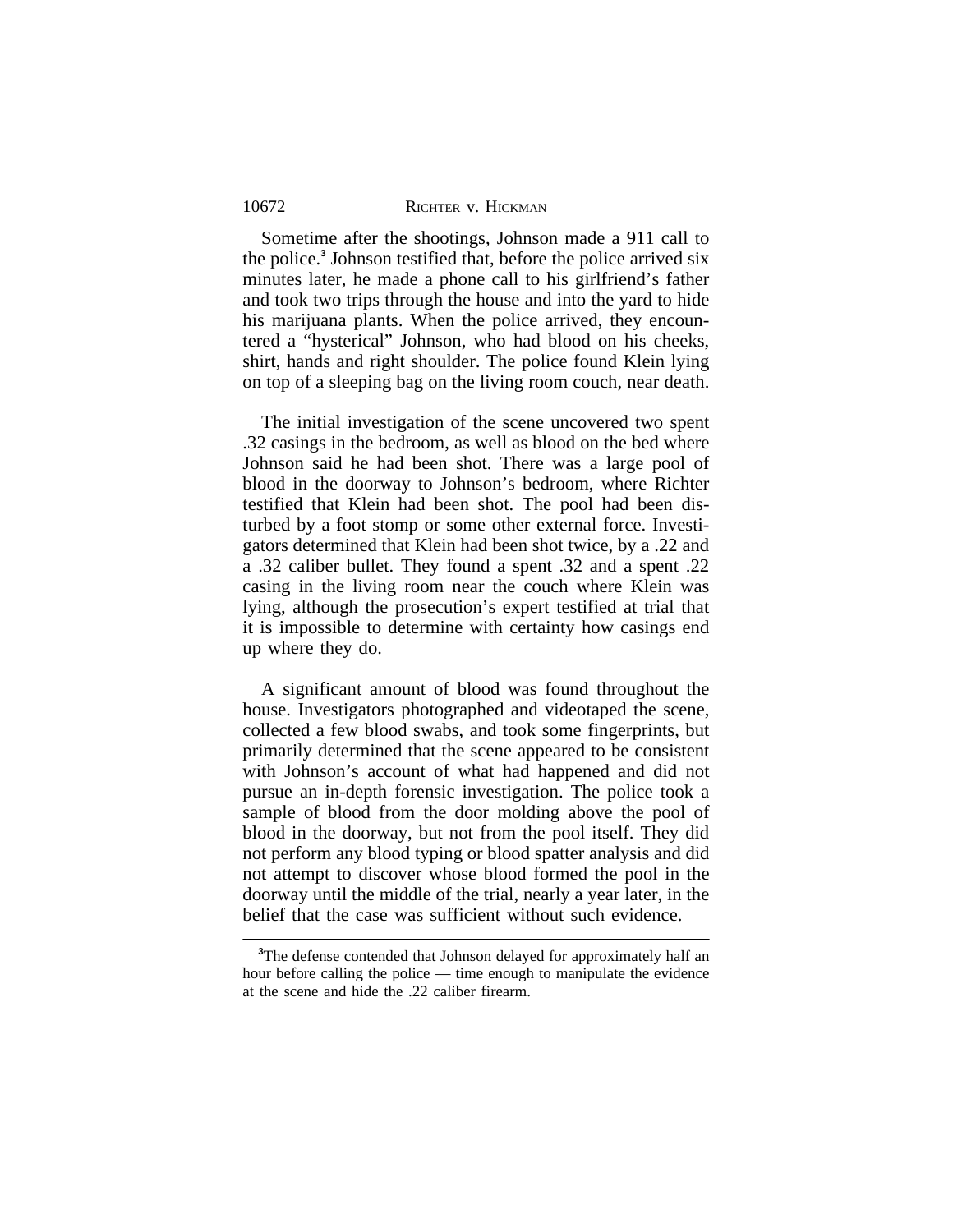Sometime after the shootings, Johnson made a 911 call to the police.[3] Johnson testified that, before the police arrived six minutes later, he made a phone call to his girlfriend's father and took two trips through the house and into the yard to hide his marijuana plants. When the police arrived, they encountered a "hysterical" Johnson, who had blood on his cheeks, shirt, hands and right shoulder. The police found Klein lying on top of a sleeping bag on the living room couch, near death.

The initial investigation of the scene uncovered two spent .32 casings in the bedroom, as well as blood on the bed where Johnson said he had been shot. There was a large pool of blood in the doorway to Johnson's bedroom, where Richter testified that Klein had been shot. The pool had been disturbed by a foot stomp or some other external force. Investigators determined that Klein had been shot twice, by a .22 and a .32 caliber bullet. They found a spent .32 and a spent .22 casing in the living room near the couch where Klein was lying, although the prosecution's expert testified at trial that it is impossible to determine with certainty how casings end up where they do.

A significant amount of blood was found throughout the house. Investigators photographed and videotaped the scene, collected a few blood swabs, and took some fingerprints, but primarily determined that the scene appeared to be consistent with Johnson's account of what had happened and did not pursue an in-depth forensic investigation. The police took a sample of blood from the door molding above the pool of blood in the doorway, but not from the pool itself. They did not perform any blood typing or blood spatter analysis and did not attempt to discover whose blood formed the pool in the doorway until the middle of the trial, nearly a year later, in the belief that the case was sufficient without such evidence.

---

[3]The defense contended that Johnson delayed for approximately half an hour before calling the police — time enough to manipulate the evidence at the scene and hide the .22 caliber firearm.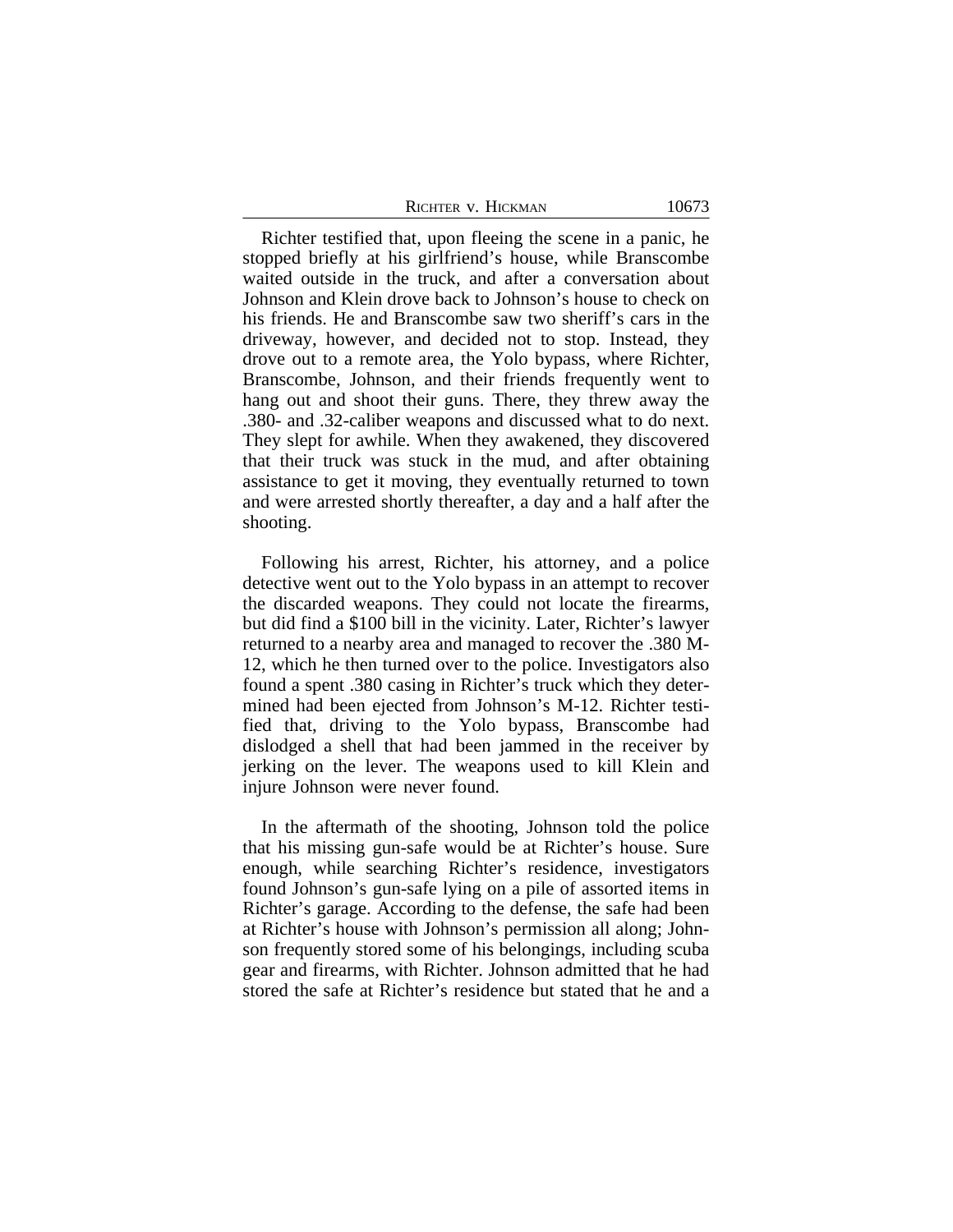Richter testified that, upon fleeing the scene in a panic, he stopped briefly at his girlfriend's house, while Branscombe waited outside in the truck, and after a conversation about Johnson and Klein drove back to Johnson's house to check on his friends. He and Branscombe saw two sheriff's cars in the driveway, however, and decided not to stop. Instead, they drove out to a remote area, the Yolo bypass, where Richter, Branscombe, Johnson, and their friends frequently went to hang out and shoot their guns. There, they threw away the .380- and .32-caliber weapons and discussed what to do next. They slept for awhile. When they awakened, they discovered that their truck was stuck in the mud, and after obtaining assistance to get it moving, they eventually returned to town and were arrested shortly thereafter, a day and a half after the shooting.

Following his arrest, Richter, his attorney, and a police detective went out to the Yolo bypass in an attempt to recover the discarded weapons. They could not locate the firearms, but did find a $100 bill in the vicinity. Later, Richter's lawyer returned to a nearby area and managed to recover the .380 M-12, which he then turned over to the police. Investigators also found a spent .380 casing in Richter's truck which they determined had been ejected from Johnson's M-12. Richter testified that, driving to the Yolo bypass, Branscombe had dislodged a shell that had been jammed in the receiver by jerking on the lever. The weapons used to kill Klein and injure Johnson were never found.

In the aftermath of the shooting, Johnson told the police that his missing gun-safe would be at Richter's house. Sure enough, while searching Richter's residence, investigators found Johnson's gun-safe lying on a pile of assorted items in Richter's garage. According to the defense, the safe had been at Richter's house with Johnson's permission all along; Johnson frequently stored some of his belongings, including scuba gear and firearms, with Richter. Johnson admitted that he had stored the safe at Richter's residence but stated that he and a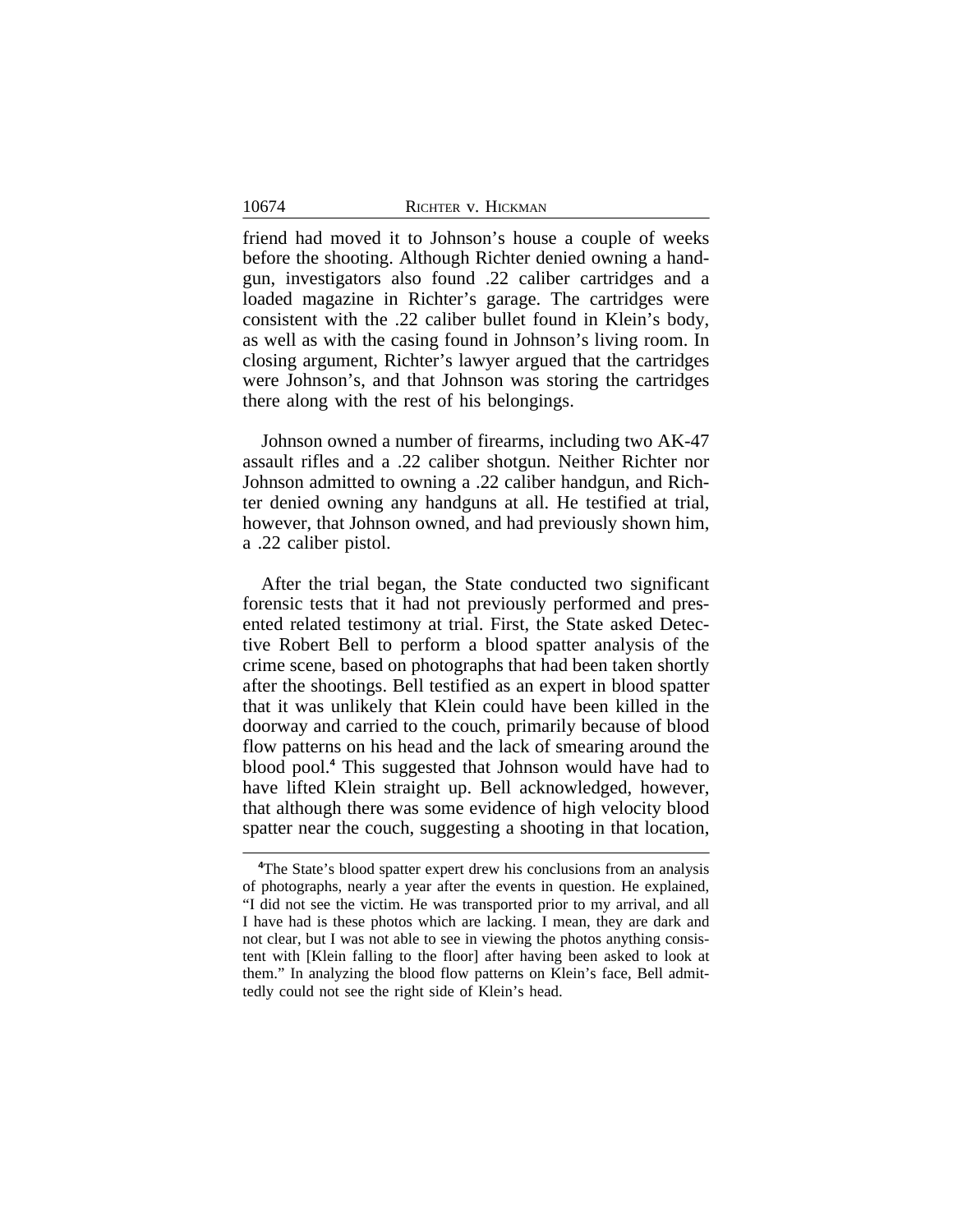friend had moved it to Johnson's house a couple of weeks before the shooting. Although Richter denied owning a handgun, investigators also found .22 caliber cartridges and a loaded magazine in Richter's garage. The cartridges were consistent with the .22 caliber bullet found in Klein's body, as well as with the casing found in Johnson's living room. In closing argument, Richter's lawyer argued that the cartridges were Johnson's, and that Johnson was storing the cartridges there along with the rest of his belongings.

Johnson owned a number of firearms, including two AK-47 assault rifles and a .22 caliber shotgun. Neither Richter nor Johnson admitted to owning a .22 caliber handgun, and Richter denied owning any handguns at all. He testified at trial, however, that Johnson owned, and had previously shown him, a .22 caliber pistol.

After the trial began, the State conducted two significant forensic tests that it had not previously performed and presented related testimony at trial. First, the State asked Detective Robert Bell to perform a blood spatter analysis of the crime scene, based on photographs that had been taken shortly after the shootings. Bell testified as an expert in blood spatter that it was unlikely that Klein could have been killed in the doorway and carried to the couch, primarily because of blood flow patterns on his head and the lack of smearing around the blood pool.[4] This suggested that Johnson would have had to have lifted Klein straight up. Bell acknowledged, however, that although there was some evidence of high velocity blood spatter near the couch, suggesting a shooting in that location,

[4]The State's blood spatter expert drew his conclusions from an analysis of photographs, nearly a year after the events in question. He explained, "I did not see the victim. He was transported prior to my arrival, and all I have had is these photos which are lacking. I mean, they are dark and not clear, but I was not able to see in viewing the photos anything consistent with [Klein falling to the floor] after having been asked to look at them." In analyzing the blood flow patterns on Klein's face, Bell admittedly could not see the right side of Klein's head.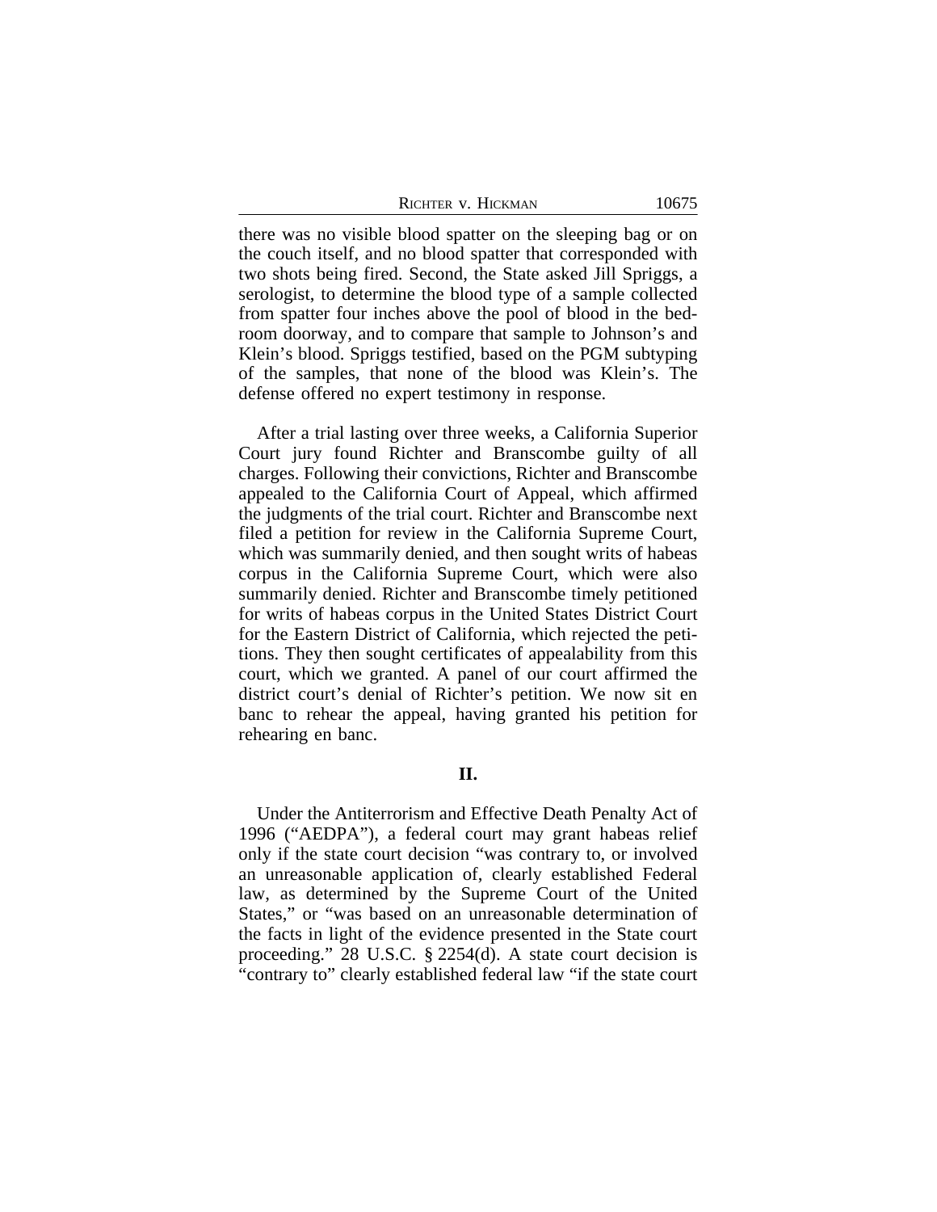there was no visible blood spatter on the sleeping bag or on the couch itself, and no blood spatter that corresponded with two shots being fired. Second, the State asked Jill Spriggs, a serologist, to determine the blood type of a sample collected from spatter four inches above the pool of blood in the bedroom doorway, and to compare that sample to Johnson's and Klein's blood. Spriggs testified, based on the PGM subtyping of the samples, that none of the blood was Klein's. The defense offered no expert testimony in response.

After a trial lasting over three weeks, a California Superior Court jury found Richter and Branscombe guilty of all charges. Following their convictions, Richter and Branscombe appealed to the California Court of Appeal, which affirmed the judgments of the trial court. Richter and Branscombe next filed a petition for review in the California Supreme Court, which was summarily denied, and then sought writs of habeas corpus in the California Supreme Court, which were also summarily denied. Richter and Branscombe timely petitioned for writs of habeas corpus in the United States District Court for the Eastern District of California, which rejected the petitions. They then sought certificates of appealability from this court, which we granted. A panel of our court affirmed the district court's denial of Richter's petition. We now sit en banc to rehear the appeal, having granted his petition for rehearing en banc.

## II.

Under the Antiterrorism and Effective Death Penalty Act of 1996 ("AEDPA"), a federal court may grant habeas relief only if the state court decision "was contrary to, or involved an unreasonable application of, clearly established Federal law, as determined by the Supreme Court of the United States," or "was based on an unreasonable determination of the facts in light of the evidence presented in the State court proceeding." 28 U.S.C. § 2254(d). A state court decision is "contrary to" clearly established federal law "if the state court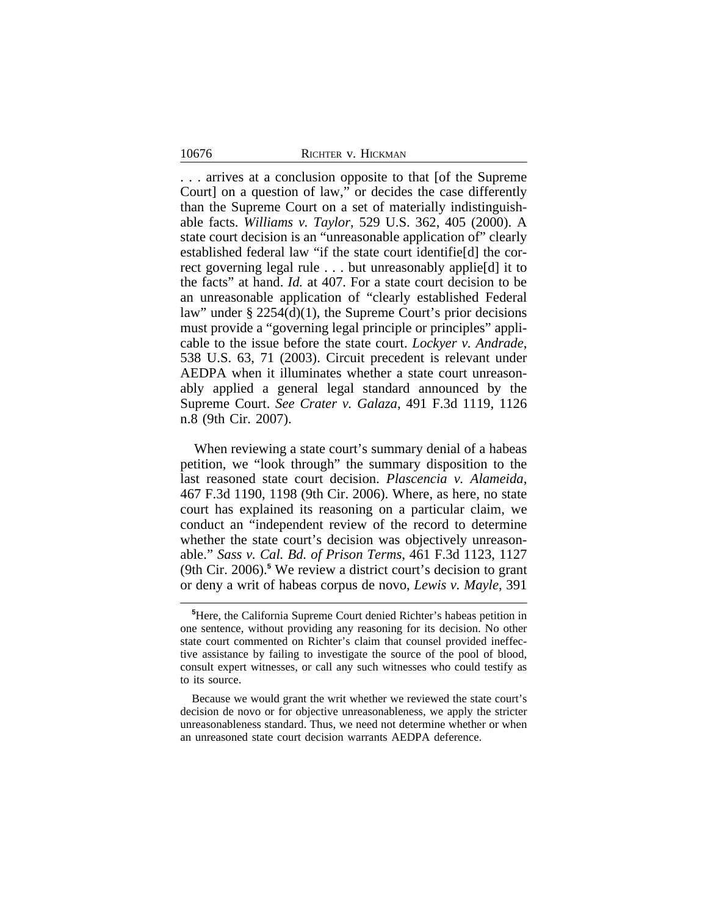. . . arrives at a conclusion opposite to that [of the Supreme Court] on a question of law," or decides the case differently than the Supreme Court on a set of materially indistinguishable facts. *Williams v. Taylor*, 529 U.S. 362, 405 (2000). A state court decision is an "unreasonable application of" clearly established federal law "if the state court identifie[d] the correct governing legal rule . . . but unreasonably applie[d] it to the facts" at hand. *Id.* at 407. For a state court decision to be an unreasonable application of "clearly established Federal law" under § 2254(d)(1), the Supreme Court's prior decisions must provide a "governing legal principle or principles" applicable to the issue before the state court. *Lockyer v. Andrade*, 538 U.S. 63, 71 (2003). Circuit precedent is relevant under AEDPA when it illuminates whether a state court unreasonably applied a general legal standard announced by the Supreme Court. *See Crater v. Galaza*, 491 F.3d 1119, 1126 n.8 (9th Cir. 2007).

When reviewing a state court's summary denial of a habeas petition, we "look through" the summary disposition to the last reasoned state court decision. *Plascencia v. Alameida*, 467 F.3d 1190, 1198 (9th Cir. 2006). Where, as here, no state court has explained its reasoning on a particular claim, we conduct an "independent review of the record to determine whether the state court's decision was objectively unreasonable." *Sass v. Cal. Bd. of Prison Terms*, 461 F.3d 1123, 1127 (9th Cir. 2006).[5] We review a district court's decision to grant or deny a writ of habeas corpus de novo, *Lewis v. Mayle*, 391

---

[5]Here, the California Supreme Court denied Richter's habeas petition in one sentence, without providing any reasoning for its decision. No other state court commented on Richter's claim that counsel provided ineffective assistance by failing to investigate the source of the pool of blood, consult expert witnesses, or call any such witnesses who could testify as to its source.

Because we would grant the writ whether we reviewed the state court's decision de novo or for objective unreasonableness, we apply the stricter unreasonableness standard. Thus, we need not determine whether or when an unreasoned state court decision warrants AEDPA deference.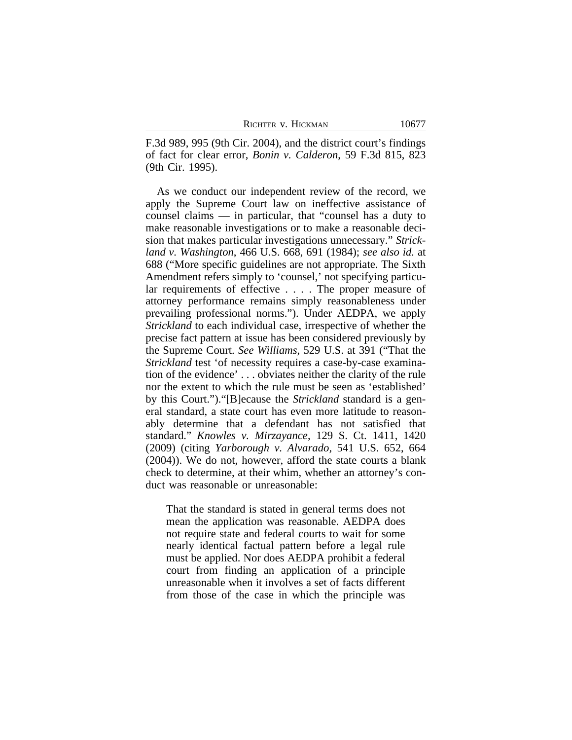F.3d 989, 995 (9th Cir. 2004), and the district court's findings of fact for clear error, *Bonin v. Calderon*, 59 F.3d 815, 823 (9th Cir. 1995).

As we conduct our independent review of the record, we apply the Supreme Court law on ineffective assistance of counsel claims — in particular, that "counsel has a duty to make reasonable investigations or to make a reasonable decision that makes particular investigations unnecessary." *Strickland v. Washington*, 466 U.S. 668, 691 (1984); *see also id.* at 688 ("More specific guidelines are not appropriate. The Sixth Amendment refers simply to 'counsel,' not specifying particular requirements of effective . . . . The proper measure of attorney performance remains simply reasonableness under prevailing professional norms."). Under AEDPA, we apply *Strickland* to each individual case, irrespective of whether the precise fact pattern at issue has been considered previously by the Supreme Court. *See Williams*, 529 U.S. at 391 ("That the *Strickland* test 'of necessity requires a case-by-case examination of the evidence' . . . obviates neither the clarity of the rule nor the extent to which the rule must be seen as 'established' by this Court.")."[B]ecause the *Strickland* standard is a general standard, a state court has even more latitude to reasonably determine that a defendant has not satisfied that standard." *Knowles v. Mirzayance*, 129 S. Ct. 1411, 1420 (2009) (citing *Yarborough v. Alvarado*, 541 U.S. 652, 664 (2004)). We do not, however, afford the state courts a blank check to determine, at their whim, whether an attorney's conduct was reasonable or unreasonable:

> That the standard is stated in general terms does not mean the application was reasonable. AEDPA does not require state and federal courts to wait for some nearly identical factual pattern before a legal rule must be applied. Nor does AEDPA prohibit a federal court from finding an application of a principle unreasonable when it involves a set of facts different from those of the case in which the principle was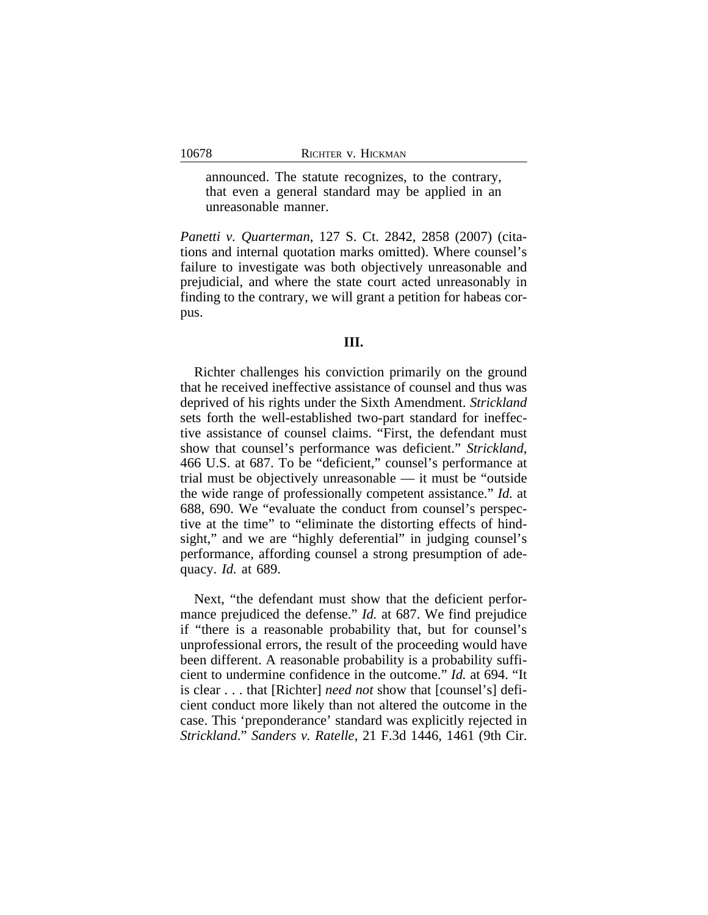> announced. The statute recognizes, to the contrary, that even a general standard may be applied in an unreasonable manner.

*Panetti v. Quarterman*, 127 S. Ct. 2842, 2858 (2007) (citations and internal quotation marks omitted). Where counsel's failure to investigate was both objectively unreasonable and prejudicial, and where the state court acted unreasonably in finding to the contrary, we will grant a petition for habeas corpus.

## III.

Richter challenges his conviction primarily on the ground that he received ineffective assistance of counsel and thus was deprived of his rights under the Sixth Amendment. *Strickland* sets forth the well-established two-part standard for ineffective assistance of counsel claims. "First, the defendant must show that counsel's performance was deficient." *Strickland*, 466 U.S. at 687. To be "deficient," counsel's performance at trial must be objectively unreasonable — it must be "outside the wide range of professionally competent assistance." *Id.* at 688, 690. We "evaluate the conduct from counsel's perspective at the time" to "eliminate the distorting effects of hindsight," and we are "highly deferential" in judging counsel's performance, affording counsel a strong presumption of adequacy. *Id.* at 689.

Next, "the defendant must show that the deficient performance prejudiced the defense." *Id.* at 687. We find prejudice if "there is a reasonable probability that, but for counsel's unprofessional errors, the result of the proceeding would have been different. A reasonable probability is a probability sufficient to undermine confidence in the outcome." *Id.* at 694. "It is clear . . . that [Richter] *need not* show that [counsel's] deficient conduct more likely than not altered the outcome in the case. This 'preponderance' standard was explicitly rejected in *Strickland*." *Sanders v. Ratelle*, 21 F.3d 1446, 1461 (9th Cir.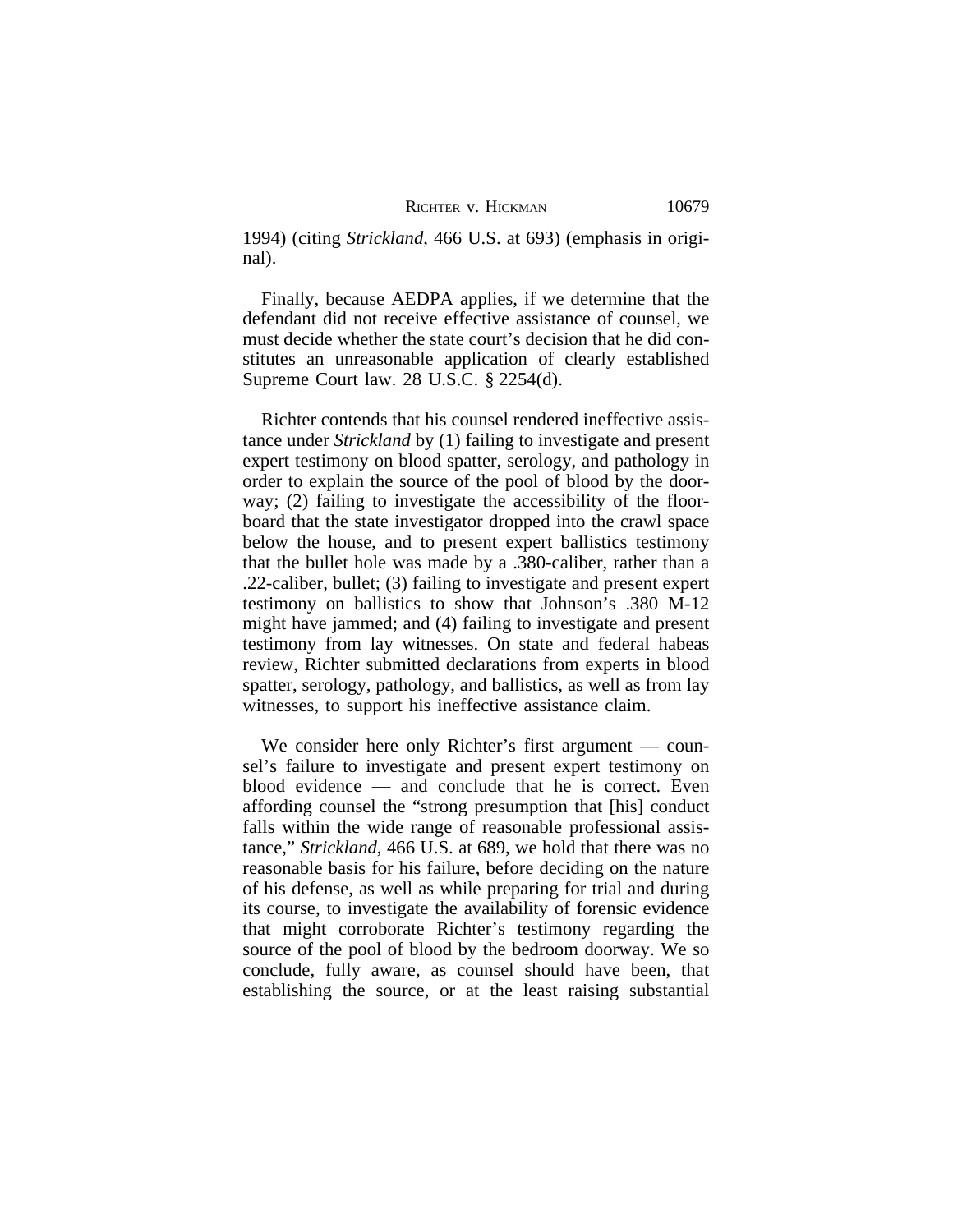1994) (citing *Strickland*, 466 U.S. at 693) (emphasis in original).

Finally, because AEDPA applies, if we determine that the defendant did not receive effective assistance of counsel, we must decide whether the state court's decision that he did constitutes an unreasonable application of clearly established Supreme Court law. 28 U.S.C. § 2254(d).

Richter contends that his counsel rendered ineffective assistance under *Strickland* by (1) failing to investigate and present expert testimony on blood spatter, serology, and pathology in order to explain the source of the pool of blood by the doorway; (2) failing to investigate the accessibility of the floorboard that the state investigator dropped into the crawl space below the house, and to present expert ballistics testimony that the bullet hole was made by a .380-caliber, rather than a .22-caliber, bullet; (3) failing to investigate and present expert testimony on ballistics to show that Johnson's .380 M-12 might have jammed; and (4) failing to investigate and present testimony from lay witnesses. On state and federal habeas review, Richter submitted declarations from experts in blood spatter, serology, pathology, and ballistics, as well as from lay witnesses, to support his ineffective assistance claim.

We consider here only Richter's first argument — counsel's failure to investigate and present expert testimony on blood evidence — and conclude that he is correct. Even affording counsel the "strong presumption that [his] conduct falls within the wide range of reasonable professional assistance," *Strickland*, 466 U.S. at 689, we hold that there was no reasonable basis for his failure, before deciding on the nature of his defense, as well as while preparing for trial and during its course, to investigate the availability of forensic evidence that might corroborate Richter's testimony regarding the source of the pool of blood by the bedroom doorway. We so conclude, fully aware, as counsel should have been, that establishing the source, or at the least raising substantial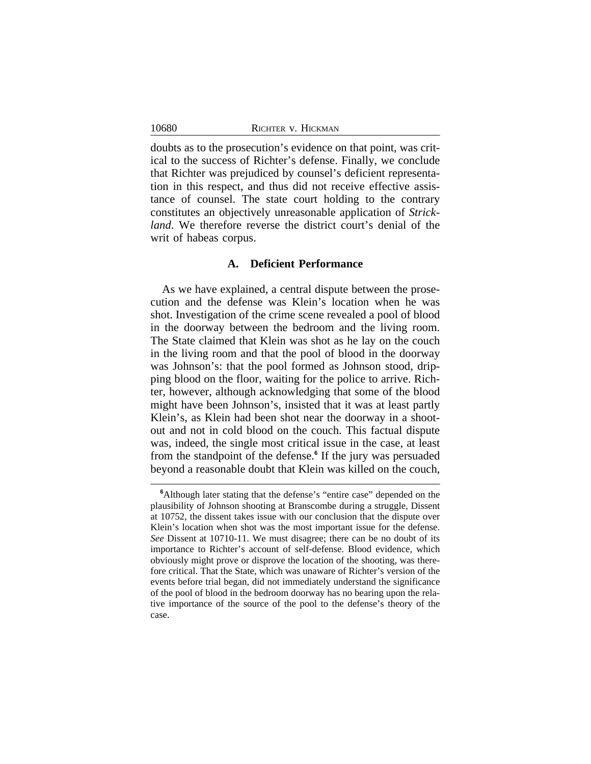doubts as to the prosecution's evidence on that point, was critical to the success of Richter's defense. Finally, we conclude that Richter was prejudiced by counsel's deficient representation in this respect, and thus did not receive effective assistance of counsel. The state court holding to the contrary constitutes an objectively unreasonable application of *Strickland*. We therefore reverse the district court's denial of the writ of habeas corpus.

### A. Deficient Performance

As we have explained, a central dispute between the prosecution and the defense was Klein's location when he was shot. Investigation of the crime scene revealed a pool of blood in the doorway between the bedroom and the living room. The State claimed that Klein was shot as he lay on the couch in the living room and that the pool of blood in the doorway was Johnson's: that the pool formed as Johnson stood, dripping blood on the floor, waiting for the police to arrive. Richter, however, although acknowledging that some of the blood might have been Johnson's, insisted that it was at least partly Klein's, as Klein had been shot near the doorway in a shootout and not in cold blood on the couch. This factual dispute was, indeed, the single most critical issue in the case, at least from the standpoint of the defense.[6] If the jury was persuaded beyond a reasonable doubt that Klein was killed on the couch,

---

[6]Although later stating that the defense's "entire case" depended on the plausibility of Johnson shooting at Branscombe during a struggle, Dissent at 10752, the dissent takes issue with our conclusion that the dispute over Klein's location when shot was the most important issue for the defense. *See* Dissent at 10710-11. We must disagree; there can be no doubt of its importance to Richter's account of self-defense. Blood evidence, which obviously might prove or disprove the location of the shooting, was therefore critical. That the State, which was unaware of Richter's version of the events before trial began, did not immediately understand the significance of the pool of blood in the bedroom doorway has no bearing upon the relative importance of the source of the pool to the defense's theory of the case.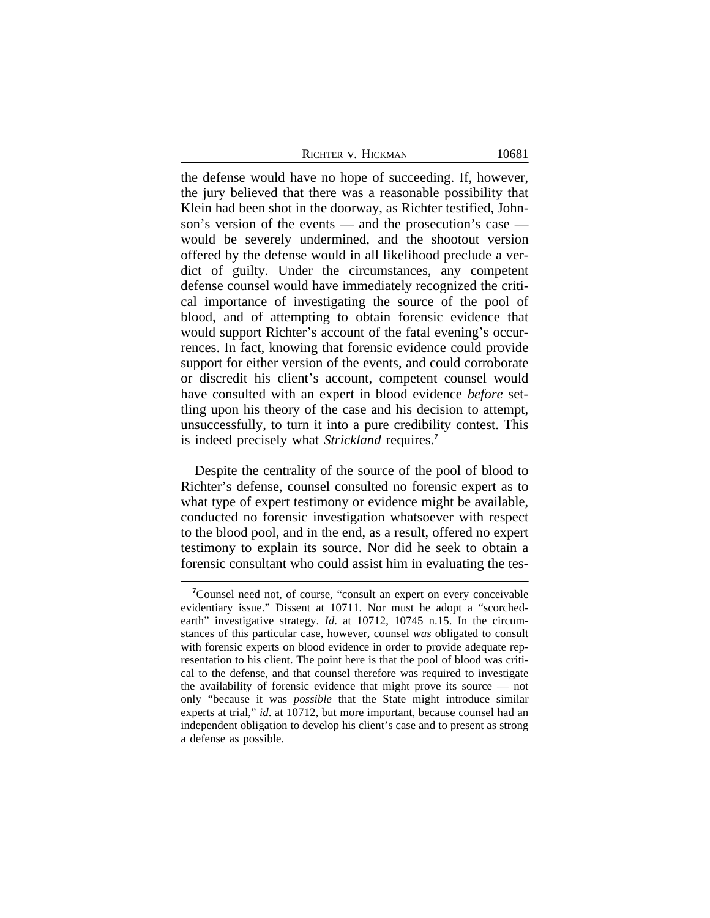the defense would have no hope of succeeding. If, however, the jury believed that there was a reasonable possibility that Klein had been shot in the doorway, as Richter testified, Johnson's version of the events — and the prosecution's case — would be severely undermined, and the shootout version offered by the defense would in all likelihood preclude a verdict of guilty. Under the circumstances, any competent defense counsel would have immediately recognized the critical importance of investigating the source of the pool of blood, and of attempting to obtain forensic evidence that would support Richter's account of the fatal evening's occurrences. In fact, knowing that forensic evidence could provide support for either version of the events, and could corroborate or discredit his client's account, competent counsel would have consulted with an expert in blood evidence *before* settling upon his theory of the case and his decision to attempt, unsuccessfully, to turn it into a pure credibility contest. This is indeed precisely what *Strickland* requires.[7]

Despite the centrality of the source of the pool of blood to Richter's defense, counsel consulted no forensic expert as to what type of expert testimony or evidence might be available, conducted no forensic investigation whatsoever with respect to the blood pool, and in the end, as a result, offered no expert testimony to explain its source. Nor did he seek to obtain a forensic consultant who could assist him in evaluating the tes-

[7]Counsel need not, of course, "consult an expert on every conceivable evidentiary issue." Dissent at 10711. Nor must he adopt a "scorched-earth" investigative strategy. *Id*. at 10712, 10745 n.15. In the circumstances of this particular case, however, counsel *was* obligated to consult with forensic experts on blood evidence in order to provide adequate representation to his client. The point here is that the pool of blood was critical to the defense, and that counsel therefore was required to investigate the availability of forensic evidence that might prove its source — not only "because it was *possible* that the State might introduce similar experts at trial," *id*. at 10712, but more important, because counsel had an independent obligation to develop his client's case and to present as strong a defense as possible.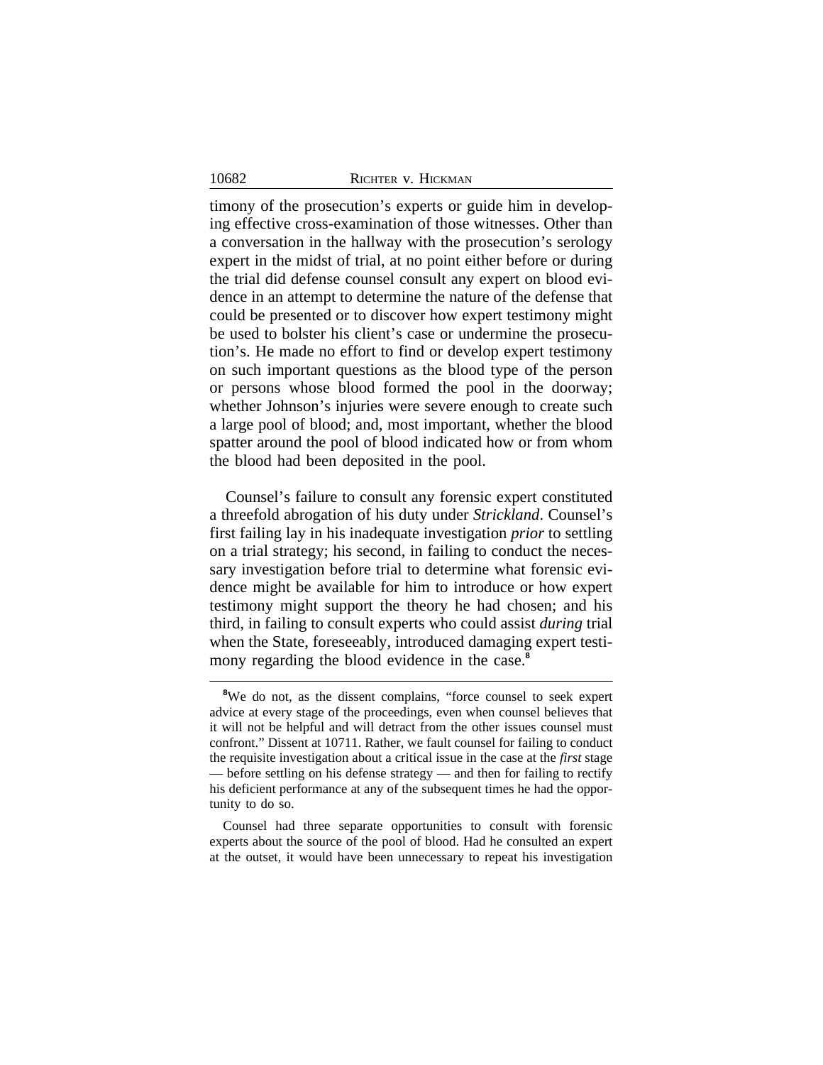timony of the prosecution's experts or guide him in developing effective cross-examination of those witnesses. Other than a conversation in the hallway with the prosecution's serology expert in the midst of trial, at no point either before or during the trial did defense counsel consult any expert on blood evidence in an attempt to determine the nature of the defense that could be presented or to discover how expert testimony might be used to bolster his client's case or undermine the prosecution's. He made no effort to find or develop expert testimony on such important questions as the blood type of the person or persons whose blood formed the pool in the doorway; whether Johnson's injuries were severe enough to create such a large pool of blood; and, most important, whether the blood spatter around the pool of blood indicated how or from whom the blood had been deposited in the pool.

Counsel's failure to consult any forensic expert constituted a threefold abrogation of his duty under *Strickland*. Counsel's first failing lay in his inadequate investigation *prior* to settling on a trial strategy; his second, in failing to conduct the necessary investigation before trial to determine what forensic evidence might be available for him to introduce or how expert testimony might support the theory he had chosen; and his third, in failing to consult experts who could assist *during* trial when the State, foreseeably, introduced damaging expert testimony regarding the blood evidence in the case.[8]

[8]We do not, as the dissent complains, "force counsel to seek expert advice at every stage of the proceedings, even when counsel believes that it will not be helpful and will detract from the other issues counsel must confront." Dissent at 10711. Rather, we fault counsel for failing to conduct the requisite investigation about a critical issue in the case at the *first* stage — before settling on his defense strategy — and then for failing to rectify his deficient performance at any of the subsequent times he had the opportunity to do so.

Counsel had three separate opportunities to consult with forensic experts about the source of the pool of blood. Had he consulted an expert at the outset, it would have been unnecessary to repeat his investigation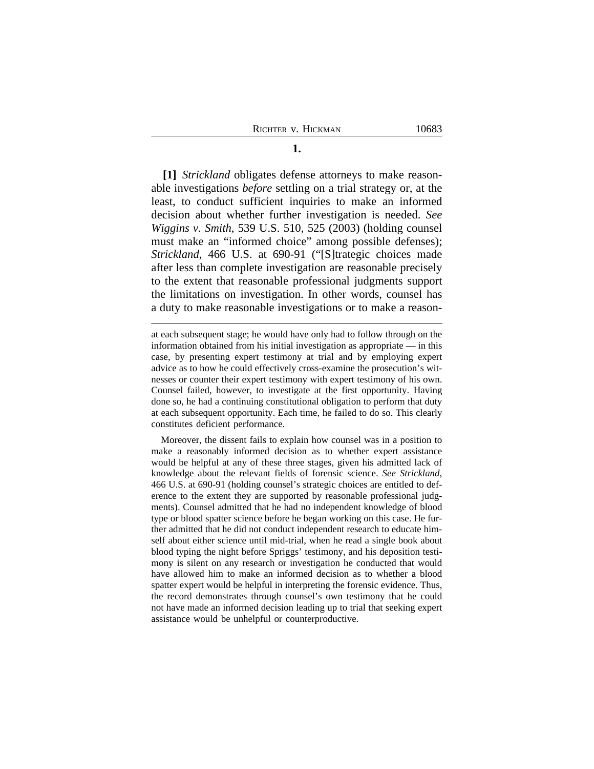**1.**

**[1]** *Strickland* obligates defense attorneys to make reasonable investigations *before* settling on a trial strategy or, at the least, to conduct sufficient inquiries to make an informed decision about whether further investigation is needed. *See Wiggins v. Smith*, 539 U.S. 510, 525 (2003) (holding counsel must make an "informed choice" among possible defenses); *Strickland*, 466 U.S. at 690-91 ("[S]trategic choices made after less than complete investigation are reasonable precisely to the extent that reasonable professional judgments support the limitations on investigation. In other words, counsel has a duty to make reasonable investigations or to make a reason-

---

at each subsequent stage; he would have only had to follow through on the information obtained from his initial investigation as appropriate — in this case, by presenting expert testimony at trial and by employing expert advice as to how he could effectively cross-examine the prosecution's witnesses or counter their expert testimony with expert testimony of his own. Counsel failed, however, to investigate at the first opportunity. Having done so, he had a continuing constitutional obligation to perform that duty at each subsequent opportunity. Each time, he failed to do so. This clearly constitutes deficient performance.

Moreover, the dissent fails to explain how counsel was in a position to make a reasonably informed decision as to whether expert assistance would be helpful at any of these three stages, given his admitted lack of knowledge about the relevant fields of forensic science. *See Strickland*, 466 U.S. at 690-91 (holding counsel's strategic choices are entitled to deference to the extent they are supported by reasonable professional judgments). Counsel admitted that he had no independent knowledge of blood type or blood spatter science before he began working on this case. He further admitted that he did not conduct independent research to educate himself about either science until mid-trial, when he read a single book about blood typing the night before Spriggs' testimony, and his deposition testimony is silent on any research or investigation he conducted that would have allowed him to make an informed decision as to whether a blood spatter expert would be helpful in interpreting the forensic evidence. Thus, the record demonstrates through counsel's own testimony that he could not have made an informed decision leading up to trial that seeking expert assistance would be unhelpful or counterproductive.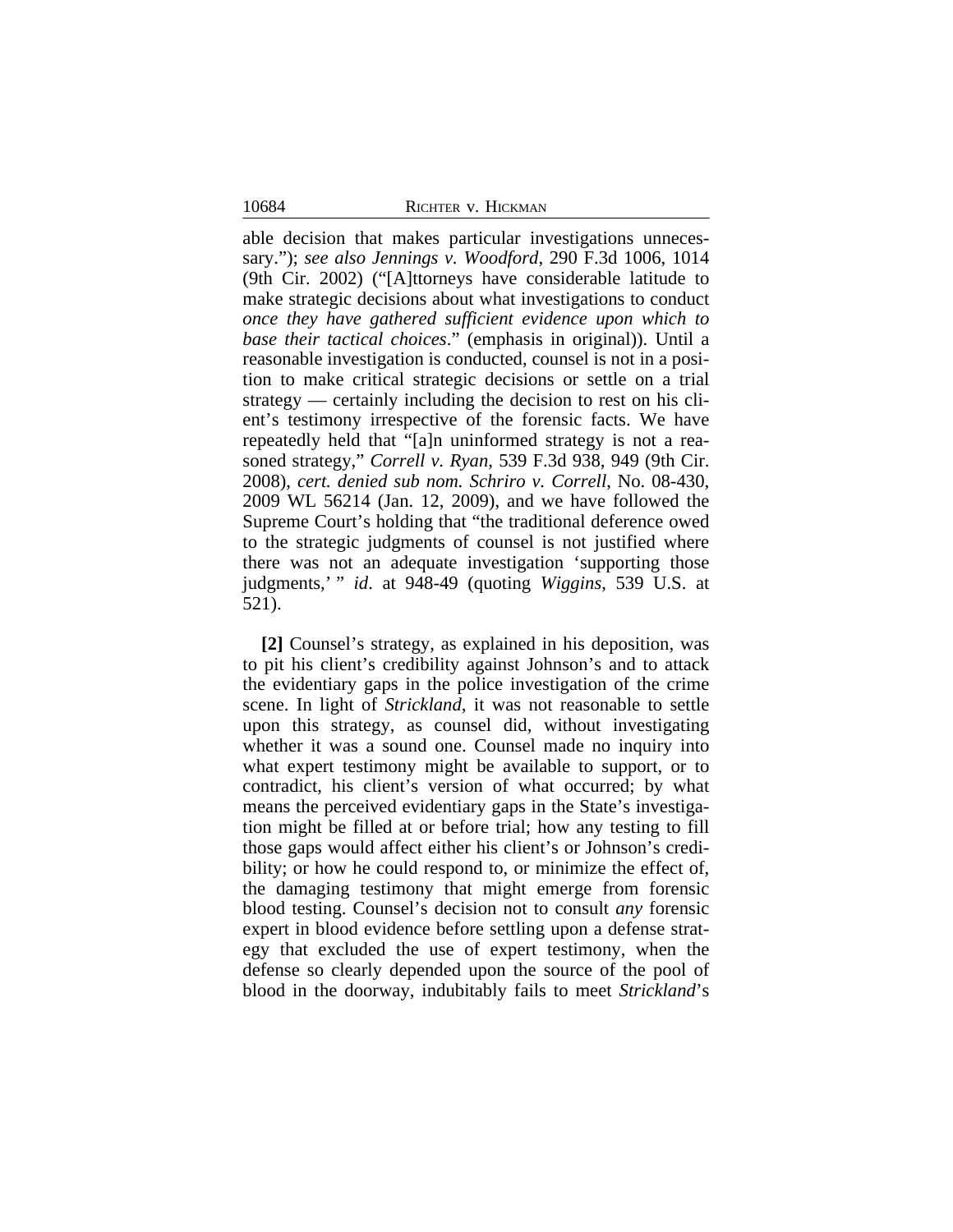able decision that makes particular investigations unnecessary."); *see also Jennings v. Woodford*, 290 F.3d 1006, 1014 (9th Cir. 2002) ("[A]ttorneys have considerable latitude to make strategic decisions about what investigations to conduct *once they have gathered sufficient evidence upon which to base their tactical choices*." (emphasis in original)). Until a reasonable investigation is conducted, counsel is not in a position to make critical strategic decisions or settle on a trial strategy — certainly including the decision to rest on his client's testimony irrespective of the forensic facts. We have repeatedly held that "[a]n uninformed strategy is not a reasoned strategy," *Correll v. Ryan*, 539 F.3d 938, 949 (9th Cir. 2008), *cert. denied sub nom. Schriro v. Correll*, No. 08-430, 2009 WL 56214 (Jan. 12, 2009), and we have followed the Supreme Court's holding that "the traditional deference owed to the strategic judgments of counsel is not justified where there was not an adequate investigation 'supporting those judgments,' " *id*. at 948-49 (quoting *Wiggins*, 539 U.S. at 521).

**[2]** Counsel's strategy, as explained in his deposition, was to pit his client's credibility against Johnson's and to attack the evidentiary gaps in the police investigation of the crime scene. In light of *Strickland*, it was not reasonable to settle upon this strategy, as counsel did, without investigating whether it was a sound one. Counsel made no inquiry into what expert testimony might be available to support, or to contradict, his client's version of what occurred; by what means the perceived evidentiary gaps in the State's investigation might be filled at or before trial; how any testing to fill those gaps would affect either his client's or Johnson's credibility; or how he could respond to, or minimize the effect of, the damaging testimony that might emerge from forensic blood testing. Counsel's decision not to consult *any* forensic expert in blood evidence before settling upon a defense strategy that excluded the use of expert testimony, when the defense so clearly depended upon the source of the pool of blood in the doorway, indubitably fails to meet *Strickland*'s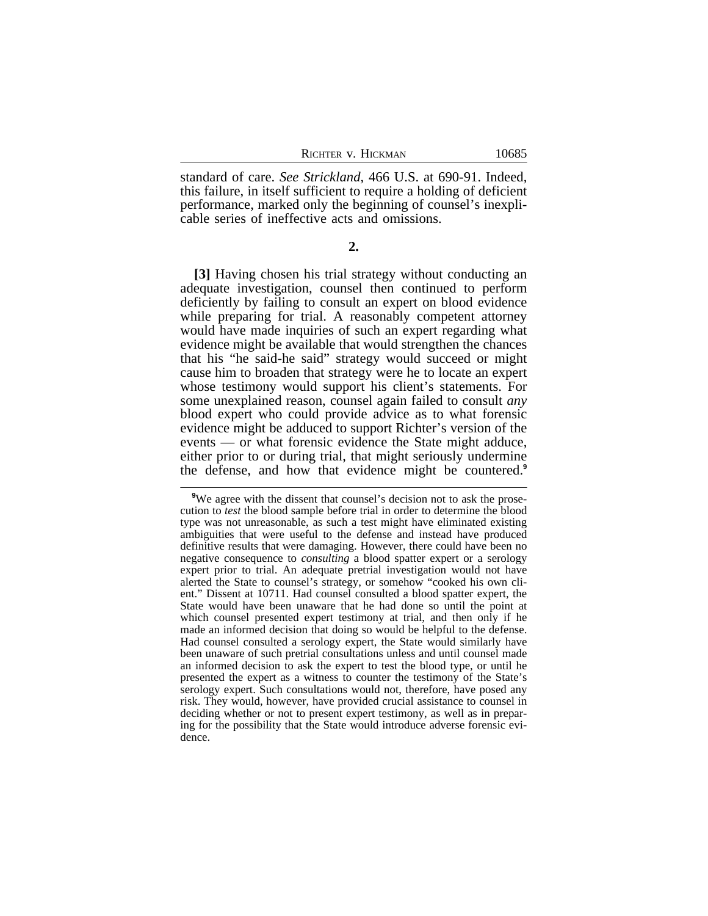standard of care. *See Strickland*, 466 U.S. at 690-91. Indeed, this failure, in itself sufficient to require a holding of deficient performance, marked only the beginning of counsel's inexplicable series of ineffective acts and omissions.

**2.**

**[3]** Having chosen his trial strategy without conducting an adequate investigation, counsel then continued to perform deficiently by failing to consult an expert on blood evidence while preparing for trial. A reasonably competent attorney would have made inquiries of such an expert regarding what evidence might be available that would strengthen the chances that his "he said-he said" strategy would succeed or might cause him to broaden that strategy were he to locate an expert whose testimony would support his client's statements. For some unexplained reason, counsel again failed to consult *any* blood expert who could provide advice as to what forensic evidence might be adduced to support Richter's version of the events — or what forensic evidence the State might adduce, either prior to or during trial, that might seriously undermine the defense, and how that evidence might be countered.[9]

[9]We agree with the dissent that counsel's decision not to ask the prosecution to *test* the blood sample before trial in order to determine the blood type was not unreasonable, as such a test might have eliminated existing ambiguities that were useful to the defense and instead have produced definitive results that were damaging. However, there could have been no negative consequence to *consulting* a blood spatter expert or a serology expert prior to trial. An adequate pretrial investigation would not have alerted the State to counsel's strategy, or somehow "cooked his own client." Dissent at 10711. Had counsel consulted a blood spatter expert, the State would have been unaware that he had done so until the point at which counsel presented expert testimony at trial, and then only if he made an informed decision that doing so would be helpful to the defense. Had counsel consulted a serology expert, the State would similarly have been unaware of such pretrial consultations unless and until counsel made an informed decision to ask the expert to test the blood type, or until he presented the expert as a witness to counter the testimony of the State's serology expert. Such consultations would not, therefore, have posed any risk. They would, however, have provided crucial assistance to counsel in deciding whether or not to present expert testimony, as well as in preparing for the possibility that the State would introduce adverse forensic evidence.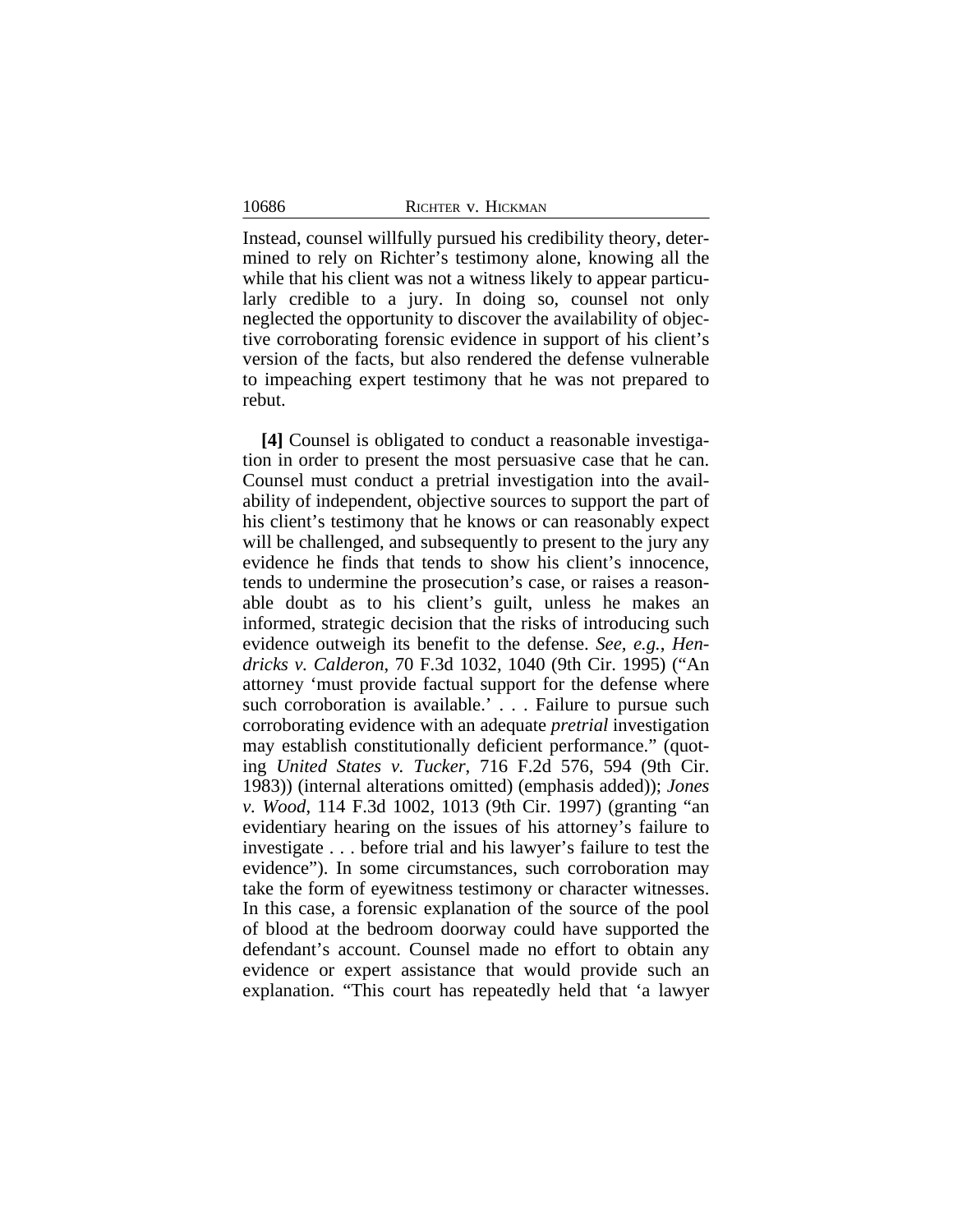Instead, counsel willfully pursued his credibility theory, determined to rely on Richter's testimony alone, knowing all the while that his client was not a witness likely to appear particularly credible to a jury. In doing so, counsel not only neglected the opportunity to discover the availability of objective corroborating forensic evidence in support of his client's version of the facts, but also rendered the defense vulnerable to impeaching expert testimony that he was not prepared to rebut.

**[4]** Counsel is obligated to conduct a reasonable investigation in order to present the most persuasive case that he can. Counsel must conduct a pretrial investigation into the availability of independent, objective sources to support the part of his client's testimony that he knows or can reasonably expect will be challenged, and subsequently to present to the jury any evidence he finds that tends to show his client's innocence, tends to undermine the prosecution's case, or raises a reasonable doubt as to his client's guilt, unless he makes an informed, strategic decision that the risks of introducing such evidence outweigh its benefit to the defense. *See, e.g.*, *Hendricks v. Calderon*, 70 F.3d 1032, 1040 (9th Cir. 1995) ("An attorney 'must provide factual support for the defense where such corroboration is available.' . . . Failure to pursue such corroborating evidence with an adequate *pretrial* investigation may establish constitutionally deficient performance." (quoting *United States v. Tucker*, 716 F.2d 576, 594 (9th Cir. 1983)) (internal alterations omitted) (emphasis added)); *Jones v. Wood*, 114 F.3d 1002, 1013 (9th Cir. 1997) (granting "an evidentiary hearing on the issues of his attorney's failure to investigate . . . before trial and his lawyer's failure to test the evidence"). In some circumstances, such corroboration may take the form of eyewitness testimony or character witnesses. In this case, a forensic explanation of the source of the pool of blood at the bedroom doorway could have supported the defendant's account. Counsel made no effort to obtain any evidence or expert assistance that would provide such an explanation. "This court has repeatedly held that 'a lawyer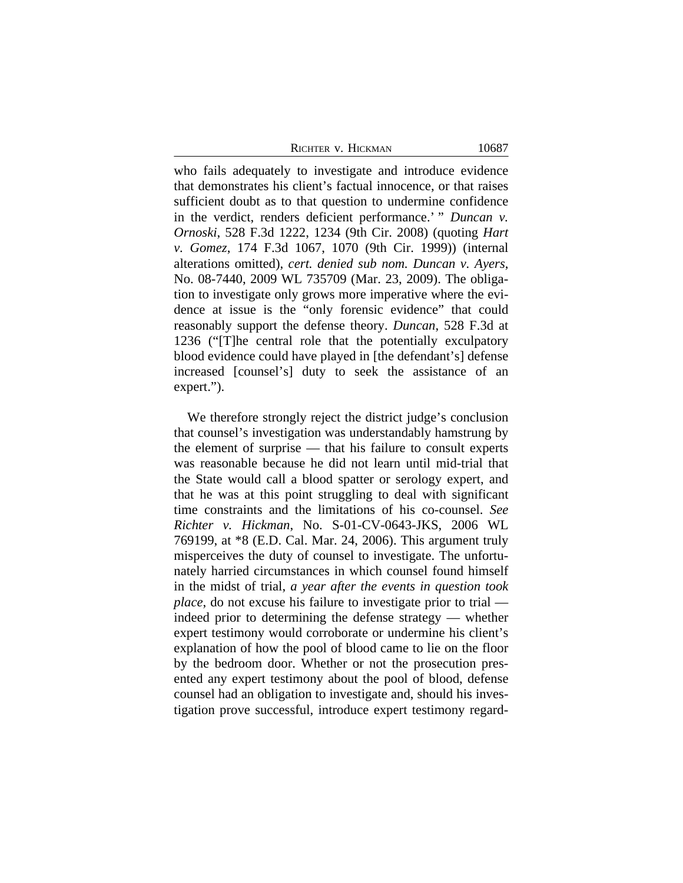who fails adequately to investigate and introduce evidence that demonstrates his client's factual innocence, or that raises sufficient doubt as to that question to undermine confidence in the verdict, renders deficient performance.' " *Duncan v. Ornoski*, 528 F.3d 1222, 1234 (9th Cir. 2008) (quoting *Hart v. Gomez*, 174 F.3d 1067, 1070 (9th Cir. 1999)) (internal alterations omitted), *cert. denied sub nom. Duncan v. Ayers*, No. 08-7440, 2009 WL 735709 (Mar. 23, 2009). The obligation to investigate only grows more imperative where the evidence at issue is the "only forensic evidence" that could reasonably support the defense theory. *Duncan*, 528 F.3d at 1236 ("[T]he central role that the potentially exculpatory blood evidence could have played in [the defendant's] defense increased [counsel's] duty to seek the assistance of an expert.").

We therefore strongly reject the district judge's conclusion that counsel's investigation was understandably hamstrung by the element of surprise — that his failure to consult experts was reasonable because he did not learn until mid-trial that the State would call a blood spatter or serology expert, and that he was at this point struggling to deal with significant time constraints and the limitations of his co-counsel. *See Richter v. Hickman*, No. S-01-CV-0643-JKS, 2006 WL 769199, at *8 (E.D. Cal. Mar. 24, 2006). This argument truly misperceives the duty of counsel to investigate. The unfortunately harried circumstances in which counsel found himself in the midst of trial, *a year after the events in question took place*, do not excuse his failure to investigate prior to trial — indeed prior to determining the defense strategy — whether expert testimony would corroborate or undermine his client's explanation of how the pool of blood came to lie on the floor by the bedroom door. Whether or not the prosecution presented any expert testimony about the pool of blood, defense counsel had an obligation to investigate and, should his investigation prove successful, introduce expert testimony regard-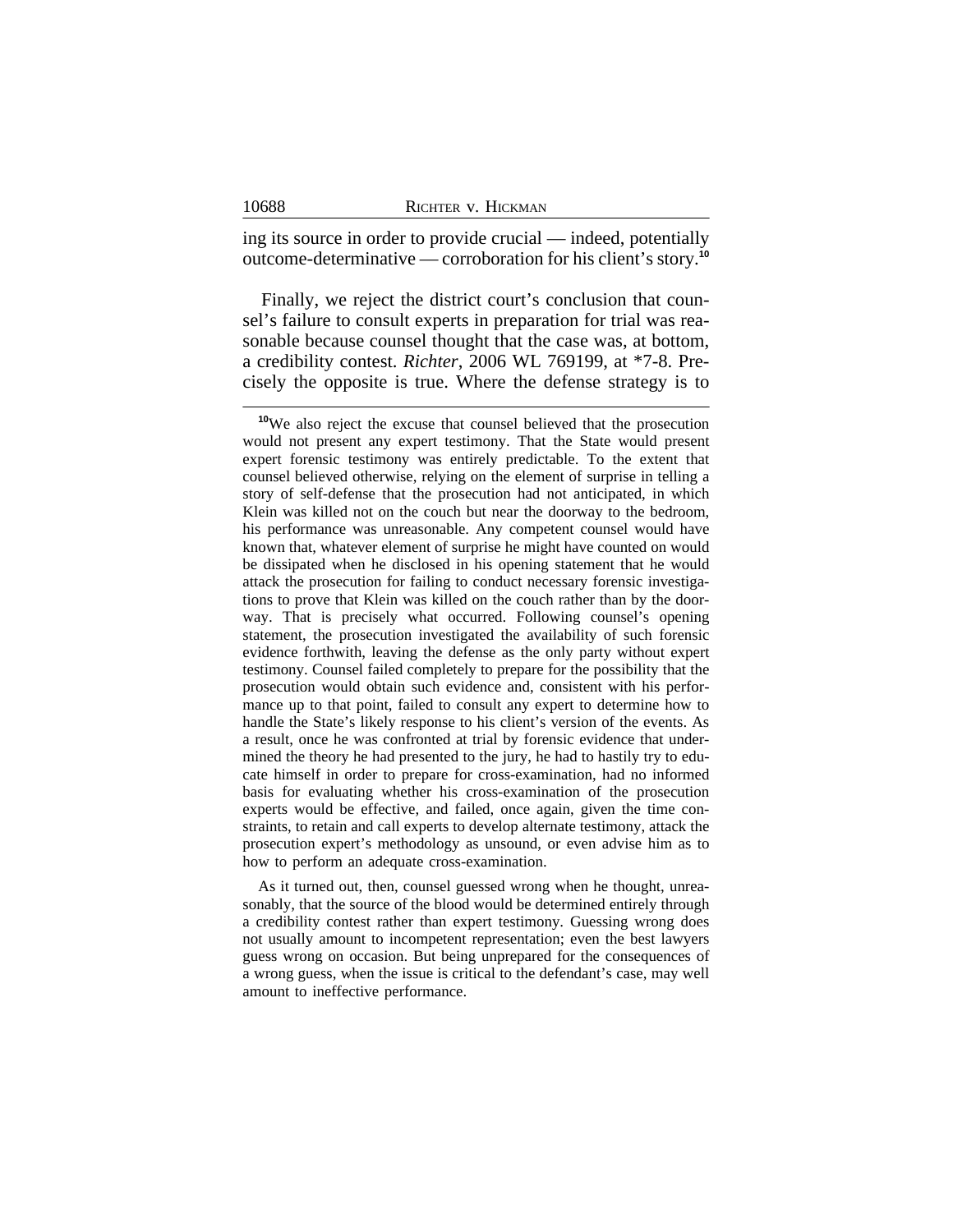ing its source in order to provide crucial — indeed, potentially outcome-determinative — corroboration for his client's story.[10]

Finally, we reject the district court's conclusion that counsel's failure to consult experts in preparation for trial was reasonable because counsel thought that the case was, at bottom, a credibility contest. *Richter*, 2006 WL 769199, at *7-8. Precisely the opposite is true. Where the defense strategy is to

---

[10]We also reject the excuse that counsel believed that the prosecution would not present any expert testimony. That the State would present expert forensic testimony was entirely predictable. To the extent that counsel believed otherwise, relying on the element of surprise in telling a story of self-defense that the prosecution had not anticipated, in which Klein was killed not on the couch but near the doorway to the bedroom, his performance was unreasonable. Any competent counsel would have known that, whatever element of surprise he might have counted on would be dissipated when he disclosed in his opening statement that he would attack the prosecution for failing to conduct necessary forensic investigations to prove that Klein was killed on the couch rather than by the doorway. That is precisely what occurred. Following counsel's opening statement, the prosecution investigated the availability of such forensic evidence forthwith, leaving the defense as the only party without expert testimony. Counsel failed completely to prepare for the possibility that the prosecution would obtain such evidence and, consistent with his performance up to that point, failed to consult any expert to determine how to handle the State's likely response to his client's version of the events. As a result, once he was confronted at trial by forensic evidence that undermined the theory he had presented to the jury, he had to hastily try to educate himself in order to prepare for cross-examination, had no informed basis for evaluating whether his cross-examination of the prosecution experts would be effective, and failed, once again, given the time constraints, to retain and call experts to develop alternate testimony, attack the prosecution expert's methodology as unsound, or even advise him as to how to perform an adequate cross-examination.

As it turned out, then, counsel guessed wrong when he thought, unreasonably, that the source of the blood would be determined entirely through a credibility contest rather than expert testimony. Guessing wrong does not usually amount to incompetent representation; even the best lawyers guess wrong on occasion. But being unprepared for the consequences of a wrong guess, when the issue is critical to the defendant's case, may well amount to ineffective performance.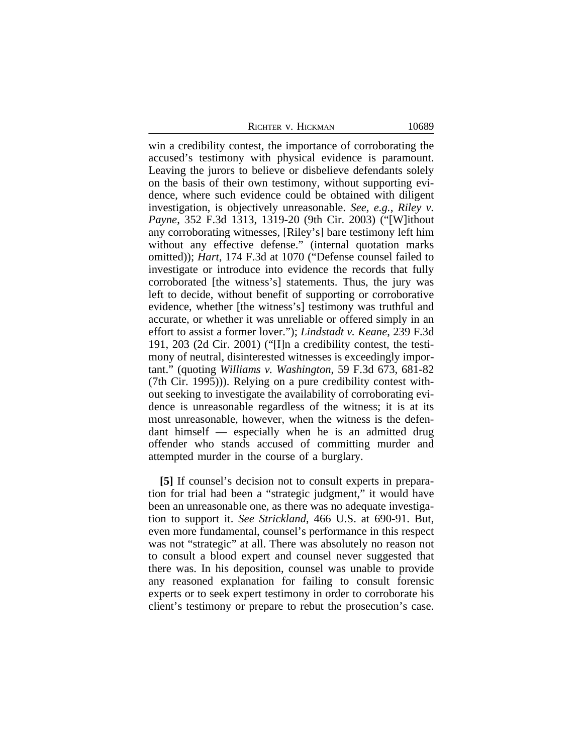win a credibility contest, the importance of corroborating the accused's testimony with physical evidence is paramount. Leaving the jurors to believe or disbelieve defendants solely on the basis of their own testimony, without supporting evidence, where such evidence could be obtained with diligent investigation, is objectively unreasonable. *See, e.g.*, *Riley v. Payne*, 352 F.3d 1313, 1319-20 (9th Cir. 2003) ("[W]ithout any corroborating witnesses, [Riley's] bare testimony left him without any effective defense." (internal quotation marks omitted)); *Hart*, 174 F.3d at 1070 ("Defense counsel failed to investigate or introduce into evidence the records that fully corroborated [the witness's] statements. Thus, the jury was left to decide, without benefit of supporting or corroborative evidence, whether [the witness's] testimony was truthful and accurate, or whether it was unreliable or offered simply in an effort to assist a former lover."); *Lindstadt v. Keane*, 239 F.3d 191, 203 (2d Cir. 2001) ("[I]n a credibility contest, the testimony of neutral, disinterested witnesses is exceedingly important." (quoting *Williams v. Washington*, 59 F.3d 673, 681-82 (7th Cir. 1995))). Relying on a pure credibility contest without seeking to investigate the availability of corroborating evidence is unreasonable regardless of the witness; it is at its most unreasonable, however, when the witness is the defendant himself — especially when he is an admitted drug offender who stands accused of committing murder and attempted murder in the course of a burglary.

**[5]** If counsel's decision not to consult experts in preparation for trial had been a "strategic judgment," it would have been an unreasonable one, as there was no adequate investigation to support it. *See Strickland*, 466 U.S. at 690-91. But, even more fundamental, counsel's performance in this respect was not "strategic" at all. There was absolutely no reason not to consult a blood expert and counsel never suggested that there was. In his deposition, counsel was unable to provide any reasoned explanation for failing to consult forensic experts or to seek expert testimony in order to corroborate his client's testimony or prepare to rebut the prosecution's case.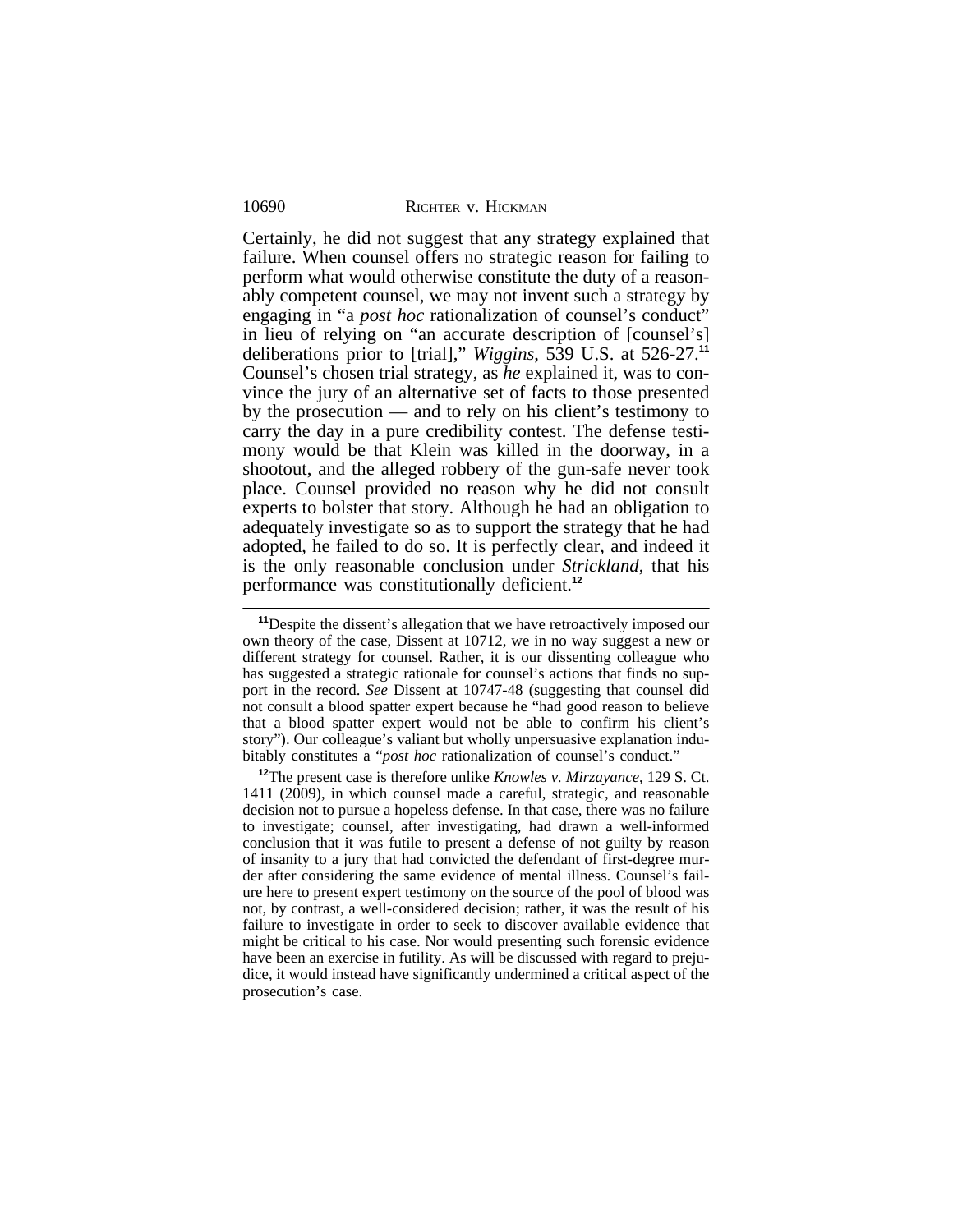Certainly, he did not suggest that any strategy explained that failure. When counsel offers no strategic reason for failing to perform what would otherwise constitute the duty of a reasonably competent counsel, we may not invent such a strategy by engaging in "a *post hoc* rationalization of counsel's conduct" in lieu of relying on "an accurate description of [counsel's] deliberations prior to [trial]," *Wiggins*, 539 U.S. at 526-27.[11] Counsel's chosen trial strategy, as *he* explained it, was to convince the jury of an alternative set of facts to those presented by the prosecution — and to rely on his client's testimony to carry the day in a pure credibility contest. The defense testimony would be that Klein was killed in the doorway, in a shootout, and the alleged robbery of the gun-safe never took place. Counsel provided no reason why he did not consult experts to bolster that story. Although he had an obligation to adequately investigate so as to support the strategy that he had adopted, he failed to do so. It is perfectly clear, and indeed it is the only reasonable conclusion under *Strickland*, that his performance was constitutionally deficient.[12]

[11]Despite the dissent's allegation that we have retroactively imposed our own theory of the case, Dissent at 10712, we in no way suggest a new or different strategy for counsel. Rather, it is our dissenting colleague who has suggested a strategic rationale for counsel's actions that finds no support in the record. *See* Dissent at 10747-48 (suggesting that counsel did not consult a blood spatter expert because he "had good reason to believe that a blood spatter expert would not be able to confirm his client's story"). Our colleague's valiant but wholly unpersuasive explanation indubitably constitutes a "*post hoc* rationalization of counsel's conduct."

[12]The present case is therefore unlike *Knowles v. Mirzayance*, 129 S. Ct. 1411 (2009), in which counsel made a careful, strategic, and reasonable decision not to pursue a hopeless defense. In that case, there was no failure to investigate; counsel, after investigating, had drawn a well-informed conclusion that it was futile to present a defense of not guilty by reason of insanity to a jury that had convicted the defendant of first-degree murder after considering the same evidence of mental illness. Counsel's failure here to present expert testimony on the source of the pool of blood was not, by contrast, a well-considered decision; rather, it was the result of his failure to investigate in order to seek to discover available evidence that might be critical to his case. Nor would presenting such forensic evidence have been an exercise in futility. As will be discussed with regard to prejudice, it would instead have significantly undermined a critical aspect of the prosecution's case.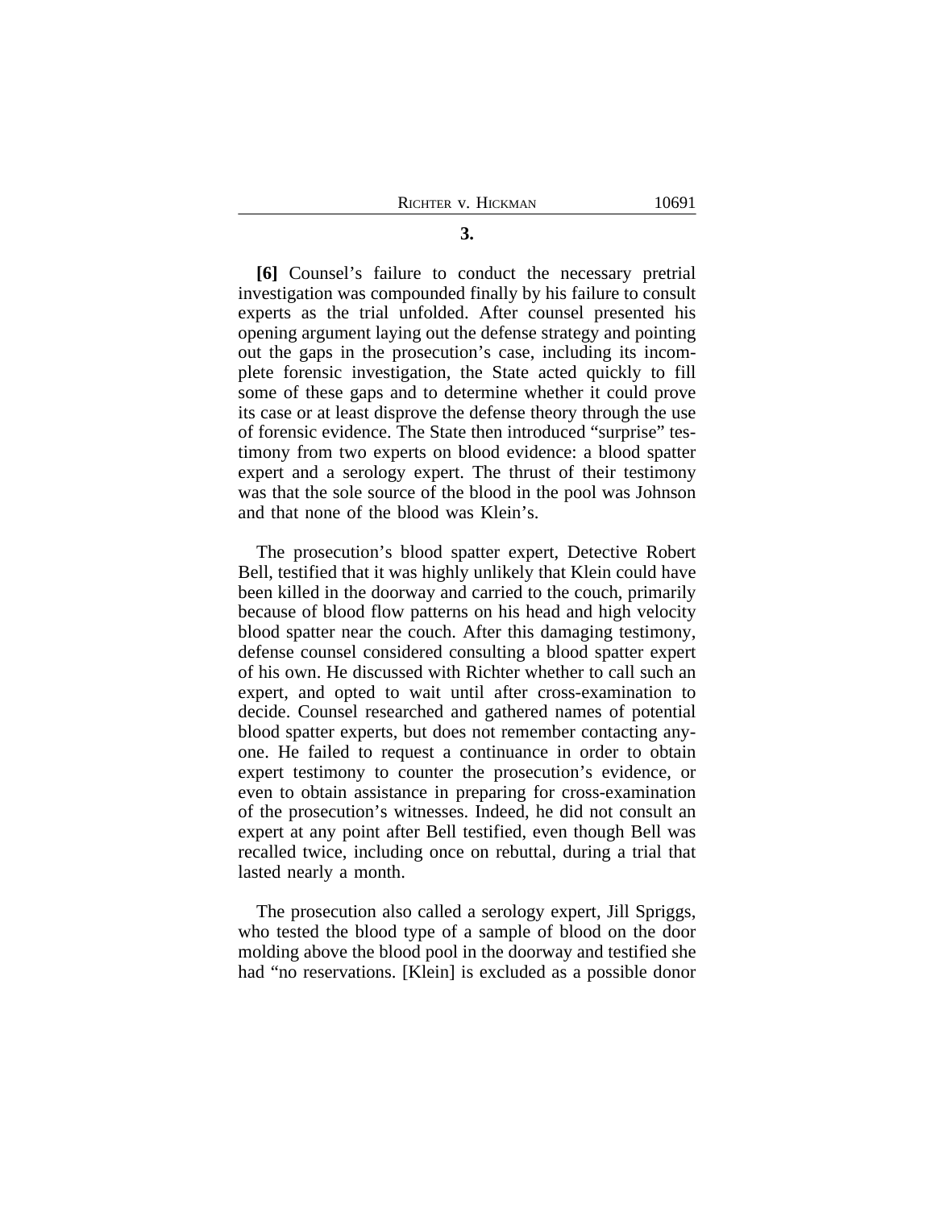**3.**

**[6]** Counsel's failure to conduct the necessary pretrial investigation was compounded finally by his failure to consult experts as the trial unfolded. After counsel presented his opening argument laying out the defense strategy and pointing out the gaps in the prosecution's case, including its incomplete forensic investigation, the State acted quickly to fill some of these gaps and to determine whether it could prove its case or at least disprove the defense theory through the use of forensic evidence. The State then introduced "surprise" testimony from two experts on blood evidence: a blood spatter expert and a serology expert. The thrust of their testimony was that the sole source of the blood in the pool was Johnson and that none of the blood was Klein's.

The prosecution's blood spatter expert, Detective Robert Bell, testified that it was highly unlikely that Klein could have been killed in the doorway and carried to the couch, primarily because of blood flow patterns on his head and high velocity blood spatter near the couch. After this damaging testimony, defense counsel considered consulting a blood spatter expert of his own. He discussed with Richter whether to call such an expert, and opted to wait until after cross-examination to decide. Counsel researched and gathered names of potential blood spatter experts, but does not remember contacting anyone. He failed to request a continuance in order to obtain expert testimony to counter the prosecution's evidence, or even to obtain assistance in preparing for cross-examination of the prosecution's witnesses. Indeed, he did not consult an expert at any point after Bell testified, even though Bell was recalled twice, including once on rebuttal, during a trial that lasted nearly a month.

The prosecution also called a serology expert, Jill Spriggs, who tested the blood type of a sample of blood on the door molding above the blood pool in the doorway and testified she had "no reservations. [Klein] is excluded as a possible donor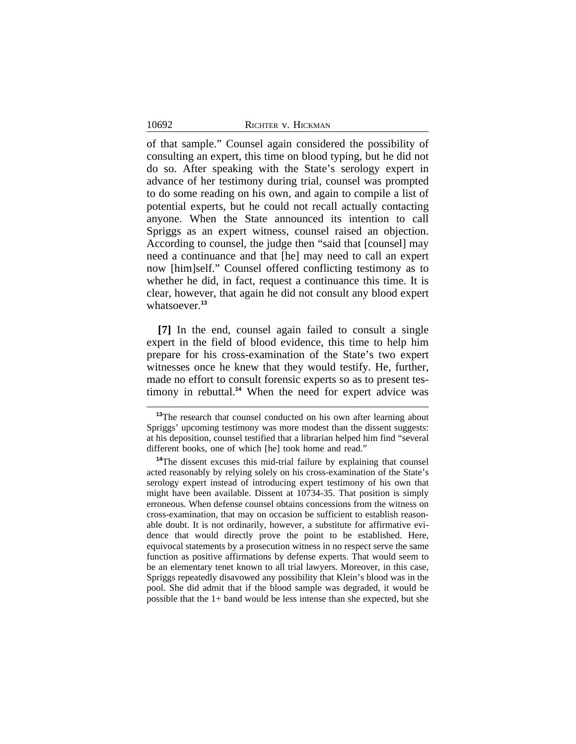of that sample." Counsel again considered the possibility of consulting an expert, this time on blood typing, but he did not do so. After speaking with the State's serology expert in advance of her testimony during trial, counsel was prompted to do some reading on his own, and again to compile a list of potential experts, but he could not recall actually contacting anyone. When the State announced its intention to call Spriggs as an expert witness, counsel raised an objection. According to counsel, the judge then "said that [counsel] may need a continuance and that [he] may need to call an expert now [him]self." Counsel offered conflicting testimony as to whether he did, in fact, request a continuance this time. It is clear, however, that again he did not consult any blood expert whatsoever.[13]

**[7]** In the end, counsel again failed to consult a single expert in the field of blood evidence, this time to help him prepare for his cross-examination of the State's two expert witnesses once he knew that they would testify. He, further, made no effort to consult forensic experts so as to present testimony in rebuttal.[14] When the need for expert advice was

---

[13]The research that counsel conducted on his own after learning about Spriggs' upcoming testimony was more modest than the dissent suggests: at his deposition, counsel testified that a librarian helped him find "several different books, one of which [he] took home and read."

[14]The dissent excuses this mid-trial failure by explaining that counsel acted reasonably by relying solely on his cross-examination of the State's serology expert instead of introducing expert testimony of his own that might have been available. Dissent at 10734-35. That position is simply erroneous. When defense counsel obtains concessions from the witness on cross-examination, that may on occasion be sufficient to establish reasonable doubt. It is not ordinarily, however, a substitute for affirmative evidence that would directly prove the point to be established. Here, equivocal statements by a prosecution witness in no respect serve the same function as positive affirmations by defense experts. That would seem to be an elementary tenet known to all trial lawyers. Moreover, in this case, Spriggs repeatedly disavowed any possibility that Klein's blood was in the pool. She did admit that if the blood sample was degraded, it would be possible that the 1+ band would be less intense than she expected, but she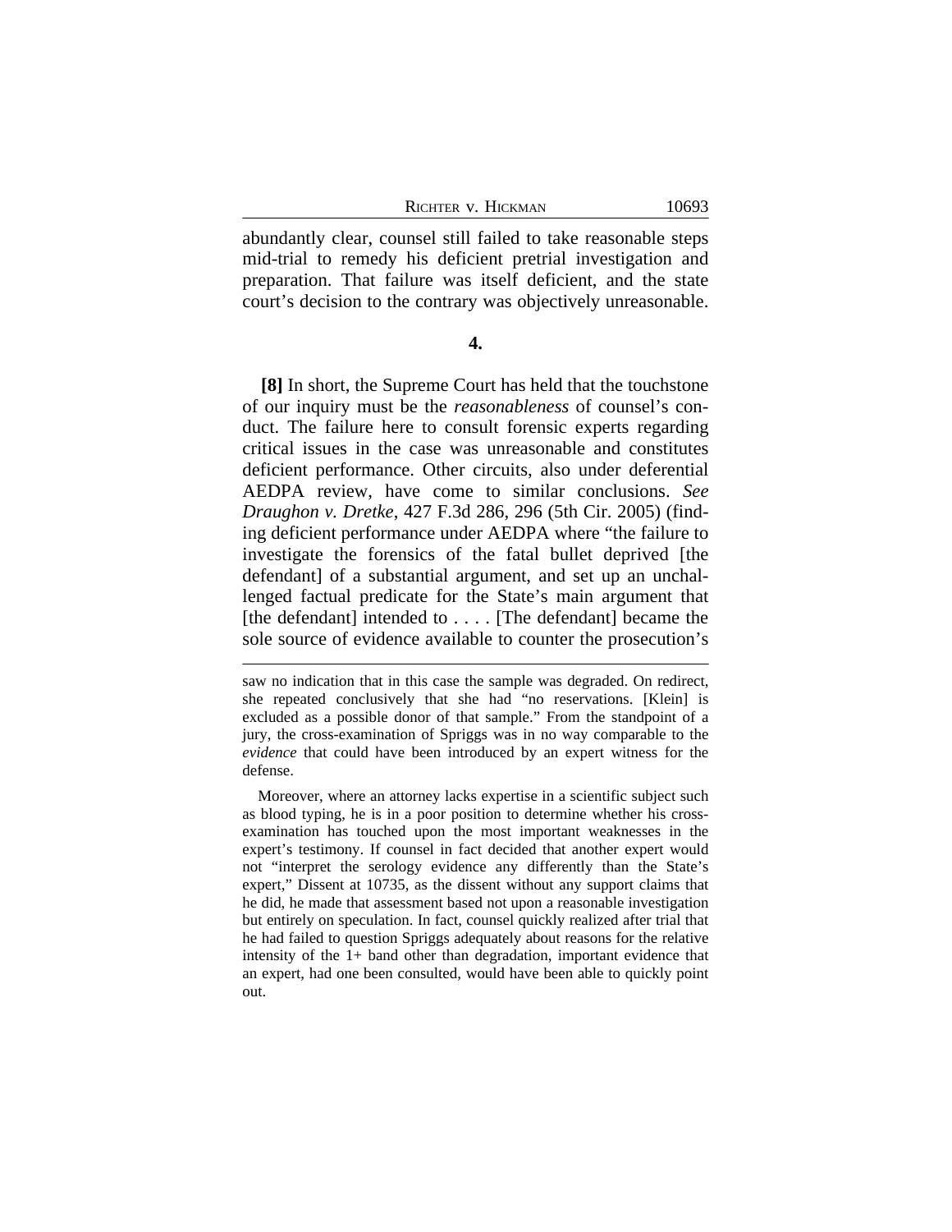abundantly clear, counsel still failed to take reasonable steps mid-trial to remedy his deficient pretrial investigation and preparation. That failure was itself deficient, and the state court's decision to the contrary was objectively unreasonable.

**4.**

**[8]** In short, the Supreme Court has held that the touchstone of our inquiry must be the *reasonableness* of counsel's conduct. The failure here to consult forensic experts regarding critical issues in the case was unreasonable and constitutes deficient performance. Other circuits, also under deferential AEDPA review, have come to similar conclusions. *See Draughon v. Dretke*, 427 F.3d 286, 296 (5th Cir. 2005) (finding deficient performance under AEDPA where "the failure to investigate the forensics of the fatal bullet deprived [the defendant] of a substantial argument, and set up an unchallenged factual predicate for the State's main argument that [the defendant] intended to . . . . [The defendant] became the sole source of evidence available to counter the prosecution's

---

saw no indication that in this case the sample was degraded. On redirect, she repeated conclusively that she had "no reservations. [Klein] is excluded as a possible donor of that sample." From the standpoint of a jury, the cross-examination of Spriggs was in no way comparable to the *evidence* that could have been introduced by an expert witness for the defense.

Moreover, where an attorney lacks expertise in a scientific subject such as blood typing, he is in a poor position to determine whether his cross-examination has touched upon the most important weaknesses in the expert's testimony. If counsel in fact decided that another expert would not "interpret the serology evidence any differently than the State's expert," Dissent at 10735, as the dissent without any support claims that he did, he made that assessment based not upon a reasonable investigation but entirely on speculation. In fact, counsel quickly realized after trial that he had failed to question Spriggs adequately about reasons for the relative intensity of the 1+ band other than degradation, important evidence that an expert, had one been consulted, would have been able to quickly point out.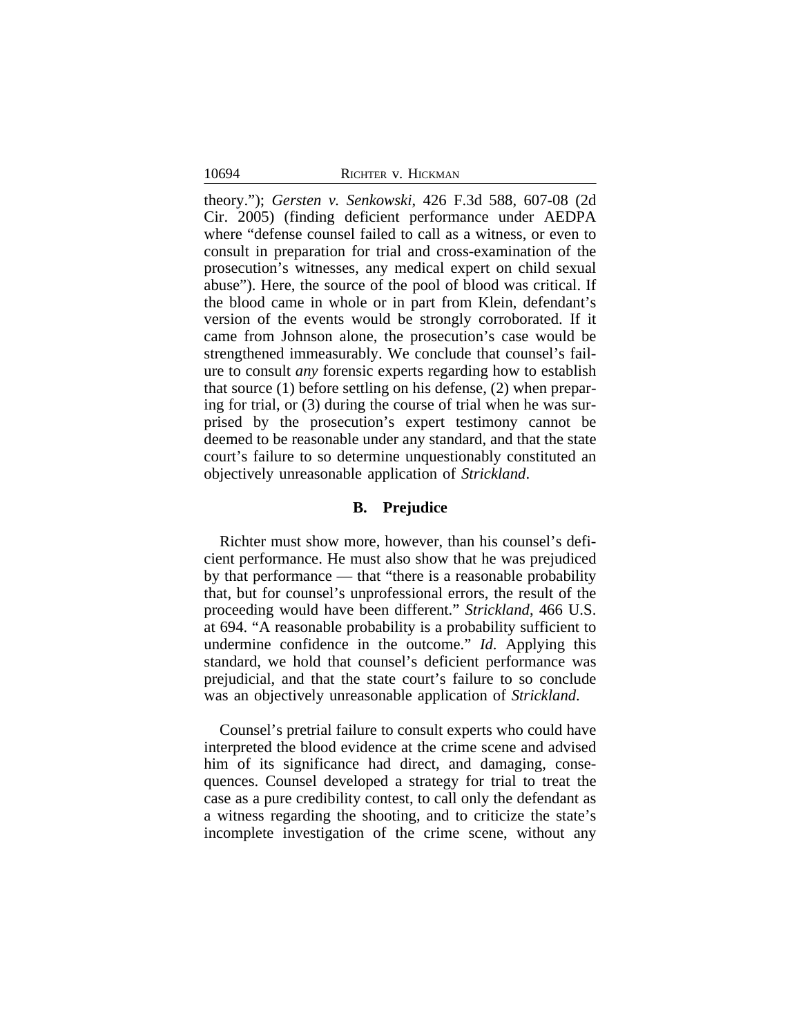theory."); *Gersten v. Senkowski*, 426 F.3d 588, 607-08 (2d Cir. 2005) (finding deficient performance under AEDPA where "defense counsel failed to call as a witness, or even to consult in preparation for trial and cross-examination of the prosecution's witnesses, any medical expert on child sexual abuse"). Here, the source of the pool of blood was critical. If the blood came in whole or in part from Klein, defendant's version of the events would be strongly corroborated. If it came from Johnson alone, the prosecution's case would be strengthened immeasurably. We conclude that counsel's failure to consult *any* forensic experts regarding how to establish that source (1) before settling on his defense, (2) when preparing for trial, or (3) during the course of trial when he was surprised by the prosecution's expert testimony cannot be deemed to be reasonable under any standard, and that the state court's failure to so determine unquestionably constituted an objectively unreasonable application of *Strickland*.

### B. Prejudice

Richter must show more, however, than his counsel's deficient performance. He must also show that he was prejudiced by that performance — that "there is a reasonable probability that, but for counsel's unprofessional errors, the result of the proceeding would have been different." *Strickland*, 466 U.S. at 694. "A reasonable probability is a probability sufficient to undermine confidence in the outcome." *Id*. Applying this standard, we hold that counsel's deficient performance was prejudicial, and that the state court's failure to so conclude was an objectively unreasonable application of *Strickland*.

Counsel's pretrial failure to consult experts who could have interpreted the blood evidence at the crime scene and advised him of its significance had direct, and damaging, consequences. Counsel developed a strategy for trial to treat the case as a pure credibility contest, to call only the defendant as a witness regarding the shooting, and to criticize the state's incomplete investigation of the crime scene, without any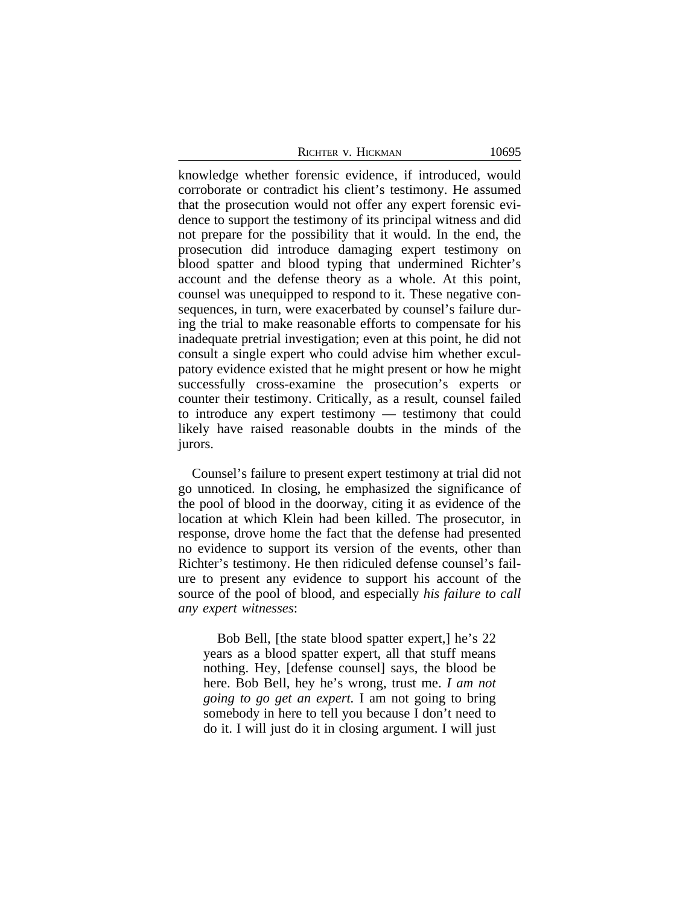knowledge whether forensic evidence, if introduced, would corroborate or contradict his client's testimony. He assumed that the prosecution would not offer any expert forensic evidence to support the testimony of its principal witness and did not prepare for the possibility that it would. In the end, the prosecution did introduce damaging expert testimony on blood spatter and blood typing that undermined Richter's account and the defense theory as a whole. At this point, counsel was unequipped to respond to it. These negative consequences, in turn, were exacerbated by counsel's failure during the trial to make reasonable efforts to compensate for his inadequate pretrial investigation; even at this point, he did not consult a single expert who could advise him whether exculpatory evidence existed that he might present or how he might successfully cross-examine the prosecution's experts or counter their testimony. Critically, as a result, counsel failed to introduce any expert testimony — testimony that could likely have raised reasonable doubts in the minds of the jurors.

Counsel's failure to present expert testimony at trial did not go unnoticed. In closing, he emphasized the significance of the pool of blood in the doorway, citing it as evidence of the location at which Klein had been killed. The prosecutor, in response, drove home the fact that the defense had presented no evidence to support its version of the events, other than Richter's testimony. He then ridiculed defense counsel's failure to present any evidence to support his account of the source of the pool of blood, and especially *his failure to call any expert witnesses*:

> Bob Bell, [the state blood spatter expert,] he's 22 years as a blood spatter expert, all that stuff means nothing. Hey, [defense counsel] says, the blood be here. Bob Bell, hey he's wrong, trust me. *I am not going to go get an expert.* I am not going to bring somebody in here to tell you because I don't need to do it. I will just do it in closing argument. I will just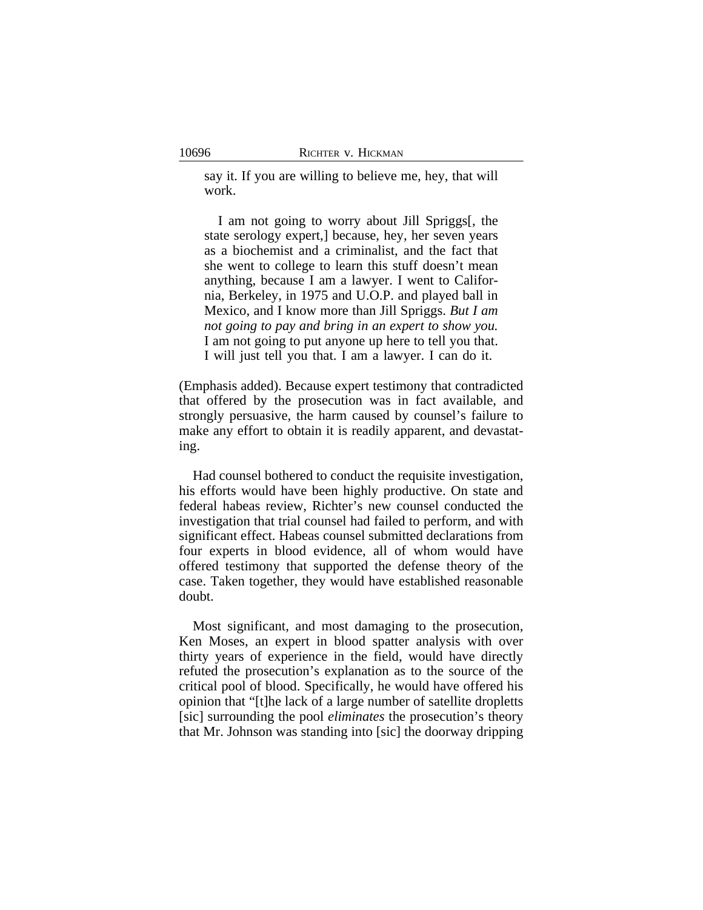> say it. If you are willing to believe me, hey, that will work.
>
> I am not going to worry about Jill Spriggs[, the state serology expert,] because, hey, her seven years as a biochemist and a criminalist, and the fact that she went to college to learn this stuff doesn't mean anything, because I am a lawyer. I went to California, Berkeley, in 1975 and U.O.P. and played ball in Mexico, and I know more than Jill Spriggs. *But I am not going to pay and bring in an expert to show you.* I am not going to put anyone up here to tell you that. I will just tell you that. I am a lawyer. I can do it.

(Emphasis added). Because expert testimony that contradicted that offered by the prosecution was in fact available, and strongly persuasive, the harm caused by counsel's failure to make any effort to obtain it is readily apparent, and devastating.

Had counsel bothered to conduct the requisite investigation, his efforts would have been highly productive. On state and federal habeas review, Richter's new counsel conducted the investigation that trial counsel had failed to perform, and with significant effect. Habeas counsel submitted declarations from four experts in blood evidence, all of whom would have offered testimony that supported the defense theory of the case. Taken together, they would have established reasonable doubt.

Most significant, and most damaging to the prosecution, Ken Moses, an expert in blood spatter analysis with over thirty years of experience in the field, would have directly refuted the prosecution's explanation as to the source of the critical pool of blood. Specifically, he would have offered his opinion that "[t]he lack of a large number of satellite dropletts [sic] surrounding the pool *eliminates* the prosecution's theory that Mr. Johnson was standing into [sic] the doorway dripping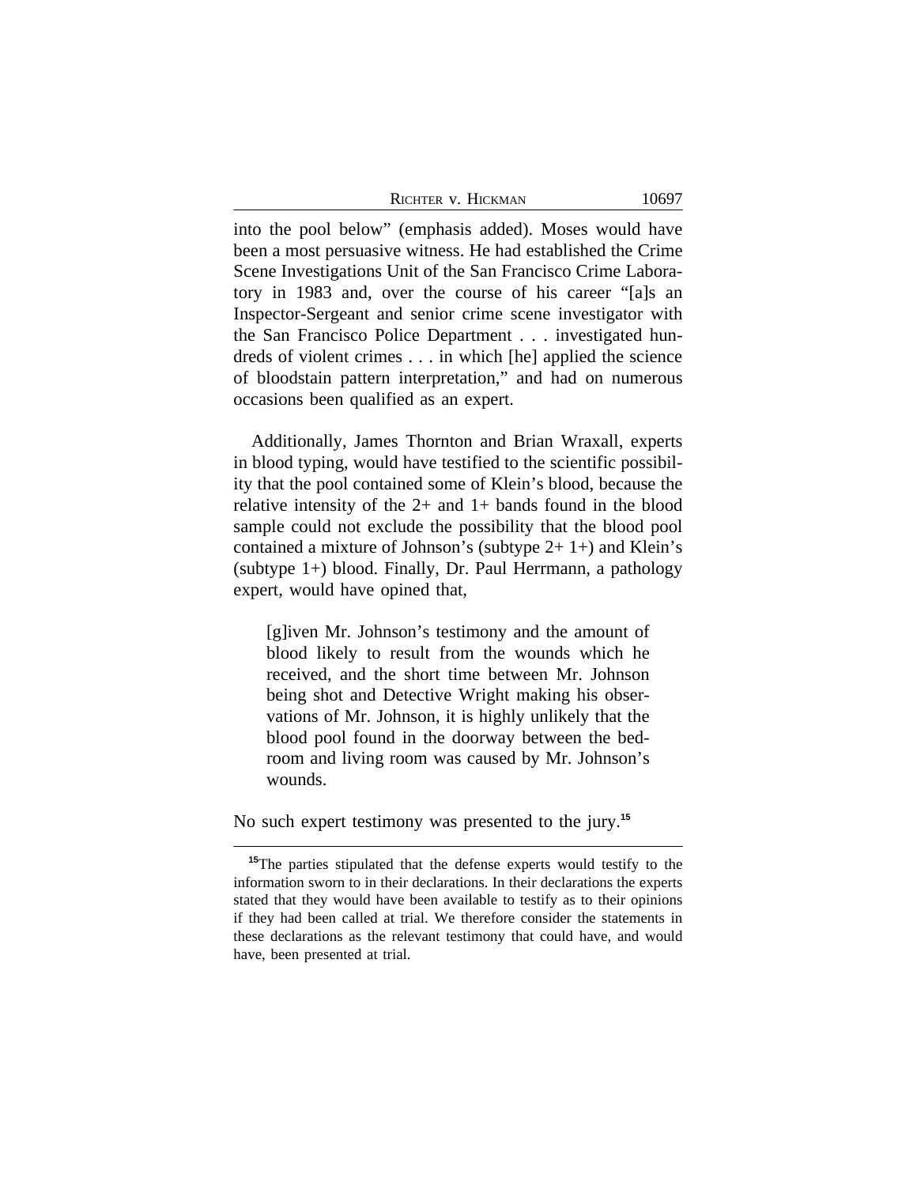into the pool below" (emphasis added). Moses would have been a most persuasive witness. He had established the Crime Scene Investigations Unit of the San Francisco Crime Laboratory in 1983 and, over the course of his career "[a]s an Inspector-Sergeant and senior crime scene investigator with the San Francisco Police Department . . . investigated hundreds of violent crimes . . . in which [he] applied the science of bloodstain pattern interpretation," and had on numerous occasions been qualified as an expert.

Additionally, James Thornton and Brian Wraxall, experts in blood typing, would have testified to the scientific possibility that the pool contained some of Klein's blood, because the relative intensity of the 2+ and 1+ bands found in the blood sample could not exclude the possibility that the blood pool contained a mixture of Johnson's (subtype 2+ 1+) and Klein's (subtype 1+) blood. Finally, Dr. Paul Herrmann, a pathology expert, would have opined that,

> [g]iven Mr. Johnson's testimony and the amount of blood likely to result from the wounds which he received, and the short time between Mr. Johnson being shot and Detective Wright making his observations of Mr. Johnson, it is highly unlikely that the blood pool found in the doorway between the bedroom and living room was caused by Mr. Johnson's wounds.

No such expert testimony was presented to the jury.[15]

[15] The parties stipulated that the defense experts would testify to the information sworn to in their declarations. In their declarations the experts stated that they would have been available to testify as to their opinions if they had been called at trial. We therefore consider the statements in these declarations as the relevant testimony that could have, and would have, been presented at trial.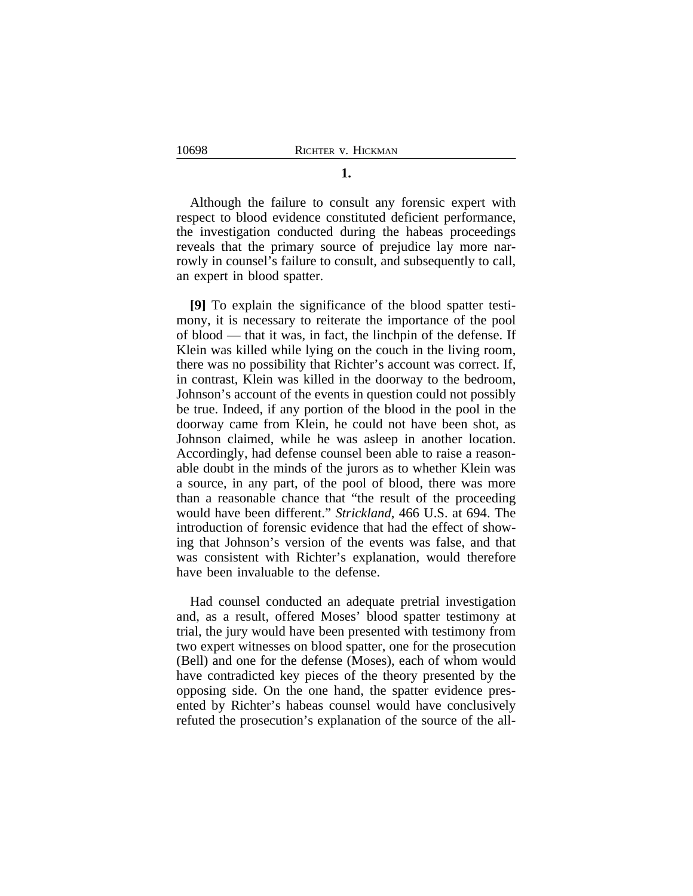**1.**

Although the failure to consult any forensic expert with respect to blood evidence constituted deficient performance, the investigation conducted during the habeas proceedings reveals that the primary source of prejudice lay more narrowly in counsel's failure to consult, and subsequently to call, an expert in blood spatter.

**[9]** To explain the significance of the blood spatter testimony, it is necessary to reiterate the importance of the pool of blood — that it was, in fact, the linchpin of the defense. If Klein was killed while lying on the couch in the living room, there was no possibility that Richter's account was correct. If, in contrast, Klein was killed in the doorway to the bedroom, Johnson's account of the events in question could not possibly be true. Indeed, if any portion of the blood in the pool in the doorway came from Klein, he could not have been shot, as Johnson claimed, while he was asleep in another location. Accordingly, had defense counsel been able to raise a reasonable doubt in the minds of the jurors as to whether Klein was a source, in any part, of the pool of blood, there was more than a reasonable chance that "the result of the proceeding would have been different." *Strickland*, 466 U.S. at 694. The introduction of forensic evidence that had the effect of showing that Johnson's version of the events was false, and that was consistent with Richter's explanation, would therefore have been invaluable to the defense.

Had counsel conducted an adequate pretrial investigation and, as a result, offered Moses' blood spatter testimony at trial, the jury would have been presented with testimony from two expert witnesses on blood spatter, one for the prosecution (Bell) and one for the defense (Moses), each of whom would have contradicted key pieces of the theory presented by the opposing side. On the one hand, the spatter evidence presented by Richter's habeas counsel would have conclusively refuted the prosecution's explanation of the source of the all-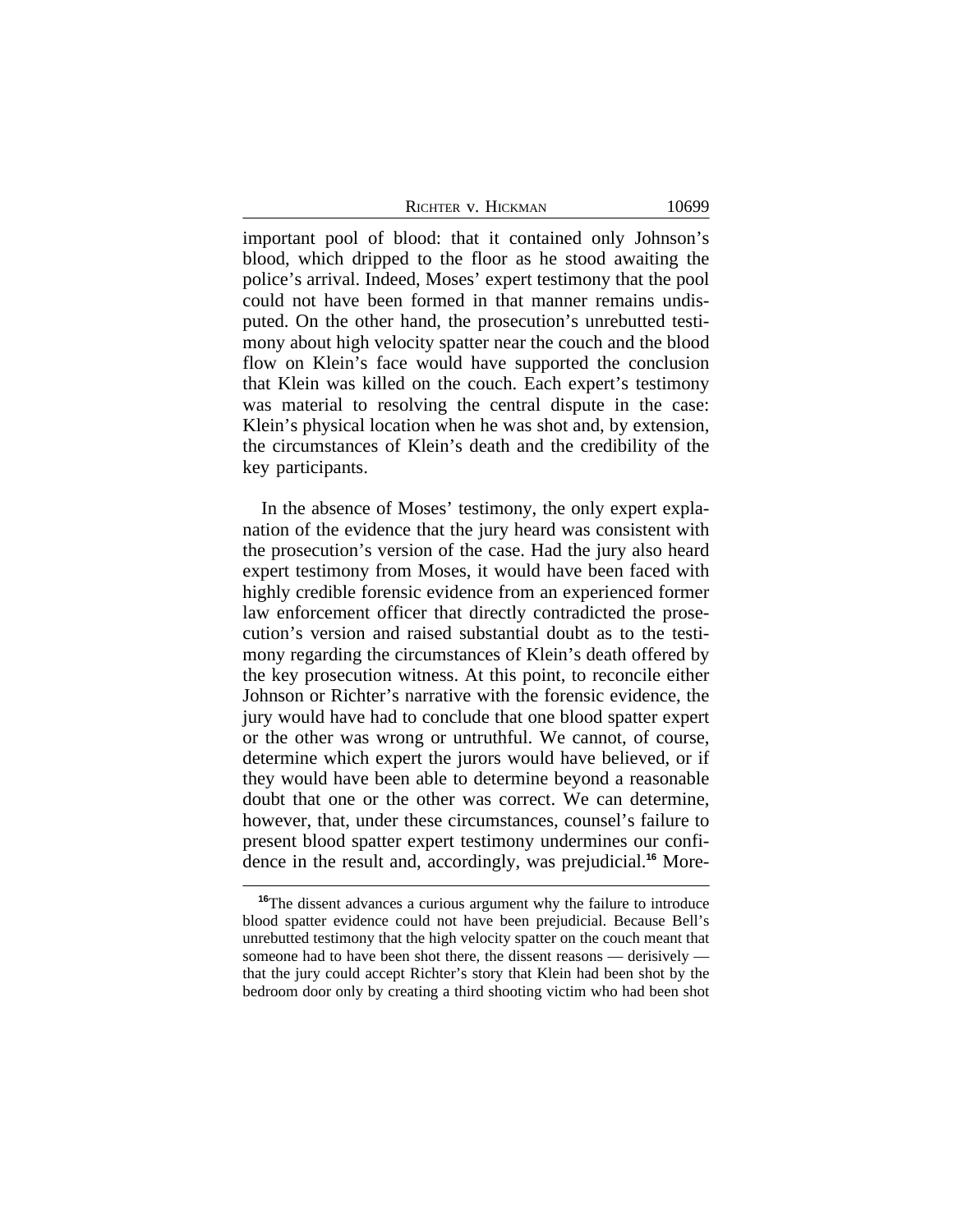important pool of blood: that it contained only Johnson's blood, which dripped to the floor as he stood awaiting the police's arrival. Indeed, Moses' expert testimony that the pool could not have been formed in that manner remains undisputed. On the other hand, the prosecution's unrebutted testimony about high velocity spatter near the couch and the blood flow on Klein's face would have supported the conclusion that Klein was killed on the couch. Each expert's testimony was material to resolving the central dispute in the case: Klein's physical location when he was shot and, by extension, the circumstances of Klein's death and the credibility of the key participants.

In the absence of Moses' testimony, the only expert explanation of the evidence that the jury heard was consistent with the prosecution's version of the case. Had the jury also heard expert testimony from Moses, it would have been faced with highly credible forensic evidence from an experienced former law enforcement officer that directly contradicted the prosecution's version and raised substantial doubt as to the testimony regarding the circumstances of Klein's death offered by the key prosecution witness. At this point, to reconcile either Johnson or Richter's narrative with the forensic evidence, the jury would have had to conclude that one blood spatter expert or the other was wrong or untruthful. We cannot, of course, determine which expert the jurors would have believed, or if they would have been able to determine beyond a reasonable doubt that one or the other was correct. We can determine, however, that, under these circumstances, counsel's failure to present blood spatter expert testimony undermines our confidence in the result and, accordingly, was prejudicial.[16] More-

[16]The dissent advances a curious argument why the failure to introduce blood spatter evidence could not have been prejudicial. Because Bell's unrebutted testimony that the high velocity spatter on the couch meant that someone had to have been shot there, the dissent reasons — derisively — that the jury could accept Richter's story that Klein had been shot by the bedroom door only by creating a third shooting victim who had been shot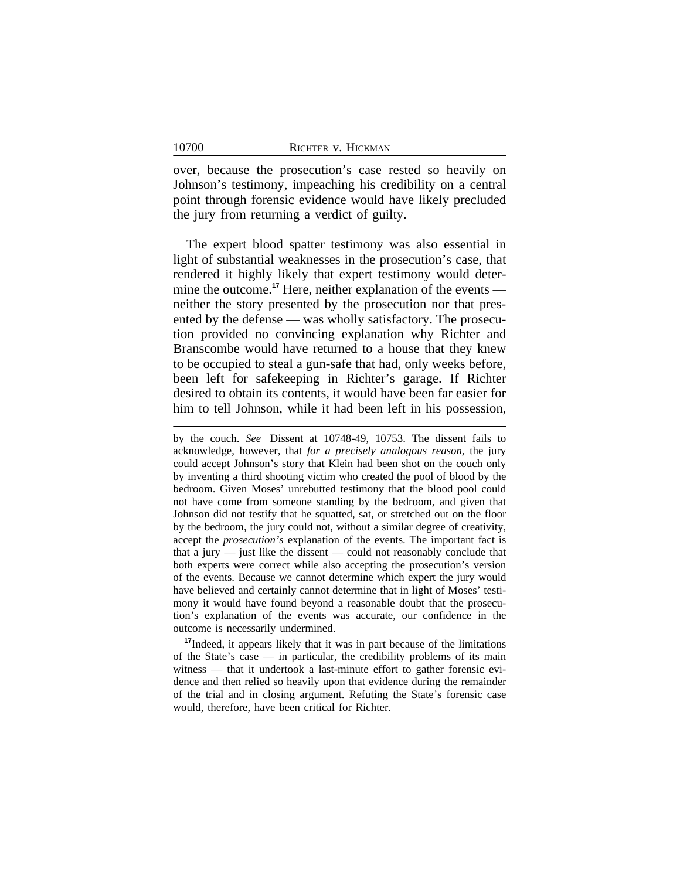over, because the prosecution's case rested so heavily on Johnson's testimony, impeaching his credibility on a central point through forensic evidence would have likely precluded the jury from returning a verdict of guilty.

The expert blood spatter testimony was also essential in light of substantial weaknesses in the prosecution's case, that rendered it highly likely that expert testimony would determine the outcome.[17] Here, neither explanation of the events — neither the story presented by the prosecution nor that presented by the defense — was wholly satisfactory. The prosecution provided no convincing explanation why Richter and Branscombe would have returned to a house that they knew to be occupied to steal a gun-safe that had, only weeks before, been left for safekeeping in Richter's garage. If Richter desired to obtain its contents, it would have been far easier for him to tell Johnson, while it had been left in his possession,

---

by the couch. *See* Dissent at 10748-49, 10753. The dissent fails to acknowledge, however, that *for a precisely analogous reason*, the jury could accept Johnson's story that Klein had been shot on the couch only by inventing a third shooting victim who created the pool of blood by the bedroom. Given Moses' unrebutted testimony that the blood pool could not have come from someone standing by the bedroom, and given that Johnson did not testify that he squatted, sat, or stretched out on the floor by the bedroom, the jury could not, without a similar degree of creativity, accept the *prosecution's* explanation of the events. The important fact is that a jury — just like the dissent — could not reasonably conclude that both experts were correct while also accepting the prosecution's version of the events. Because we cannot determine which expert the jury would have believed and certainly cannot determine that in light of Moses' testimony it would have found beyond a reasonable doubt that the prosecution's explanation of the events was accurate, our confidence in the outcome is necessarily undermined.

[17] Indeed, it appears likely that it was in part because of the limitations of the State's case — in particular, the credibility problems of its main witness — that it undertook a last-minute effort to gather forensic evidence and then relied so heavily upon that evidence during the remainder of the trial and in closing argument. Refuting the State's forensic case would, therefore, have been critical for Richter.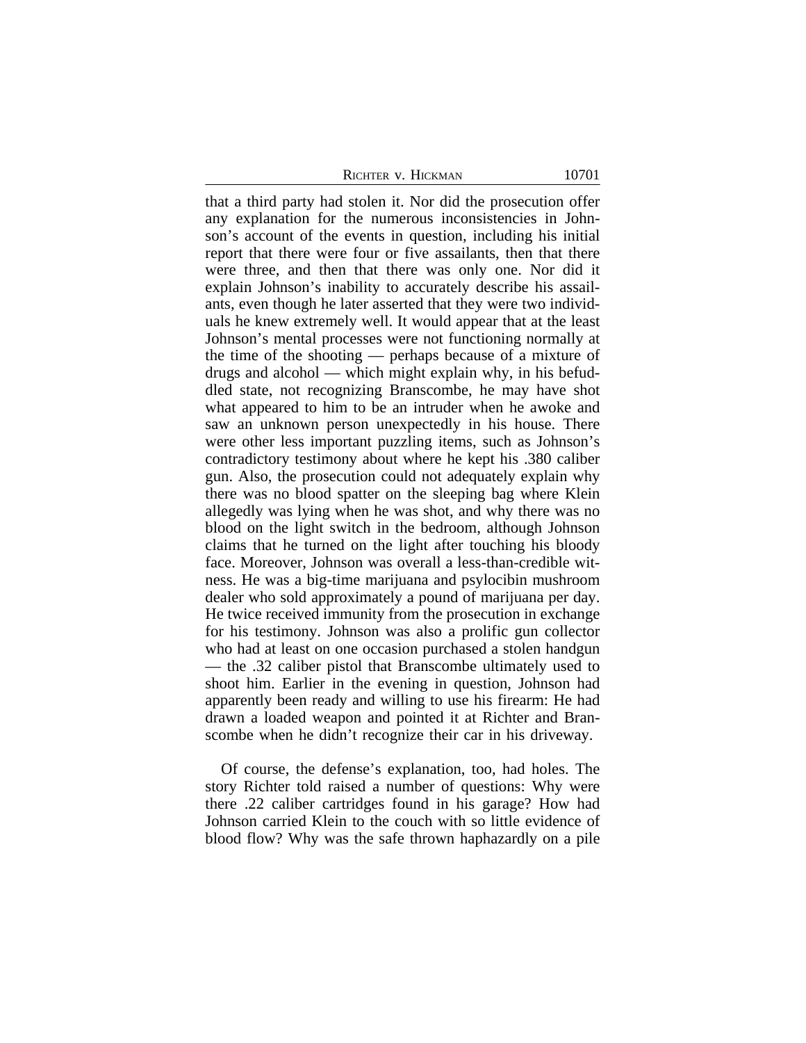that a third party had stolen it. Nor did the prosecution offer any explanation for the numerous inconsistencies in Johnson's account of the events in question, including his initial report that there were four or five assailants, then that there were three, and then that there was only one. Nor did it explain Johnson's inability to accurately describe his assailants, even though he later asserted that they were two individuals he knew extremely well. It would appear that at the least Johnson's mental processes were not functioning normally at the time of the shooting — perhaps because of a mixture of drugs and alcohol — which might explain why, in his befuddled state, not recognizing Branscombe, he may have shot what appeared to him to be an intruder when he awoke and saw an unknown person unexpectedly in his house. There were other less important puzzling items, such as Johnson's contradictory testimony about where he kept his .380 caliber gun. Also, the prosecution could not adequately explain why there was no blood spatter on the sleeping bag where Klein allegedly was lying when he was shot, and why there was no blood on the light switch in the bedroom, although Johnson claims that he turned on the light after touching his bloody face. Moreover, Johnson was overall a less-than-credible witness. He was a big-time marijuana and psylocibin mushroom dealer who sold approximately a pound of marijuana per day. He twice received immunity from the prosecution in exchange for his testimony. Johnson was also a prolific gun collector who had at least on one occasion purchased a stolen handgun — the .32 caliber pistol that Branscombe ultimately used to shoot him. Earlier in the evening in question, Johnson had apparently been ready and willing to use his firearm: He had drawn a loaded weapon and pointed it at Richter and Branscombe when he didn't recognize their car in his driveway.

Of course, the defense's explanation, too, had holes. The story Richter told raised a number of questions: Why were there .22 caliber cartridges found in his garage? How had Johnson carried Klein to the couch with so little evidence of blood flow? Why was the safe thrown haphazardly on a pile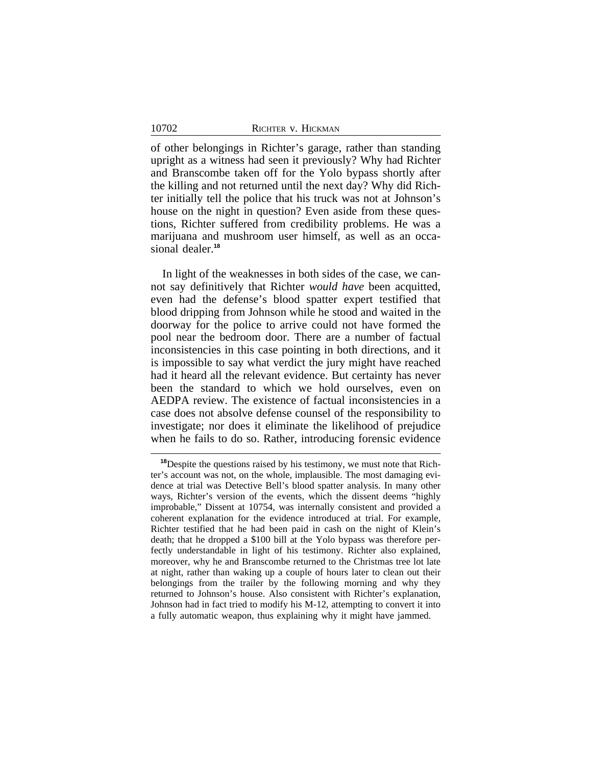of other belongings in Richter's garage, rather than standing upright as a witness had seen it previously? Why had Richter and Branscombe taken off for the Yolo bypass shortly after the killing and not returned until the next day? Why did Richter initially tell the police that his truck was not at Johnson's house on the night in question? Even aside from these questions, Richter suffered from credibility problems. He was a marijuana and mushroom user himself, as well as an occasional dealer.[18]

In light of the weaknesses in both sides of the case, we cannot say definitively that Richter *would have* been acquitted, even had the defense's blood spatter expert testified that blood dripping from Johnson while he stood and waited in the doorway for the police to arrive could not have formed the pool near the bedroom door. There are a number of factual inconsistencies in this case pointing in both directions, and it is impossible to say what verdict the jury might have reached had it heard all the relevant evidence. But certainty has never been the standard to which we hold ourselves, even on AEDPA review. The existence of factual inconsistencies in a case does not absolve defense counsel of the responsibility to investigate; nor does it eliminate the likelihood of prejudice when he fails to do so. Rather, introducing forensic evidence

[18]Despite the questions raised by his testimony, we must note that Richter's account was not, on the whole, implausible. The most damaging evidence at trial was Detective Bell's blood spatter analysis. In many other ways, Richter's version of the events, which the dissent deems "highly improbable," Dissent at 10754, was internally consistent and provided a coherent explanation for the evidence introduced at trial. For example, Richter testified that he had been paid in cash on the night of Klein's death; that he dropped a $100 bill at the Yolo bypass was therefore perfectly understandable in light of his testimony. Richter also explained, moreover, why he and Branscombe returned to the Christmas tree lot late at night, rather than waking up a couple of hours later to clean out their belongings from the trailer by the following morning and why they returned to Johnson's house. Also consistent with Richter's explanation, Johnson had in fact tried to modify his M-12, attempting to convert it into a fully automatic weapon, thus explaining why it might have jammed.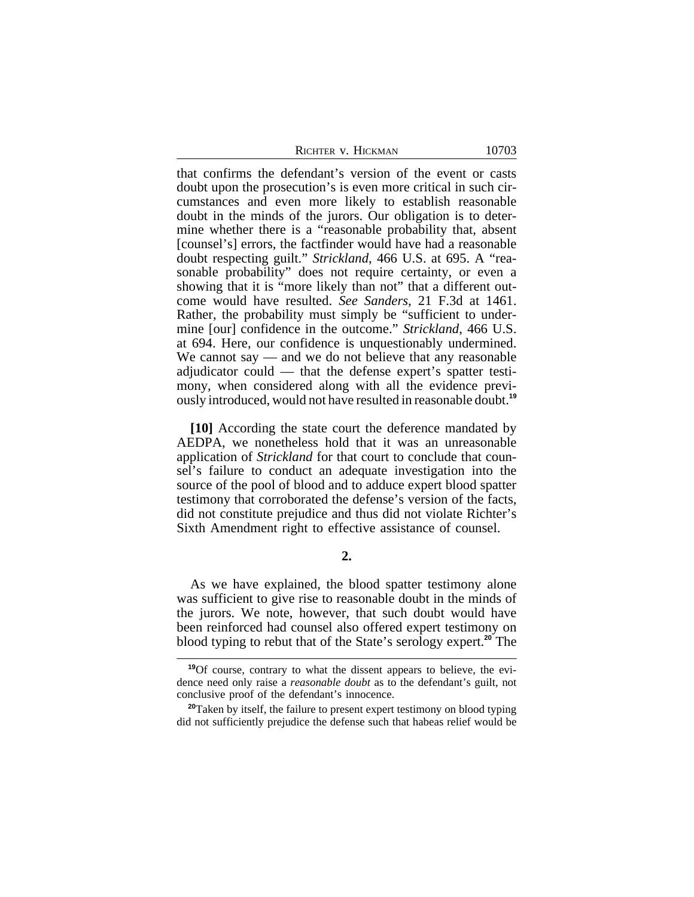that confirms the defendant's version of the event or casts doubt upon the prosecution's is even more critical in such circumstances and even more likely to establish reasonable doubt in the minds of the jurors. Our obligation is to determine whether there is a "reasonable probability that, absent [counsel's] errors, the factfinder would have had a reasonable doubt respecting guilt." *Strickland*, 466 U.S. at 695. A "reasonable probability" does not require certainty, or even a showing that it is "more likely than not" that a different outcome would have resulted. *See Sanders*, 21 F.3d at 1461. Rather, the probability must simply be "sufficient to undermine [our] confidence in the outcome." *Strickland*, 466 U.S. at 694. Here, our confidence is unquestionably undermined. We cannot say — and we do not believe that any reasonable adjudicator could — that the defense expert's spatter testimony, when considered along with all the evidence previously introduced, would not have resulted in reasonable doubt.[19]

**[10]** According the state court the deference mandated by AEDPA, we nonetheless hold that it was an unreasonable application of *Strickland* for that court to conclude that counsel's failure to conduct an adequate investigation into the source of the pool of blood and to adduce expert blood spatter testimony that corroborated the defense's version of the facts, did not constitute prejudice and thus did not violate Richter's Sixth Amendment right to effective assistance of counsel.

**2.**

As we have explained, the blood spatter testimony alone was sufficient to give rise to reasonable doubt in the minds of the jurors. We note, however, that such doubt would have been reinforced had counsel also offered expert testimony on blood typing to rebut that of the State's serology expert.[20] The

[19]Of course, contrary to what the dissent appears to believe, the evidence need only raise a *reasonable doubt* as to the defendant's guilt, not conclusive proof of the defendant's innocence.

[20]Taken by itself, the failure to present expert testimony on blood typing did not sufficiently prejudice the defense such that habeas relief would be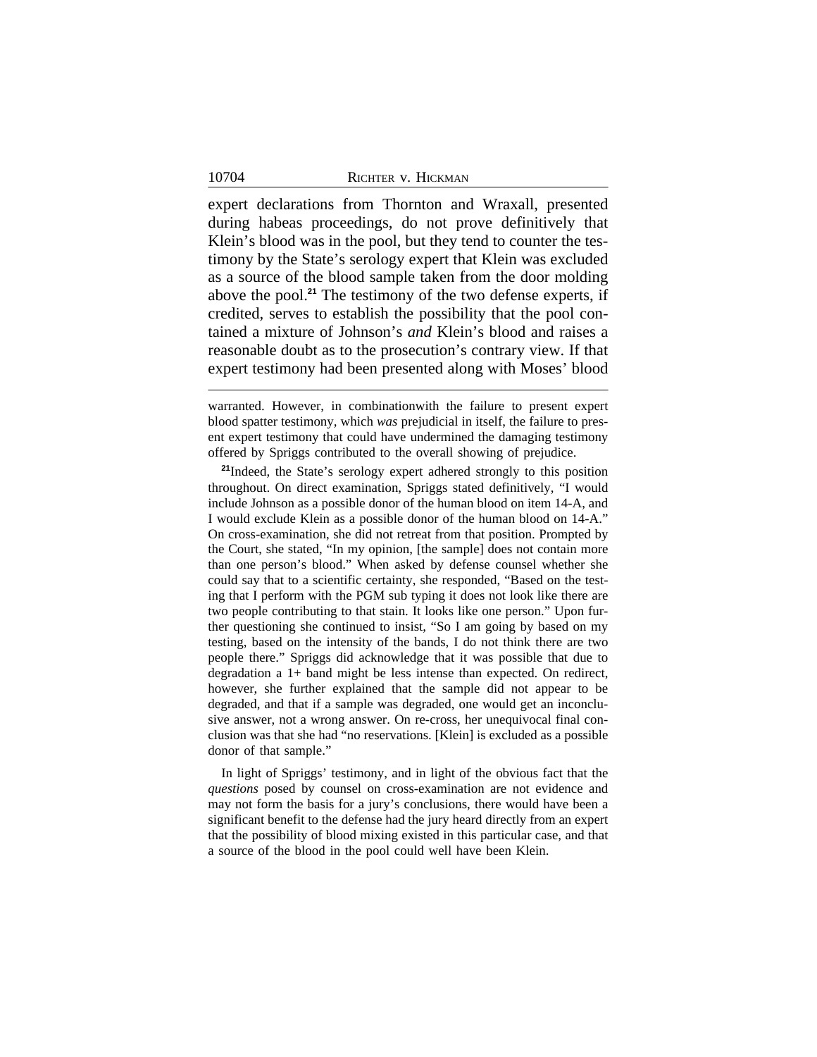expert declarations from Thornton and Wraxall, presented during habeas proceedings, do not prove definitively that Klein's blood was in the pool, but they tend to counter the testimony by the State's serology expert that Klein was excluded as a source of the blood sample taken from the door molding above the pool.[21] The testimony of the two defense experts, if credited, serves to establish the possibility that the pool contained a mixture of Johnson's *and* Klein's blood and raises a reasonable doubt as to the prosecution's contrary view. If that expert testimony had been presented along with Moses' blood

---

warranted. However, in combinationwith the failure to present expert blood spatter testimony, which *was* prejudicial in itself, the failure to present expert testimony that could have undermined the damaging testimony offered by Spriggs contributed to the overall showing of prejudice.

[21]Indeed, the State's serology expert adhered strongly to this position throughout. On direct examination, Spriggs stated definitively, "I would include Johnson as a possible donor of the human blood on item 14-A, and I would exclude Klein as a possible donor of the human blood on 14-A." On cross-examination, she did not retreat from that position. Prompted by the Court, she stated, "In my opinion, [the sample] does not contain more than one person's blood." When asked by defense counsel whether she could say that to a scientific certainty, she responded, "Based on the testing that I perform with the PGM sub typing it does not look like there are two people contributing to that stain. It looks like one person." Upon further questioning she continued to insist, "So I am going by based on my testing, based on the intensity of the bands, I do not think there are two people there." Spriggs did acknowledge that it was possible that due to degradation a 1+ band might be less intense than expected. On redirect, however, she further explained that the sample did not appear to be degraded, and that if a sample was degraded, one would get an inconclusive answer, not a wrong answer. On re-cross, her unequivocal final conclusion was that she had "no reservations. [Klein] is excluded as a possible donor of that sample."

In light of Spriggs' testimony, and in light of the obvious fact that the *questions* posed by counsel on cross-examination are not evidence and may not form the basis for a jury's conclusions, there would have been a significant benefit to the defense had the jury heard directly from an expert that the possibility of blood mixing existed in this particular case, and that a source of the blood in the pool could well have been Klein.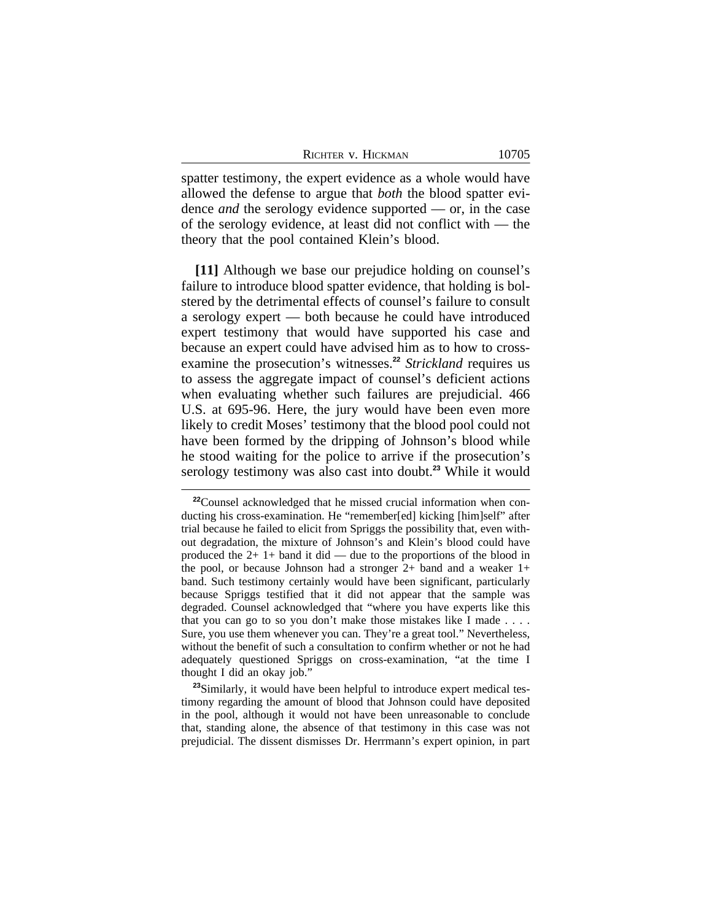spatter testimony, the expert evidence as a whole would have allowed the defense to argue that *both* the blood spatter evidence *and* the serology evidence supported — or, in the case of the serology evidence, at least did not conflict with — the theory that the pool contained Klein's blood.

**[11]** Although we base our prejudice holding on counsel's failure to introduce blood spatter evidence, that holding is bolstered by the detrimental effects of counsel's failure to consult a serology expert — both because he could have introduced expert testimony that would have supported his case and because an expert could have advised him as to how to cross-examine the prosecution's witnesses.[22] *Strickland* requires us to assess the aggregate impact of counsel's deficient actions when evaluating whether such failures are prejudicial. 466 U.S. at 695-96. Here, the jury would have been even more likely to credit Moses' testimony that the blood pool could not have been formed by the dripping of Johnson's blood while he stood waiting for the police to arrive if the prosecution's serology testimony was also cast into doubt.[23] While it would

---

[22]Counsel acknowledged that he missed crucial information when conducting his cross-examination. He "remember[ed] kicking [him]self" after trial because he failed to elicit from Spriggs the possibility that, even without degradation, the mixture of Johnson's and Klein's blood could have produced the 2+ 1+ band it did — due to the proportions of the blood in the pool, or because Johnson had a stronger 2+ band and a weaker 1+ band. Such testimony certainly would have been significant, particularly because Spriggs testified that it did not appear that the sample was degraded. Counsel acknowledged that "where you have experts like this that you can go to so you don't make those mistakes like I made . . . . Sure, you use them whenever you can. They're a great tool." Nevertheless, without the benefit of such a consultation to confirm whether or not he had adequately questioned Spriggs on cross-examination, "at the time I thought I did an okay job."

[23]Similarly, it would have been helpful to introduce expert medical testimony regarding the amount of blood that Johnson could have deposited in the pool, although it would not have been unreasonable to conclude that, standing alone, the absence of that testimony in this case was not prejudicial. The dissent dismisses Dr. Herrmann's expert opinion, in part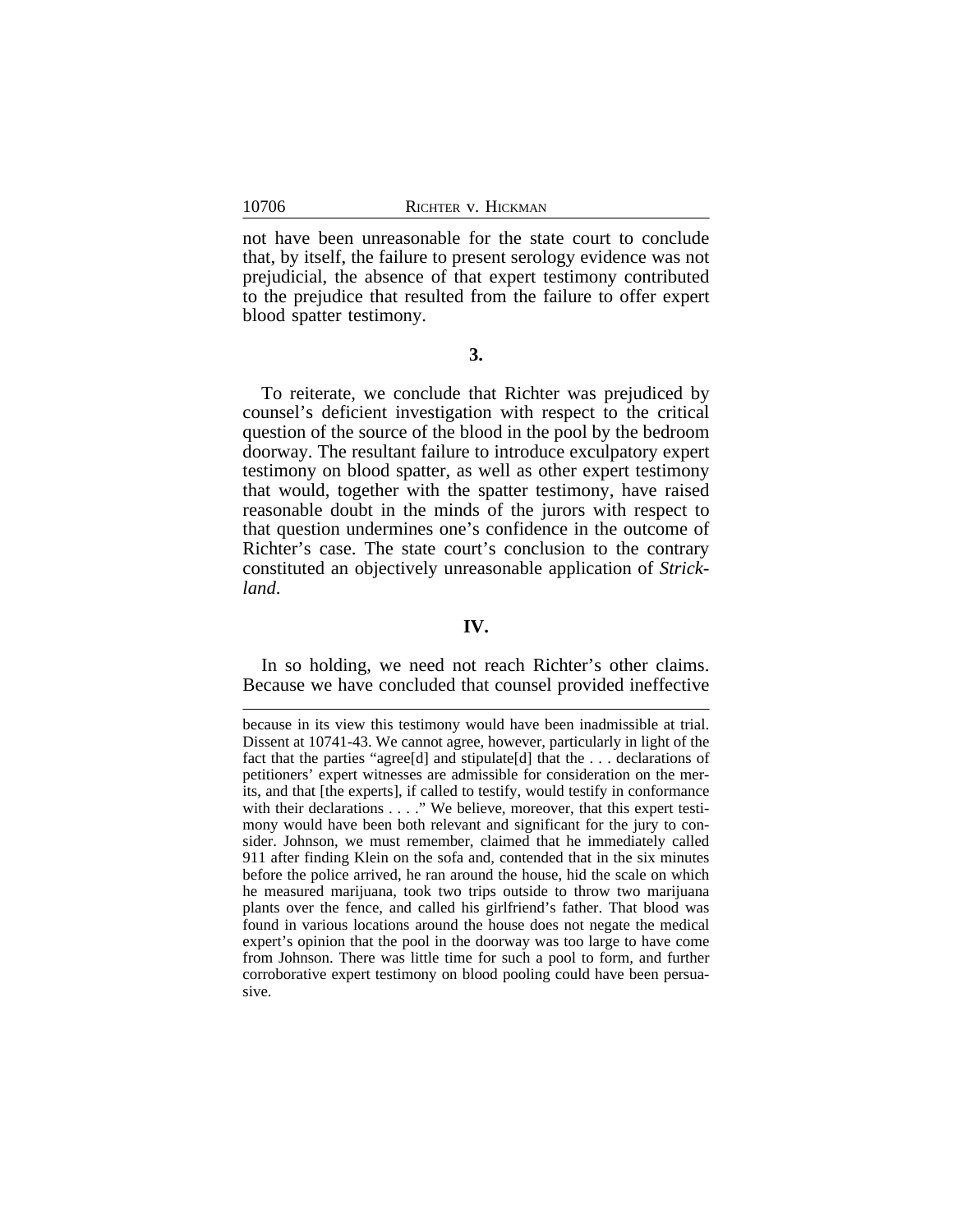not have been unreasonable for the state court to conclude that, by itself, the failure to present serology evidence was not prejudicial, the absence of that expert testimony contributed to the prejudice that resulted from the failure to offer expert blood spatter testimony.

**3.**

To reiterate, we conclude that Richter was prejudiced by counsel's deficient investigation with respect to the critical question of the source of the blood in the pool by the bedroom doorway. The resultant failure to introduce exculpatory expert testimony on blood spatter, as well as other expert testimony that would, together with the spatter testimony, have raised reasonable doubt in the minds of the jurors with respect to that question undermines one's confidence in the outcome of Richter's case. The state court's conclusion to the contrary constituted an objectively unreasonable application of *Strickland*.

**IV.**

In so holding, we need not reach Richter's other claims. Because we have concluded that counsel provided ineffective

---

because in its view this testimony would have been inadmissible at trial. Dissent at 10741-43. We cannot agree, however, particularly in light of the fact that the parties "agree[d] and stipulate[d] that the . . . declarations of petitioners' expert witnesses are admissible for consideration on the merits, and that [the experts], if called to testify, would testify in conformance with their declarations . . . ." We believe, moreover, that this expert testimony would have been both relevant and significant for the jury to consider. Johnson, we must remember, claimed that he immediately called 911 after finding Klein on the sofa and, contended that in the six minutes before the police arrived, he ran around the house, hid the scale on which he measured marijuana, took two trips outside to throw two marijuana plants over the fence, and called his girlfriend's father. That blood was found in various locations around the house does not negate the medical expert's opinion that the pool in the doorway was too large to have come from Johnson. There was little time for such a pool to form, and further corroborative expert testimony on blood pooling could have been persuasive.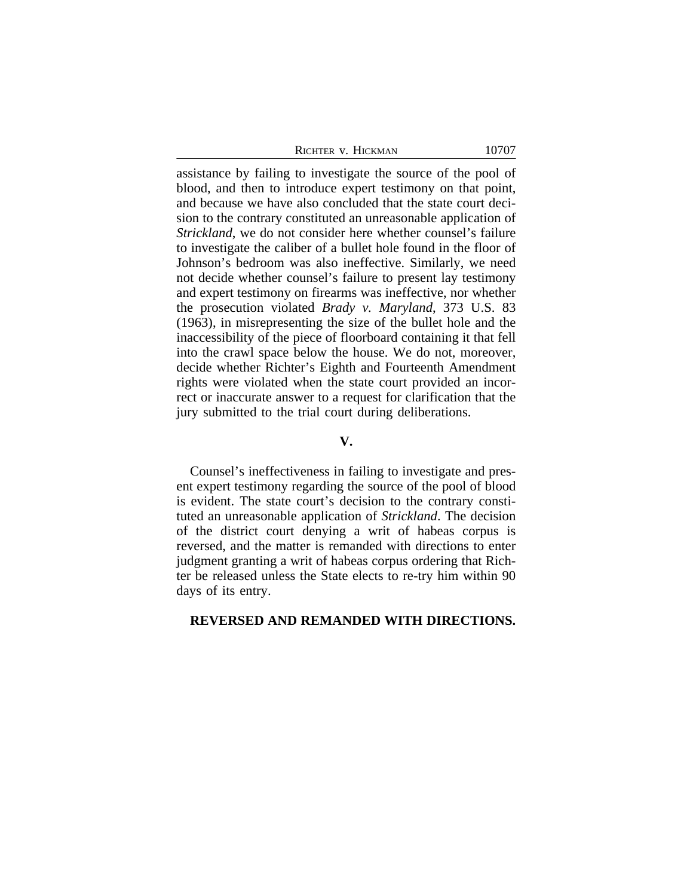assistance by failing to investigate the source of the pool of blood, and then to introduce expert testimony on that point, and because we have also concluded that the state court decision to the contrary constituted an unreasonable application of *Strickland*, we do not consider here whether counsel's failure to investigate the caliber of a bullet hole found in the floor of Johnson's bedroom was also ineffective. Similarly, we need not decide whether counsel's failure to present lay testimony and expert testimony on firearms was ineffective, nor whether the prosecution violated *Brady v. Maryland*, 373 U.S. 83 (1963), in misrepresenting the size of the bullet hole and the inaccessibility of the piece of floorboard containing it that fell into the crawl space below the house. We do not, moreover, decide whether Richter's Eighth and Fourteenth Amendment rights were violated when the state court provided an incorrect or inaccurate answer to a request for clarification that the jury submitted to the trial court during deliberations.

## V.

Counsel's ineffectiveness in failing to investigate and present expert testimony regarding the source of the pool of blood is evident. The state court's decision to the contrary constituted an unreasonable application of *Strickland*. The decision of the district court denying a writ of habeas corpus is reversed, and the matter is remanded with directions to enter judgment granting a writ of habeas corpus ordering that Richter be released unless the State elects to re-try him within 90 days of its entry.

**REVERSED AND REMANDED WITH DIRECTIONS.**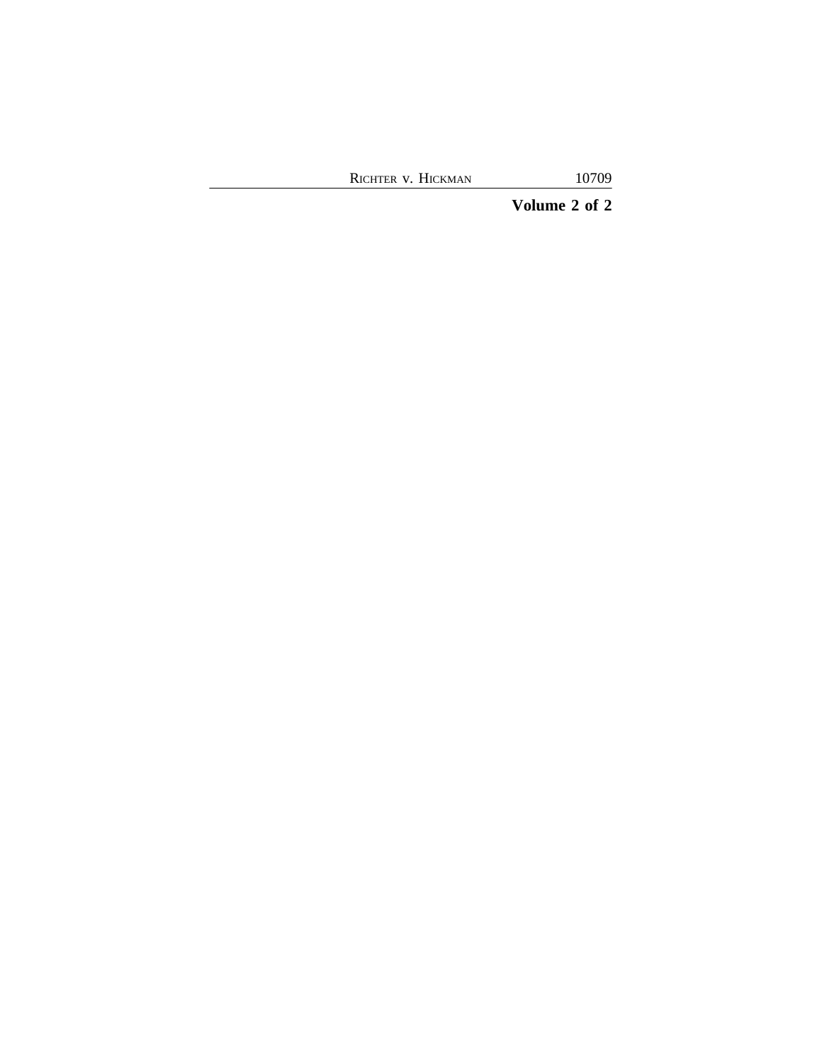**Volume 2 of 2**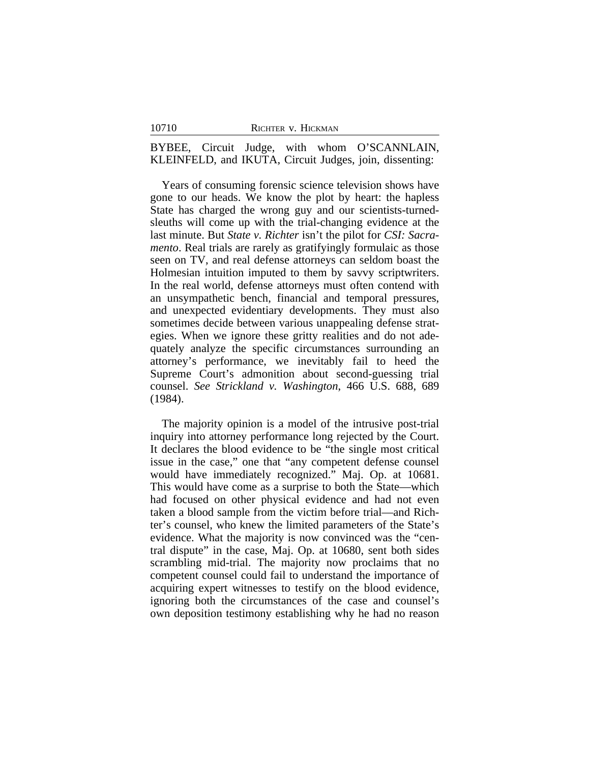BYBEE, Circuit Judge, with whom O'SCANNLAIN, KLEINFELD, and IKUTA, Circuit Judges, join, dissenting:

Years of consuming forensic science television shows have gone to our heads. We know the plot by heart: the hapless State has charged the wrong guy and our scientists-turned-sleuths will come up with the trial-changing evidence at the last minute. But *State v. Richter* isn't the pilot for *CSI: Sacramento*. Real trials are rarely as gratifyingly formulaic as those seen on TV, and real defense attorneys can seldom boast the Holmesian intuition imputed to them by savvy scriptwriters. In the real world, defense attorneys must often contend with an unsympathetic bench, financial and temporal pressures, and unexpected evidentiary developments. They must also sometimes decide between various unappealing defense strategies. When we ignore these gritty realities and do not adequately analyze the specific circumstances surrounding an attorney's performance, we inevitably fail to heed the Supreme Court's admonition about second-guessing trial counsel. *See Strickland v. Washington*, 466 U.S. 688, 689 (1984).

The majority opinion is a model of the intrusive post-trial inquiry into attorney performance long rejected by the Court. It declares the blood evidence to be "the single most critical issue in the case," one that "any competent defense counsel would have immediately recognized." Maj. Op. at 10681. This would have come as a surprise to both the State—which had focused on other physical evidence and had not even taken a blood sample from the victim before trial—and Richter's counsel, who knew the limited parameters of the State's evidence. What the majority is now convinced was the "central dispute" in the case, Maj. Op. at 10680, sent both sides scrambling mid-trial. The majority now proclaims that no competent counsel could fail to understand the importance of acquiring expert witnesses to testify on the blood evidence, ignoring both the circumstances of the case and counsel's own deposition testimony establishing why he had no reason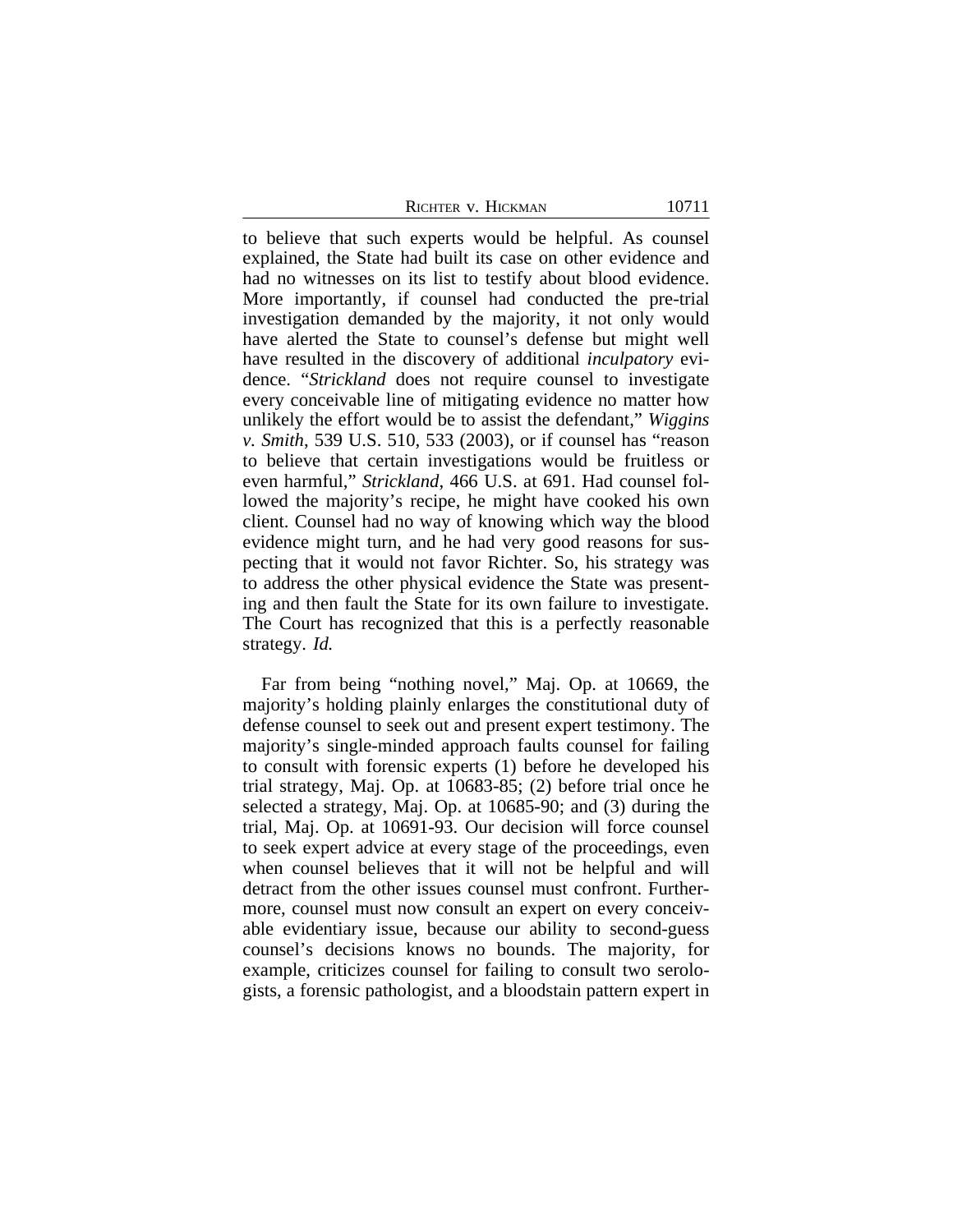to believe that such experts would be helpful. As counsel explained, the State had built its case on other evidence and had no witnesses on its list to testify about blood evidence. More importantly, if counsel had conducted the pre-trial investigation demanded by the majority, it not only would have alerted the State to counsel's defense but might well have resulted in the discovery of additional *inculpatory* evidence. "*Strickland* does not require counsel to investigate every conceivable line of mitigating evidence no matter how unlikely the effort would be to assist the defendant," *Wiggins v. Smith*, 539 U.S. 510, 533 (2003), or if counsel has "reason to believe that certain investigations would be fruitless or even harmful," *Strickland*, 466 U.S. at 691. Had counsel followed the majority's recipe, he might have cooked his own client. Counsel had no way of knowing which way the blood evidence might turn, and he had very good reasons for suspecting that it would not favor Richter. So, his strategy was to address the other physical evidence the State was presenting and then fault the State for its own failure to investigate. The Court has recognized that this is a perfectly reasonable strategy. *Id.*

Far from being "nothing novel," Maj. Op. at 10669, the majority's holding plainly enlarges the constitutional duty of defense counsel to seek out and present expert testimony. The majority's single-minded approach faults counsel for failing to consult with forensic experts (1) before he developed his trial strategy, Maj. Op. at 10683-85; (2) before trial once he selected a strategy, Maj. Op. at 10685-90; and (3) during the trial, Maj. Op. at 10691-93. Our decision will force counsel to seek expert advice at every stage of the proceedings, even when counsel believes that it will not be helpful and will detract from the other issues counsel must confront. Furthermore, counsel must now consult an expert on every conceivable evidentiary issue, because our ability to second-guess counsel's decisions knows no bounds. The majority, for example, criticizes counsel for failing to consult two serologists, a forensic pathologist, and a bloodstain pattern expert in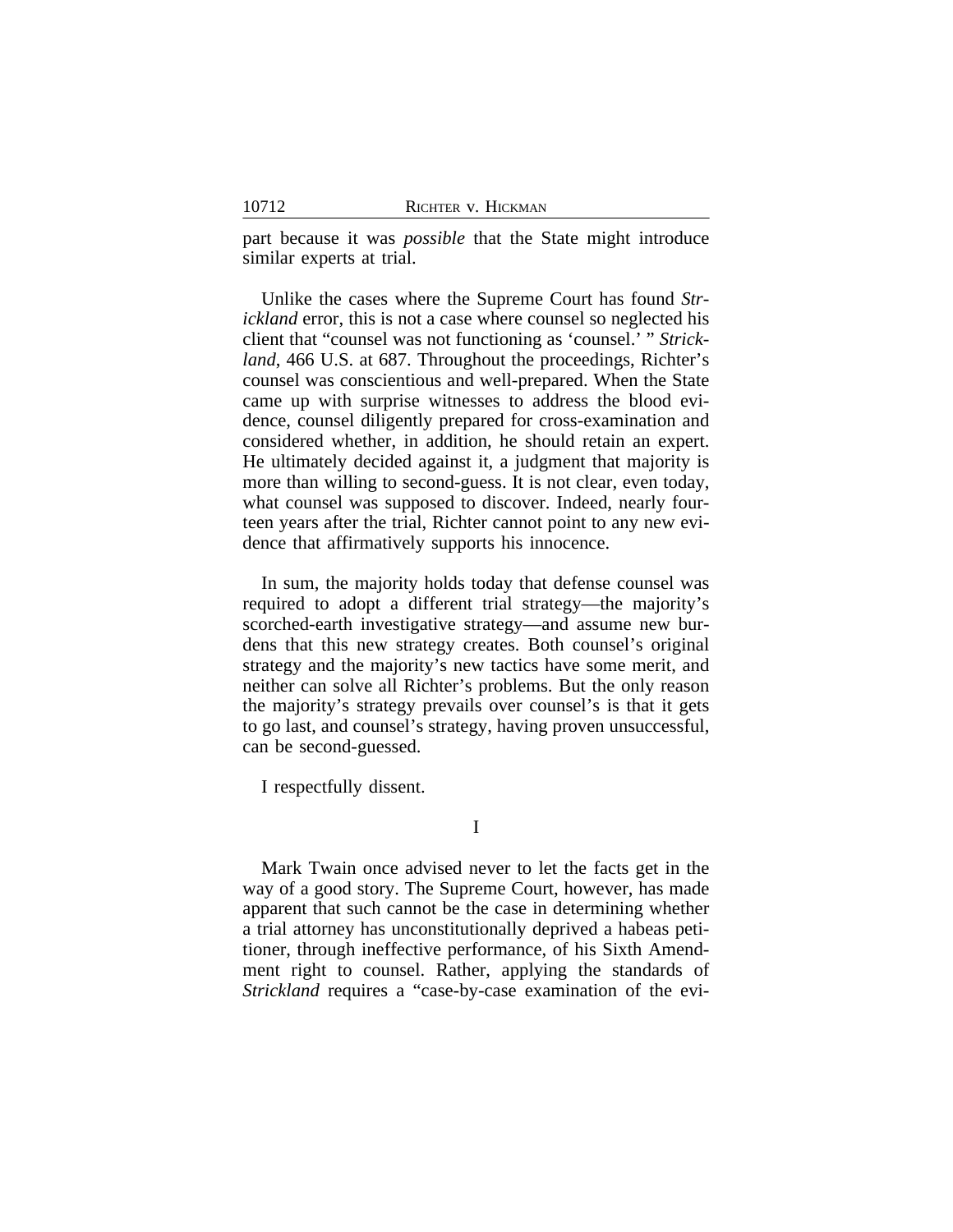part because it was *possible* that the State might introduce similar experts at trial.

Unlike the cases where the Supreme Court has found *Strickland* error, this is not a case where counsel so neglected his client that "counsel was not functioning as 'counsel.' " *Strickland*, 466 U.S. at 687. Throughout the proceedings, Richter's counsel was conscientious and well-prepared. When the State came up with surprise witnesses to address the blood evidence, counsel diligently prepared for cross-examination and considered whether, in addition, he should retain an expert. He ultimately decided against it, a judgment that majority is more than willing to second-guess. It is not clear, even today, what counsel was supposed to discover. Indeed, nearly fourteen years after the trial, Richter cannot point to any new evidence that affirmatively supports his innocence.

In sum, the majority holds today that defense counsel was required to adopt a different trial strategy—the majority's scorched-earth investigative strategy—and assume new burdens that this new strategy creates. Both counsel's original strategy and the majority's new tactics have some merit, and neither can solve all Richter's problems. But the only reason the majority's strategy prevails over counsel's is that it gets to go last, and counsel's strategy, having proven unsuccessful, can be second-guessed.

I respectfully dissent.

## I

Mark Twain once advised never to let the facts get in the way of a good story. The Supreme Court, however, has made apparent that such cannot be the case in determining whether a trial attorney has unconstitutionally deprived a habeas petitioner, through ineffective performance, of his Sixth Amendment right to counsel. Rather, applying the standards of *Strickland* requires a "case-by-case examination of the evi-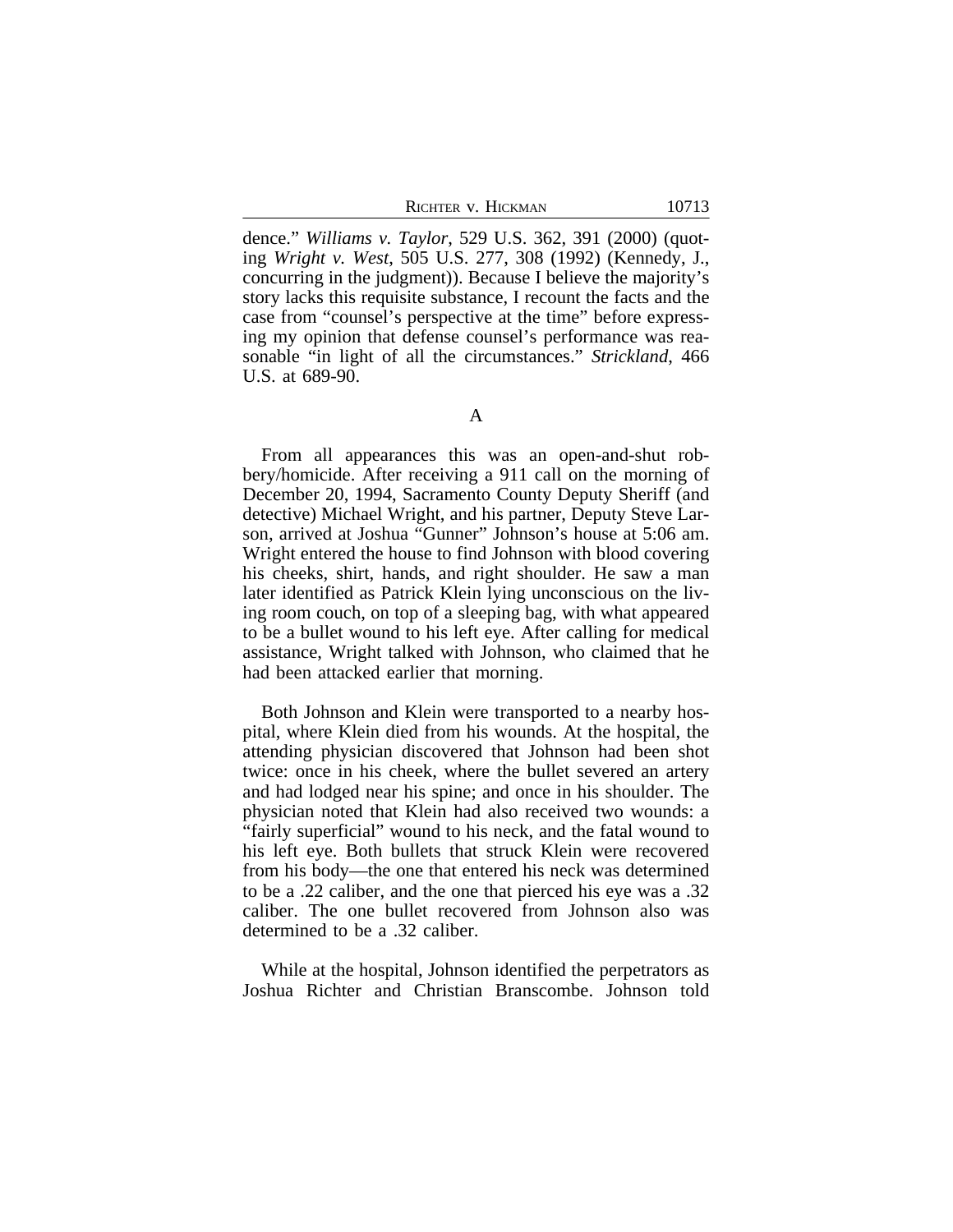dence." *Williams v. Taylor*, 529 U.S. 362, 391 (2000) (quoting *Wright v. West*, 505 U.S. 277, 308 (1992) (Kennedy, J., concurring in the judgment)). Because I believe the majority's story lacks this requisite substance, I recount the facts and the case from "counsel's perspective at the time" before expressing my opinion that defense counsel's performance was reasonable "in light of all the circumstances." *Strickland*, 466 U.S. at 689-90.

A

From all appearances this was an open-and-shut robbery/homicide. After receiving a 911 call on the morning of December 20, 1994, Sacramento County Deputy Sheriff (and detective) Michael Wright, and his partner, Deputy Steve Larson, arrived at Joshua "Gunner" Johnson's house at 5:06 am. Wright entered the house to find Johnson with blood covering his cheeks, shirt, hands, and right shoulder. He saw a man later identified as Patrick Klein lying unconscious on the living room couch, on top of a sleeping bag, with what appeared to be a bullet wound to his left eye. After calling for medical assistance, Wright talked with Johnson, who claimed that he had been attacked earlier that morning.

Both Johnson and Klein were transported to a nearby hospital, where Klein died from his wounds. At the hospital, the attending physician discovered that Johnson had been shot twice: once in his cheek, where the bullet severed an artery and had lodged near his spine; and once in his shoulder. The physician noted that Klein had also received two wounds: a "fairly superficial" wound to his neck, and the fatal wound to his left eye. Both bullets that struck Klein were recovered from his body—the one that entered his neck was determined to be a .22 caliber, and the one that pierced his eye was a .32 caliber. The one bullet recovered from Johnson also was determined to be a .32 caliber.

While at the hospital, Johnson identified the perpetrators as Joshua Richter and Christian Branscombe. Johnson told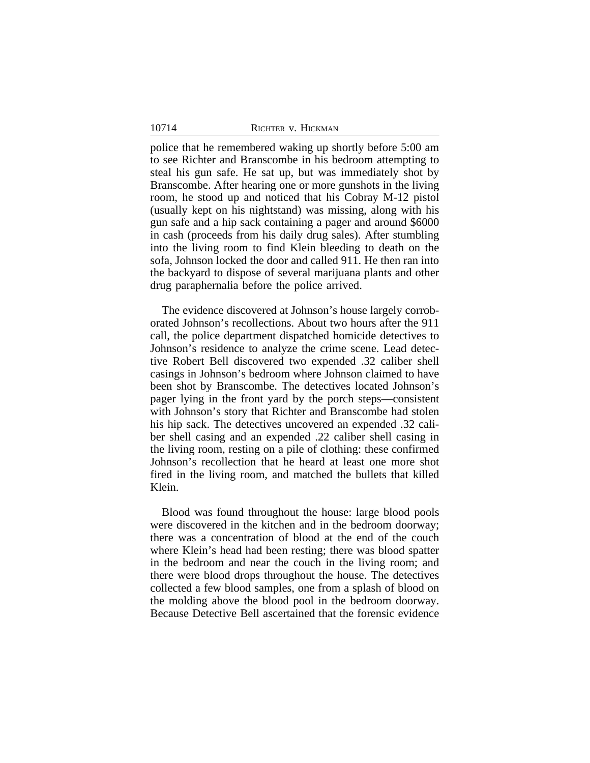police that he remembered waking up shortly before 5:00 am to see Richter and Branscombe in his bedroom attempting to steal his gun safe. He sat up, but was immediately shot by Branscombe. After hearing one or more gunshots in the living room, he stood up and noticed that his Cobray M-12 pistol (usually kept on his nightstand) was missing, along with his gun safe and a hip sack containing a pager and around $6000 in cash (proceeds from his daily drug sales). After stumbling into the living room to find Klein bleeding to death on the sofa, Johnson locked the door and called 911. He then ran into the backyard to dispose of several marijuana plants and other drug paraphernalia before the police arrived.

The evidence discovered at Johnson's house largely corroborated Johnson's recollections. About two hours after the 911 call, the police department dispatched homicide detectives to Johnson's residence to analyze the crime scene. Lead detective Robert Bell discovered two expended .32 caliber shell casings in Johnson's bedroom where Johnson claimed to have been shot by Branscombe. The detectives located Johnson's pager lying in the front yard by the porch steps—consistent with Johnson's story that Richter and Branscombe had stolen his hip sack. The detectives uncovered an expended .32 caliber shell casing and an expended .22 caliber shell casing in the living room, resting on a pile of clothing: these confirmed Johnson's recollection that he heard at least one more shot fired in the living room, and matched the bullets that killed Klein.

Blood was found throughout the house: large blood pools were discovered in the kitchen and in the bedroom doorway; there was a concentration of blood at the end of the couch where Klein's head had been resting; there was blood spatter in the bedroom and near the couch in the living room; and there were blood drops throughout the house. The detectives collected a few blood samples, one from a splash of blood on the molding above the blood pool in the bedroom doorway. Because Detective Bell ascertained that the forensic evidence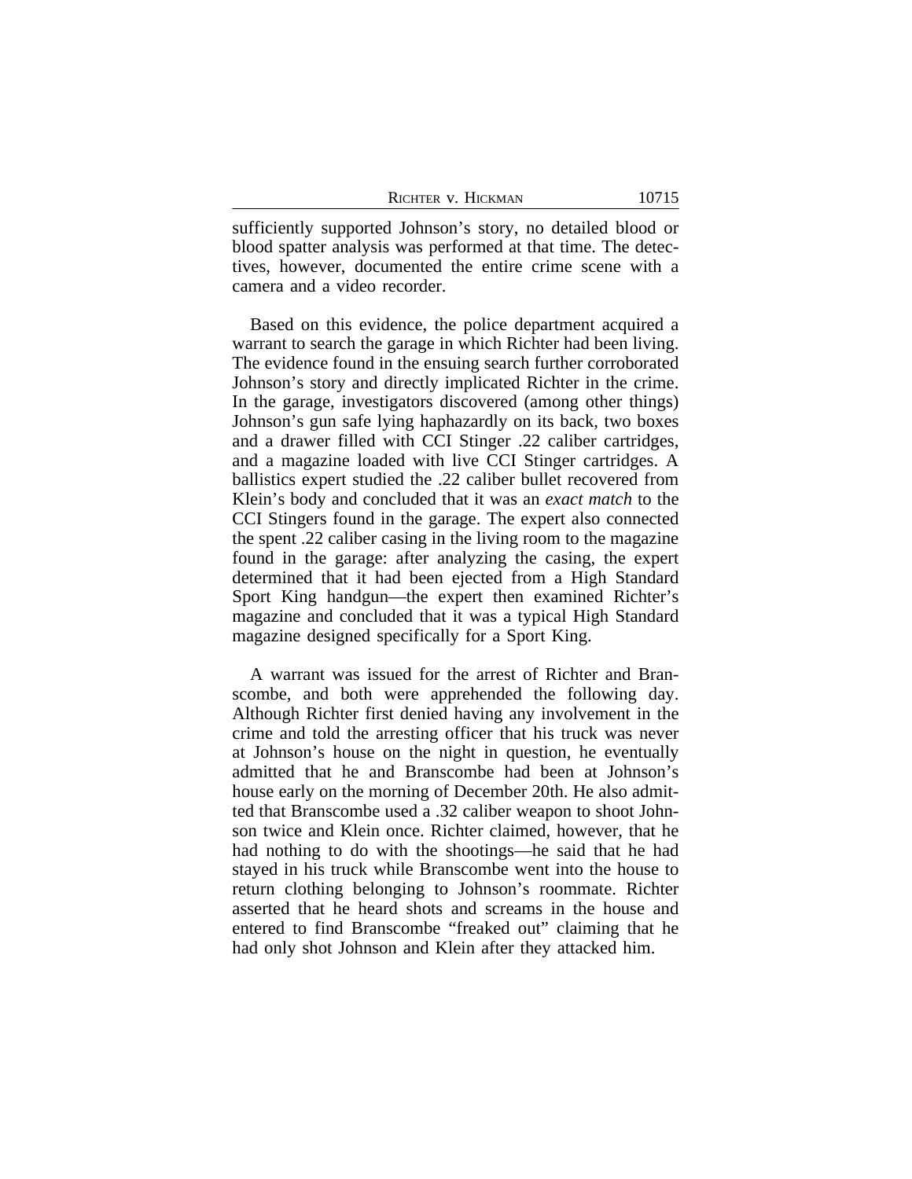sufficiently supported Johnson's story, no detailed blood or blood spatter analysis was performed at that time. The detectives, however, documented the entire crime scene with a camera and a video recorder.

Based on this evidence, the police department acquired a warrant to search the garage in which Richter had been living. The evidence found in the ensuing search further corroborated Johnson's story and directly implicated Richter in the crime. In the garage, investigators discovered (among other things) Johnson's gun safe lying haphazardly on its back, two boxes and a drawer filled with CCI Stinger .22 caliber cartridges, and a magazine loaded with live CCI Stinger cartridges. A ballistics expert studied the .22 caliber bullet recovered from Klein's body and concluded that it was an *exact match* to the CCI Stingers found in the garage. The expert also connected the spent .22 caliber casing in the living room to the magazine found in the garage: after analyzing the casing, the expert determined that it had been ejected from a High Standard Sport King handgun—the expert then examined Richter's magazine and concluded that it was a typical High Standard magazine designed specifically for a Sport King.

A warrant was issued for the arrest of Richter and Branscombe, and both were apprehended the following day. Although Richter first denied having any involvement in the crime and told the arresting officer that his truck was never at Johnson's house on the night in question, he eventually admitted that he and Branscombe had been at Johnson's house early on the morning of December 20th. He also admitted that Branscombe used a .32 caliber weapon to shoot Johnson twice and Klein once. Richter claimed, however, that he had nothing to do with the shootings—he said that he had stayed in his truck while Branscombe went into the house to return clothing belonging to Johnson's roommate. Richter asserted that he heard shots and screams in the house and entered to find Branscombe "freaked out" claiming that he had only shot Johnson and Klein after they attacked him.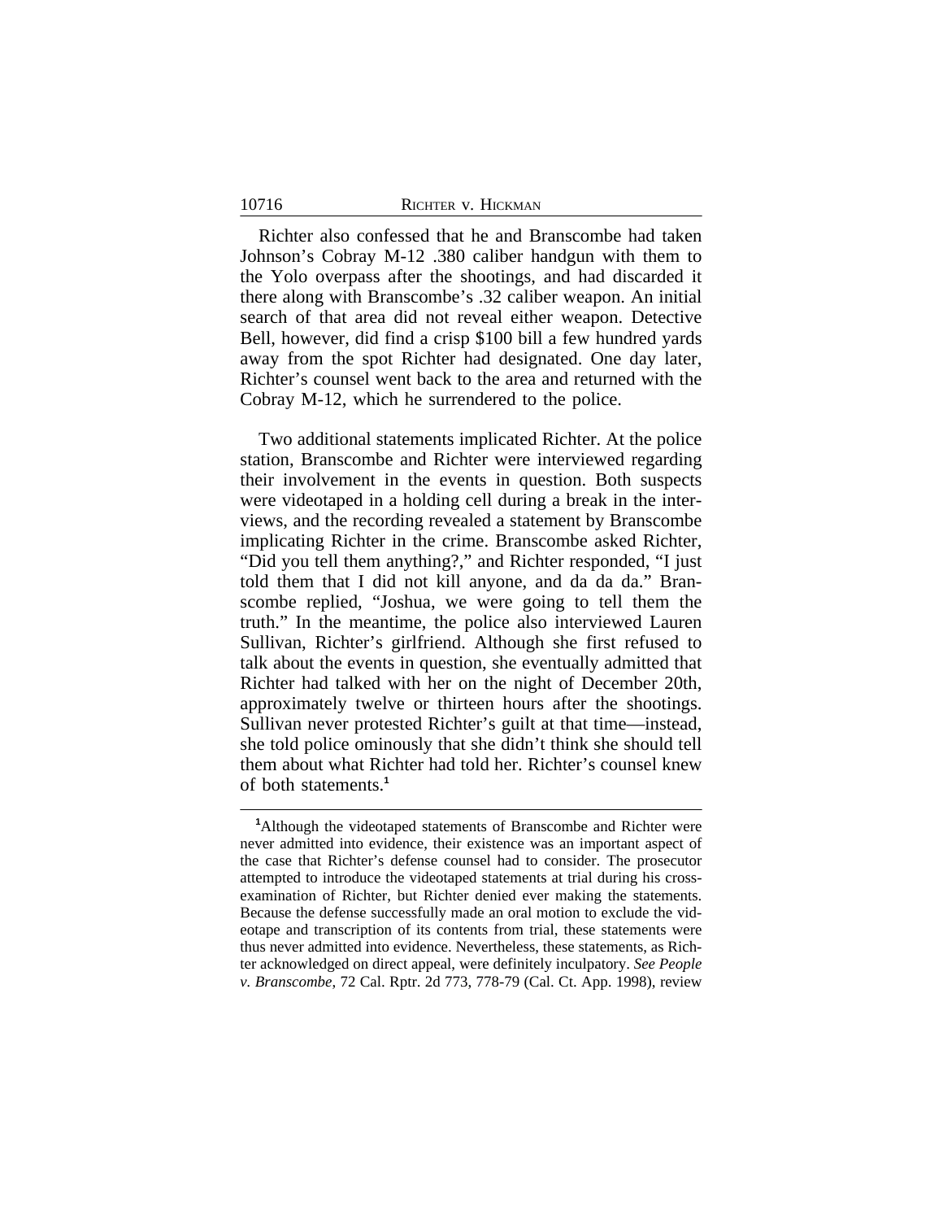Richter also confessed that he and Branscombe had taken Johnson's Cobray M-12 .380 caliber handgun with them to the Yolo overpass after the shootings, and had discarded it there along with Branscombe's .32 caliber weapon. An initial search of that area did not reveal either weapon. Detective Bell, however, did find a crisp $100 bill a few hundred yards away from the spot Richter had designated. One day later, Richter's counsel went back to the area and returned with the Cobray M-12, which he surrendered to the police.

Two additional statements implicated Richter. At the police station, Branscombe and Richter were interviewed regarding their involvement in the events in question. Both suspects were videotaped in a holding cell during a break in the interviews, and the recording revealed a statement by Branscombe implicating Richter in the crime. Branscombe asked Richter, "Did you tell them anything?," and Richter responded, "I just told them that I did not kill anyone, and da da da." Branscombe replied, "Joshua, we were going to tell them the truth." In the meantime, the police also interviewed Lauren Sullivan, Richter's girlfriend. Although she first refused to talk about the events in question, she eventually admitted that Richter had talked with her on the night of December 20th, approximately twelve or thirteen hours after the shootings. Sullivan never protested Richter's guilt at that time—instead, she told police ominously that she didn't think she should tell them about what Richter had told her. Richter's counsel knew of both statements.[1]

---

[1]Although the videotaped statements of Branscombe and Richter were never admitted into evidence, their existence was an important aspect of the case that Richter's defense counsel had to consider. The prosecutor attempted to introduce the videotaped statements at trial during his cross-examination of Richter, but Richter denied ever making the statements. Because the defense successfully made an oral motion to exclude the videotape and transcription of its contents from trial, these statements were thus never admitted into evidence. Nevertheless, these statements, as Richter acknowledged on direct appeal, were definitely inculpatory. *See People v. Branscombe*, 72 Cal. Rptr. 2d 773, 778-79 (Cal. Ct. App. 1998), review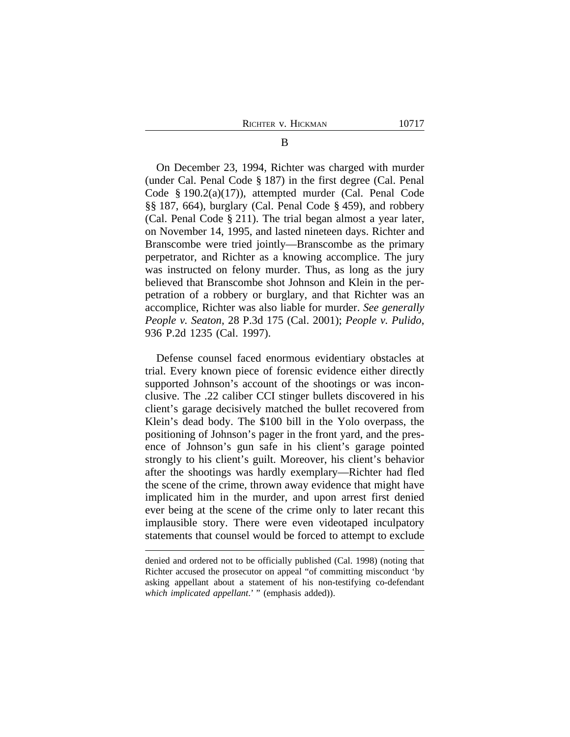B

On December 23, 1994, Richter was charged with murder (under Cal. Penal Code § 187) in the first degree (Cal. Penal Code § 190.2(a)(17)), attempted murder (Cal. Penal Code §§ 187, 664), burglary (Cal. Penal Code § 459), and robbery (Cal. Penal Code § 211). The trial began almost a year later, on November 14, 1995, and lasted nineteen days. Richter and Branscombe were tried jointly—Branscombe as the primary perpetrator, and Richter as a knowing accomplice. The jury was instructed on felony murder. Thus, as long as the jury believed that Branscombe shot Johnson and Klein in the perpetration of a robbery or burglary, and that Richter was an accomplice, Richter was also liable for murder. *See generally People v. Seaton*, 28 P.3d 175 (Cal. 2001); *People v. Pulido*, 936 P.2d 1235 (Cal. 1997).

Defense counsel faced enormous evidentiary obstacles at trial. Every known piece of forensic evidence either directly supported Johnson's account of the shootings or was inconclusive. The .22 caliber CCI stinger bullets discovered in his client's garage decisively matched the bullet recovered from Klein's dead body. The $100 bill in the Yolo overpass, the positioning of Johnson's pager in the front yard, and the presence of Johnson's gun safe in his client's garage pointed strongly to his client's guilt. Moreover, his client's behavior after the shootings was hardly exemplary—Richter had fled the scene of the crime, thrown away evidence that might have implicated him in the murder, and upon arrest first denied ever being at the scene of the crime only to later recant this implausible story. There were even videotaped inculpatory statements that counsel would be forced to attempt to exclude

denied and ordered not to be officially published (Cal. 1998) (noting that Richter accused the prosecutor on appeal "of committing misconduct 'by asking appellant about a statement of his non-testifying co-defendant *which implicated appellant*.' " (emphasis added)).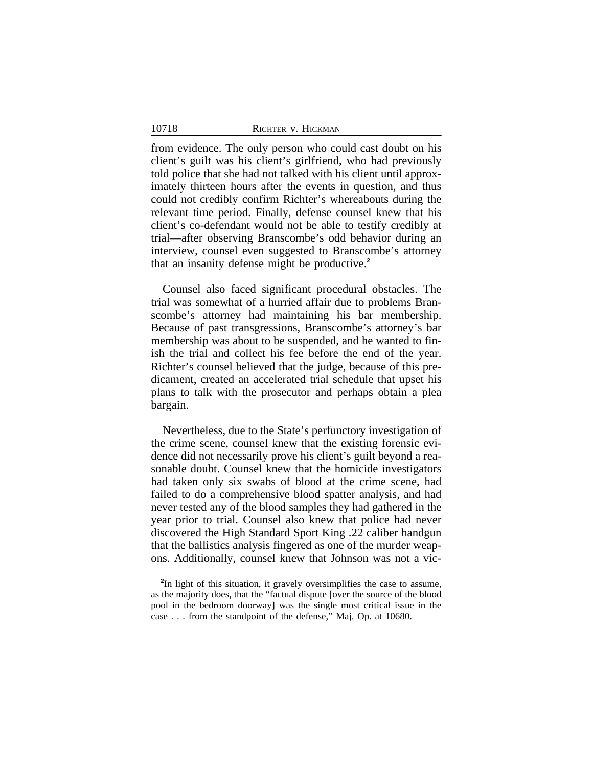from evidence. The only person who could cast doubt on his client's guilt was his client's girlfriend, who had previously told police that she had not talked with his client until approximately thirteen hours after the events in question, and thus could not credibly confirm Richter's whereabouts during the relevant time period. Finally, defense counsel knew that his client's co-defendant would not be able to testify credibly at trial—after observing Branscombe's odd behavior during an interview, counsel even suggested to Branscombe's attorney that an insanity defense might be productive.[2]

Counsel also faced significant procedural obstacles. The trial was somewhat of a hurried affair due to problems Branscombe's attorney had maintaining his bar membership. Because of past transgressions, Branscombe's attorney's bar membership was about to be suspended, and he wanted to finish the trial and collect his fee before the end of the year. Richter's counsel believed that the judge, because of this predicament, created an accelerated trial schedule that upset his plans to talk with the prosecutor and perhaps obtain a plea bargain.

Nevertheless, due to the State's perfunctory investigation of the crime scene, counsel knew that the existing forensic evidence did not necessarily prove his client's guilt beyond a reasonable doubt. Counsel knew that the homicide investigators had taken only six swabs of blood at the crime scene, had failed to do a comprehensive blood spatter analysis, and had never tested any of the blood samples they had gathered in the year prior to trial. Counsel also knew that police had never discovered the High Standard Sport King .22 caliber handgun that the ballistics analysis fingered as one of the murder weapons. Additionally, counsel knew that Johnson was not a vic-

[2]In light of this situation, it gravely oversimplifies the case to assume, as the majority does, that the "factual dispute [over the source of the blood pool in the bedroom doorway] was the single most critical issue in the case . . . from the standpoint of the defense," Maj. Op. at 10680.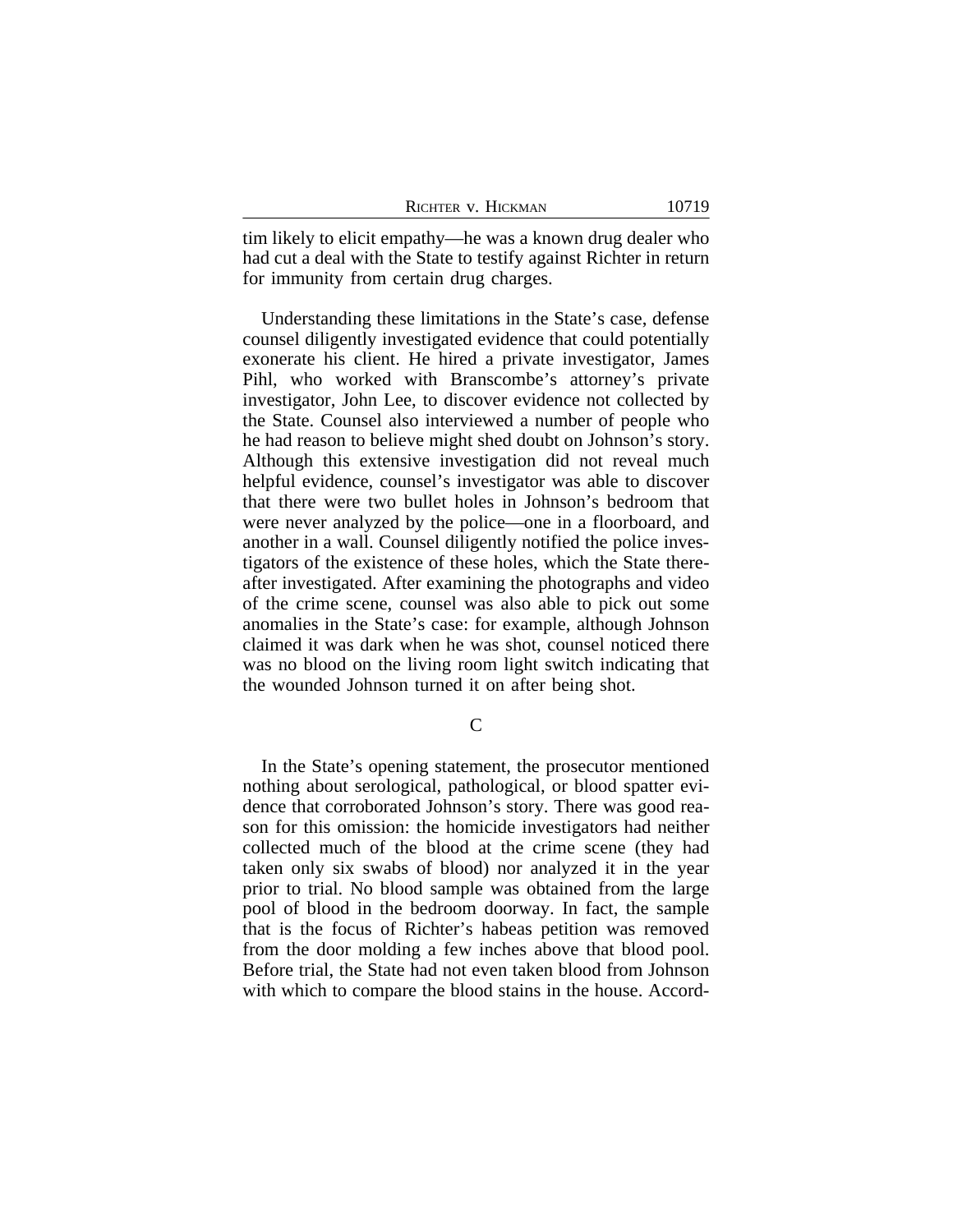tim likely to elicit empathy—he was a known drug dealer who had cut a deal with the State to testify against Richter in return for immunity from certain drug charges.

Understanding these limitations in the State's case, defense counsel diligently investigated evidence that could potentially exonerate his client. He hired a private investigator, James Pihl, who worked with Branscombe's attorney's private investigator, John Lee, to discover evidence not collected by the State. Counsel also interviewed a number of people who he had reason to believe might shed doubt on Johnson's story. Although this extensive investigation did not reveal much helpful evidence, counsel's investigator was able to discover that there were two bullet holes in Johnson's bedroom that were never analyzed by the police—one in a floorboard, and another in a wall. Counsel diligently notified the police investigators of the existence of these holes, which the State thereafter investigated. After examining the photographs and video of the crime scene, counsel was also able to pick out some anomalies in the State's case: for example, although Johnson claimed it was dark when he was shot, counsel noticed there was no blood on the living room light switch indicating that the wounded Johnson turned it on after being shot.

C

In the State's opening statement, the prosecutor mentioned nothing about serological, pathological, or blood spatter evidence that corroborated Johnson's story. There was good reason for this omission: the homicide investigators had neither collected much of the blood at the crime scene (they had taken only six swabs of blood) nor analyzed it in the year prior to trial. No blood sample was obtained from the large pool of blood in the bedroom doorway. In fact, the sample that is the focus of Richter's habeas petition was removed from the door molding a few inches above that blood pool. Before trial, the State had not even taken blood from Johnson with which to compare the blood stains in the house. Accord-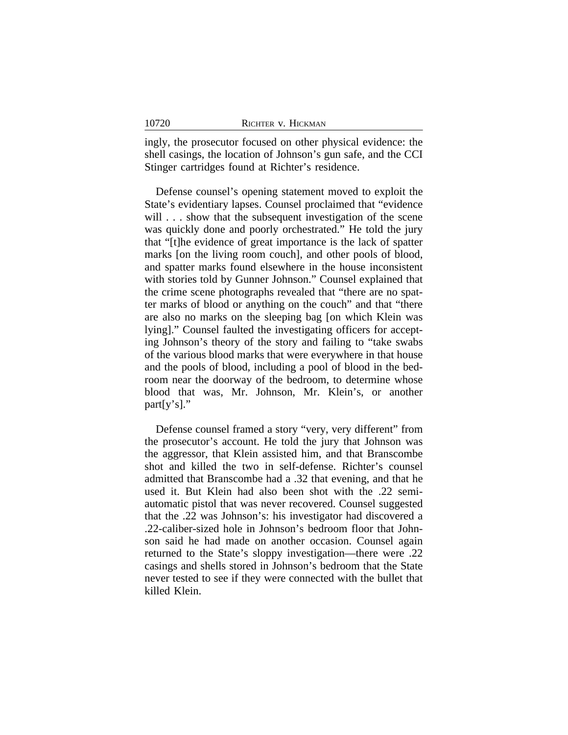ingly, the prosecutor focused on other physical evidence: the shell casings, the location of Johnson's gun safe, and the CCI Stinger cartridges found at Richter's residence.

Defense counsel's opening statement moved to exploit the State's evidentiary lapses. Counsel proclaimed that "evidence will . . . show that the subsequent investigation of the scene was quickly done and poorly orchestrated." He told the jury that "[t]he evidence of great importance is the lack of spatter marks [on the living room couch], and other pools of blood, and spatter marks found elsewhere in the house inconsistent with stories told by Gunner Johnson." Counsel explained that the crime scene photographs revealed that "there are no spatter marks of blood or anything on the couch" and that "there are also no marks on the sleeping bag [on which Klein was lying]." Counsel faulted the investigating officers for accepting Johnson's theory of the story and failing to "take swabs of the various blood marks that were everywhere in that house and the pools of blood, including a pool of blood in the bedroom near the doorway of the bedroom, to determine whose blood that was, Mr. Johnson, Mr. Klein's, or another part[y's]."

Defense counsel framed a story "very, very different" from the prosecutor's account. He told the jury that Johnson was the aggressor, that Klein assisted him, and that Branscombe shot and killed the two in self-defense. Richter's counsel admitted that Branscombe had a .32 that evening, and that he used it. But Klein had also been shot with the .22 semi-automatic pistol that was never recovered. Counsel suggested that the .22 was Johnson's: his investigator had discovered a .22-caliber-sized hole in Johnson's bedroom floor that Johnson said he had made on another occasion. Counsel again returned to the State's sloppy investigation—there were .22 casings and shells stored in Johnson's bedroom that the State never tested to see if they were connected with the bullet that killed Klein.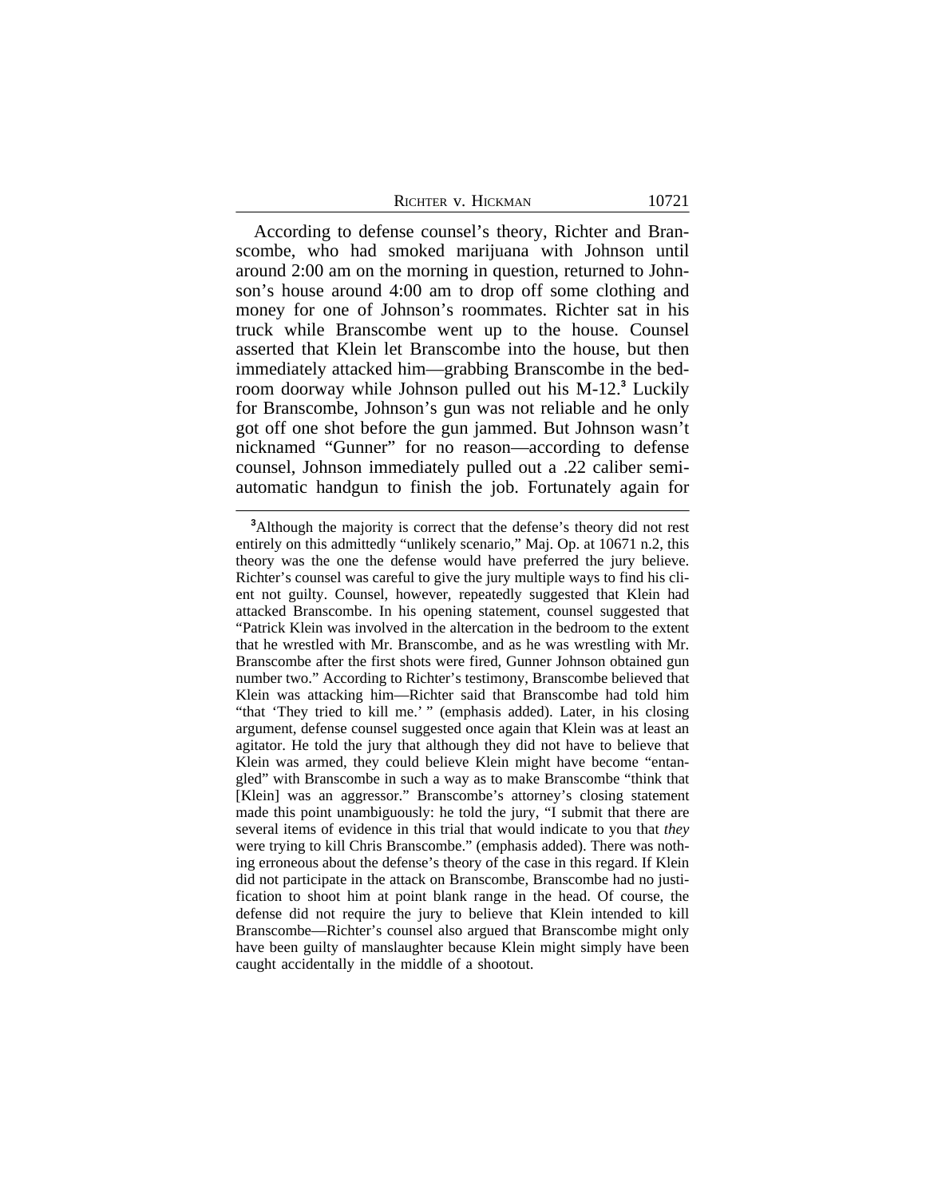According to defense counsel's theory, Richter and Branscombe, who had smoked marijuana with Johnson until around 2:00 am on the morning in question, returned to Johnson's house around 4:00 am to drop off some clothing and money for one of Johnson's roommates. Richter sat in his truck while Branscombe went up to the house. Counsel asserted that Klein let Branscombe into the house, but then immediately attacked him—grabbing Branscombe in the bedroom doorway while Johnson pulled out his M-12.[3] Luckily for Branscombe, Johnson's gun was not reliable and he only got off one shot before the gun jammed. But Johnson wasn't nicknamed "Gunner" for no reason—according to defense counsel, Johnson immediately pulled out a .22 caliber semiautomatic handgun to finish the job. Fortunately again for

---

[3]Although the majority is correct that the defense's theory did not rest entirely on this admittedly "unlikely scenario," Maj. Op. at 10671 n.2, this theory was the one the defense would have preferred the jury believe. Richter's counsel was careful to give the jury multiple ways to find his client not guilty. Counsel, however, repeatedly suggested that Klein had attacked Branscombe. In his opening statement, counsel suggested that "Patrick Klein was involved in the altercation in the bedroom to the extent that he wrestled with Mr. Branscombe, and as he was wrestling with Mr. Branscombe after the first shots were fired, Gunner Johnson obtained gun number two." According to Richter's testimony, Branscombe believed that Klein was attacking him—Richter said that Branscombe had told him "that 'They tried to kill me.' " (emphasis added). Later, in his closing argument, defense counsel suggested once again that Klein was at least an agitator. He told the jury that although they did not have to believe that Klein was armed, they could believe Klein might have become "entangled" with Branscombe in such a way as to make Branscombe "think that [Klein] was an aggressor." Branscombe's attorney's closing statement made this point unambiguously: he told the jury, "I submit that there are several items of evidence in this trial that would indicate to you that *they* were trying to kill Chris Branscombe." (emphasis added). There was nothing erroneous about the defense's theory of the case in this regard. If Klein did not participate in the attack on Branscombe, Branscombe had no justification to shoot him at point blank range in the head. Of course, the defense did not require the jury to believe that Klein intended to kill Branscombe—Richter's counsel also argued that Branscombe might only have been guilty of manslaughter because Klein might simply have been caught accidentally in the middle of a shootout.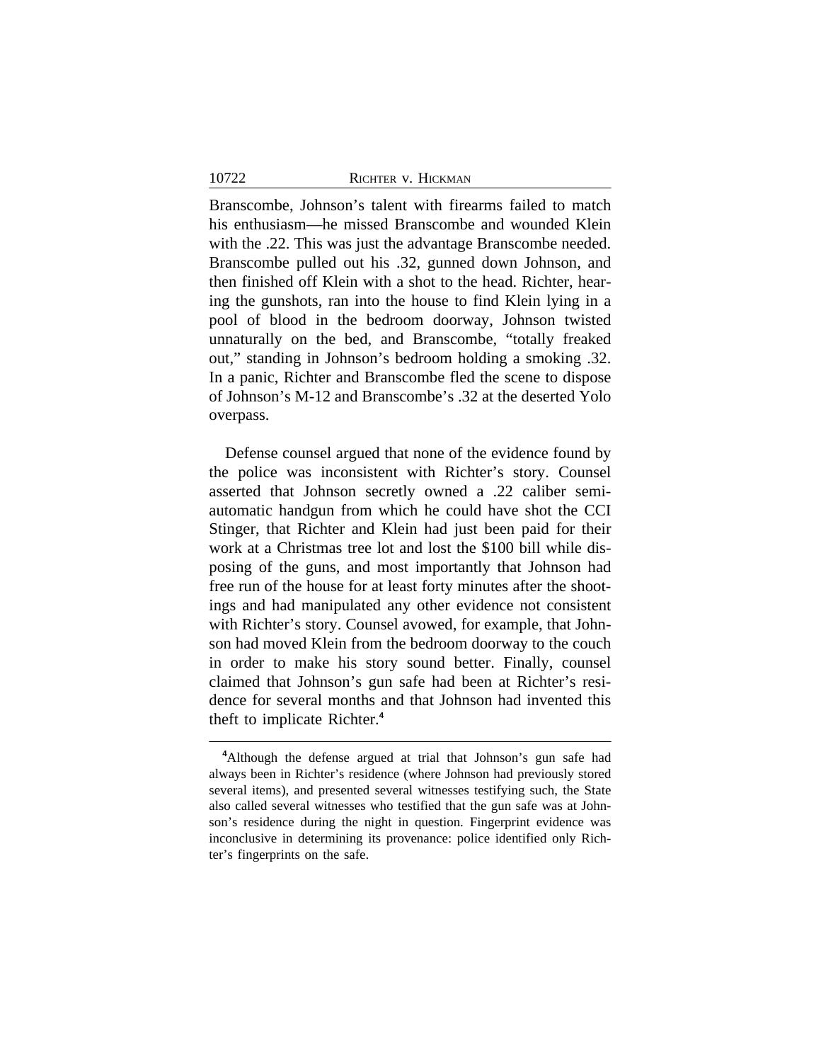Branscombe, Johnson's talent with firearms failed to match his enthusiasm—he missed Branscombe and wounded Klein with the .22. This was just the advantage Branscombe needed. Branscombe pulled out his .32, gunned down Johnson, and then finished off Klein with a shot to the head. Richter, hearing the gunshots, ran into the house to find Klein lying in a pool of blood in the bedroom doorway, Johnson twisted unnaturally on the bed, and Branscombe, "totally freaked out," standing in Johnson's bedroom holding a smoking .32. In a panic, Richter and Branscombe fled the scene to dispose of Johnson's M-12 and Branscombe's .32 at the deserted Yolo overpass.

Defense counsel argued that none of the evidence found by the police was inconsistent with Richter's story. Counsel asserted that Johnson secretly owned a .22 caliber semi-automatic handgun from which he could have shot the CCI Stinger, that Richter and Klein had just been paid for their work at a Christmas tree lot and lost the $100 bill while disposing of the guns, and most importantly that Johnson had free run of the house for at least forty minutes after the shootings and had manipulated any other evidence not consistent with Richter's story. Counsel avowed, for example, that Johnson had moved Klein from the bedroom doorway to the couch in order to make his story sound better. Finally, counsel claimed that Johnson's gun safe had been at Richter's residence for several months and that Johnson had invented this theft to implicate Richter.[4]

[4]Although the defense argued at trial that Johnson's gun safe had always been in Richter's residence (where Johnson had previously stored several items), and presented several witnesses testifying such, the State also called several witnesses who testified that the gun safe was at Johnson's residence during the night in question. Fingerprint evidence was inconclusive in determining its provenance: police identified only Richter's fingerprints on the safe.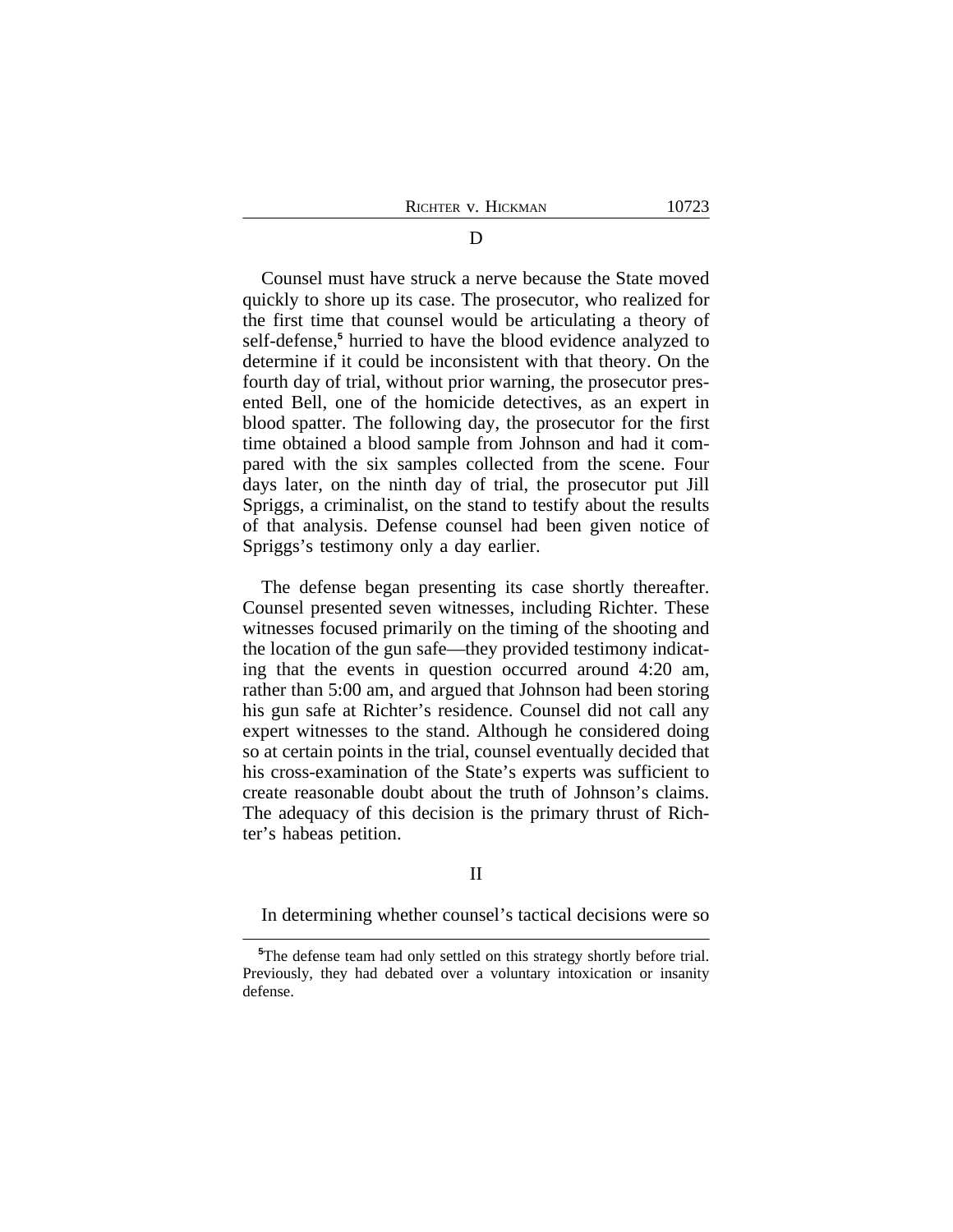D

Counsel must have struck a nerve because the State moved quickly to shore up its case. The prosecutor, who realized for the first time that counsel would be articulating a theory of self-defense,[5] hurried to have the blood evidence analyzed to determine if it could be inconsistent with that theory. On the fourth day of trial, without prior warning, the prosecutor presented Bell, one of the homicide detectives, as an expert in blood spatter. The following day, the prosecutor for the first time obtained a blood sample from Johnson and had it compared with the six samples collected from the scene. Four days later, on the ninth day of trial, the prosecutor put Jill Spriggs, a criminalist, on the stand to testify about the results of that analysis. Defense counsel had been given notice of Spriggs's testimony only a day earlier.

The defense began presenting its case shortly thereafter. Counsel presented seven witnesses, including Richter. These witnesses focused primarily on the timing of the shooting and the location of the gun safe—they provided testimony indicating that the events in question occurred around 4:20 am, rather than 5:00 am, and argued that Johnson had been storing his gun safe at Richter's residence. Counsel did not call any expert witnesses to the stand. Although he considered doing so at certain points in the trial, counsel eventually decided that his cross-examination of the State's experts was sufficient to create reasonable doubt about the truth of Johnson's claims. The adequacy of this decision is the primary thrust of Richter's habeas petition.

II

In determining whether counsel's tactical decisions were so

[5]The defense team had only settled on this strategy shortly before trial. Previously, they had debated over a voluntary intoxication or insanity defense.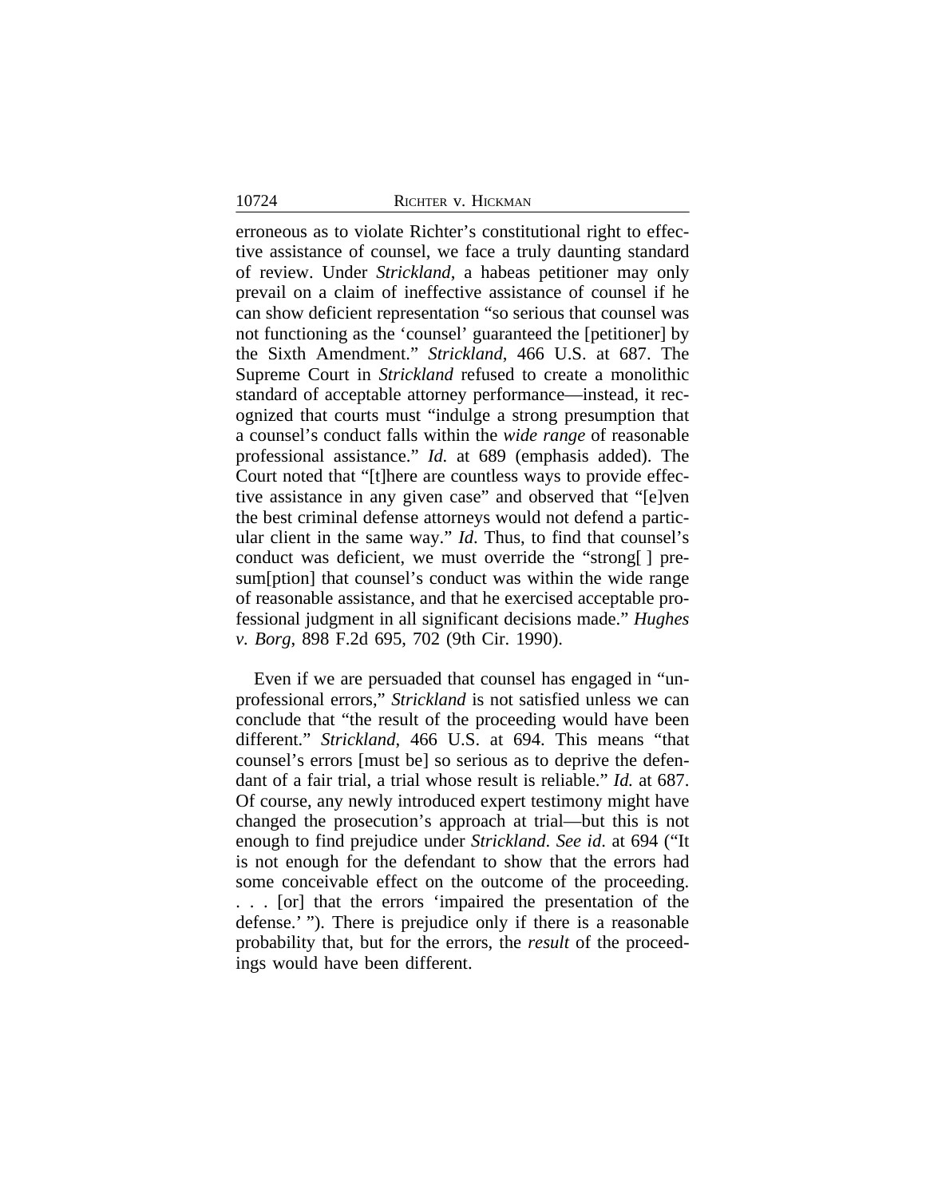erroneous as to violate Richter's constitutional right to effective assistance of counsel, we face a truly daunting standard of review. Under *Strickland*, a habeas petitioner may only prevail on a claim of ineffective assistance of counsel if he can show deficient representation "so serious that counsel was not functioning as the 'counsel' guaranteed the [petitioner] by the Sixth Amendment." *Strickland*, 466 U.S. at 687. The Supreme Court in *Strickland* refused to create a monolithic standard of acceptable attorney performance—instead, it recognized that courts must "indulge a strong presumption that a counsel's conduct falls within the *wide range* of reasonable professional assistance." *Id.* at 689 (emphasis added). The Court noted that "[t]here are countless ways to provide effective assistance in any given case" and observed that "[e]ven the best criminal defense attorneys would not defend a particular client in the same way." *Id*. Thus, to find that counsel's conduct was deficient, we must override the "strong[ ] presum[ption] that counsel's conduct was within the wide range of reasonable assistance, and that he exercised acceptable professional judgment in all significant decisions made." *Hughes v. Borg*, 898 F.2d 695, 702 (9th Cir. 1990).

Even if we are persuaded that counsel has engaged in "unprofessional errors," *Strickland* is not satisfied unless we can conclude that "the result of the proceeding would have been different." *Strickland*, 466 U.S. at 694. This means "that counsel's errors [must be] so serious as to deprive the defendant of a fair trial, a trial whose result is reliable." *Id.* at 687. Of course, any newly introduced expert testimony might have changed the prosecution's approach at trial—but this is not enough to find prejudice under *Strickland*. *See id*. at 694 ("It is not enough for the defendant to show that the errors had some conceivable effect on the outcome of the proceeding. . . . [or] that the errors 'impaired the presentation of the defense.' "). There is prejudice only if there is a reasonable probability that, but for the errors, the *result* of the proceedings would have been different.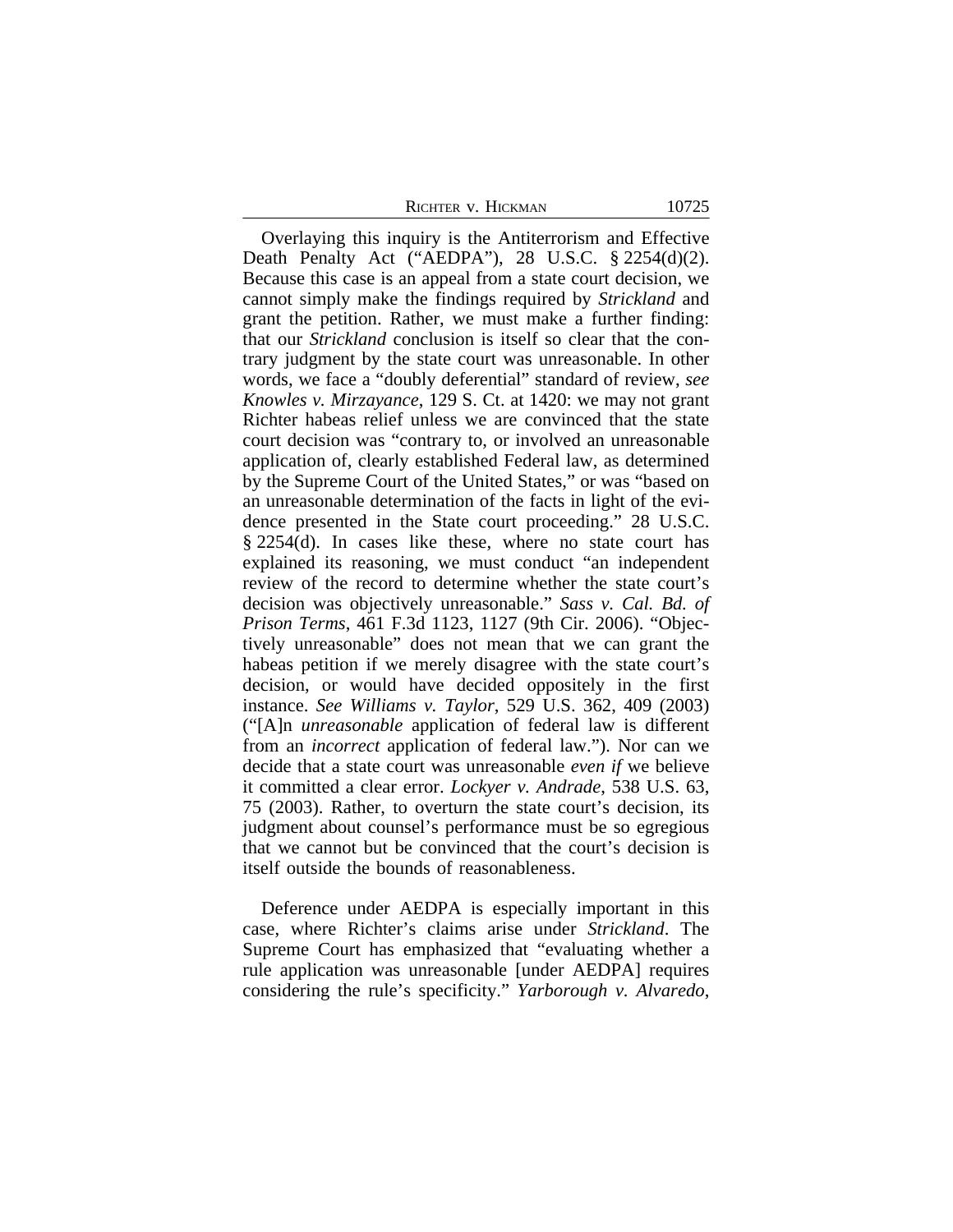Overlaying this inquiry is the Antiterrorism and Effective Death Penalty Act ("AEDPA"), 28 U.S.C. § 2254(d)(2). Because this case is an appeal from a state court decision, we cannot simply make the findings required by *Strickland* and grant the petition. Rather, we must make a further finding: that our *Strickland* conclusion is itself so clear that the contrary judgment by the state court was unreasonable. In other words, we face a "doubly deferential" standard of review, *see Knowles v. Mirzayance*, 129 S. Ct. at 1420: we may not grant Richter habeas relief unless we are convinced that the state court decision was "contrary to, or involved an unreasonable application of, clearly established Federal law, as determined by the Supreme Court of the United States," or was "based on an unreasonable determination of the facts in light of the evidence presented in the State court proceeding." 28 U.S.C. § 2254(d). In cases like these, where no state court has explained its reasoning, we must conduct "an independent review of the record to determine whether the state court's decision was objectively unreasonable." *Sass v. Cal. Bd. of Prison Terms*, 461 F.3d 1123, 1127 (9th Cir. 2006). "Objectively unreasonable" does not mean that we can grant the habeas petition if we merely disagree with the state court's decision, or would have decided oppositely in the first instance. *See Williams v. Taylor*, 529 U.S. 362, 409 (2003) ("[A]n *unreasonable* application of federal law is different from an *incorrect* application of federal law."). Nor can we decide that a state court was unreasonable *even if* we believe it committed a clear error. *Lockyer v. Andrade*, 538 U.S. 63, 75 (2003). Rather, to overturn the state court's decision, its judgment about counsel's performance must be so egregious that we cannot but be convinced that the court's decision is itself outside the bounds of reasonableness.

Deference under AEDPA is especially important in this case, where Richter's claims arise under *Strickland*. The Supreme Court has emphasized that "evaluating whether a rule application was unreasonable [under AEDPA] requires considering the rule's specificity." *Yarborough v. Alvaredo*,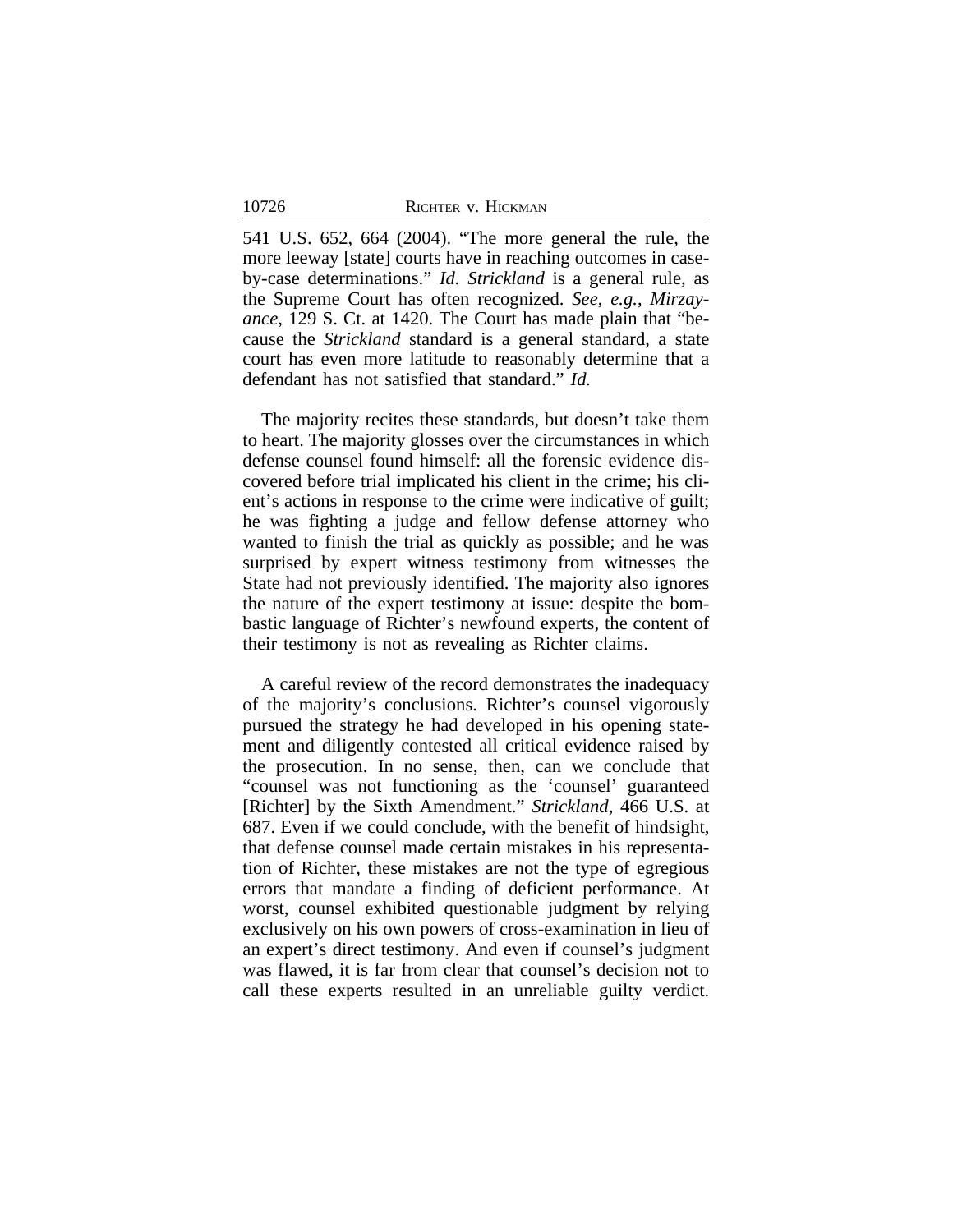541 U.S. 652, 664 (2004). "The more general the rule, the more leeway [state] courts have in reaching outcomes in case-by-case determinations." *Id. Strickland* is a general rule, as the Supreme Court has often recognized. *See, e.g.*, *Mirzayance*, 129 S. Ct. at 1420. The Court has made plain that "because the *Strickland* standard is a general standard, a state court has even more latitude to reasonably determine that a defendant has not satisfied that standard." *Id.*

The majority recites these standards, but doesn't take them to heart. The majority glosses over the circumstances in which defense counsel found himself: all the forensic evidence discovered before trial implicated his client in the crime; his client's actions in response to the crime were indicative of guilt; he was fighting a judge and fellow defense attorney who wanted to finish the trial as quickly as possible; and he was surprised by expert witness testimony from witnesses the State had not previously identified. The majority also ignores the nature of the expert testimony at issue: despite the bombastic language of Richter's newfound experts, the content of their testimony is not as revealing as Richter claims.

A careful review of the record demonstrates the inadequacy of the majority's conclusions. Richter's counsel vigorously pursued the strategy he had developed in his opening statement and diligently contested all critical evidence raised by the prosecution. In no sense, then, can we conclude that "counsel was not functioning as the 'counsel' guaranteed [Richter] by the Sixth Amendment." *Strickland*, 466 U.S. at 687. Even if we could conclude, with the benefit of hindsight, that defense counsel made certain mistakes in his representation of Richter, these mistakes are not the type of egregious errors that mandate a finding of deficient performance. At worst, counsel exhibited questionable judgment by relying exclusively on his own powers of cross-examination in lieu of an expert's direct testimony. And even if counsel's judgment was flawed, it is far from clear that counsel's decision not to call these experts resulted in an unreliable guilty verdict.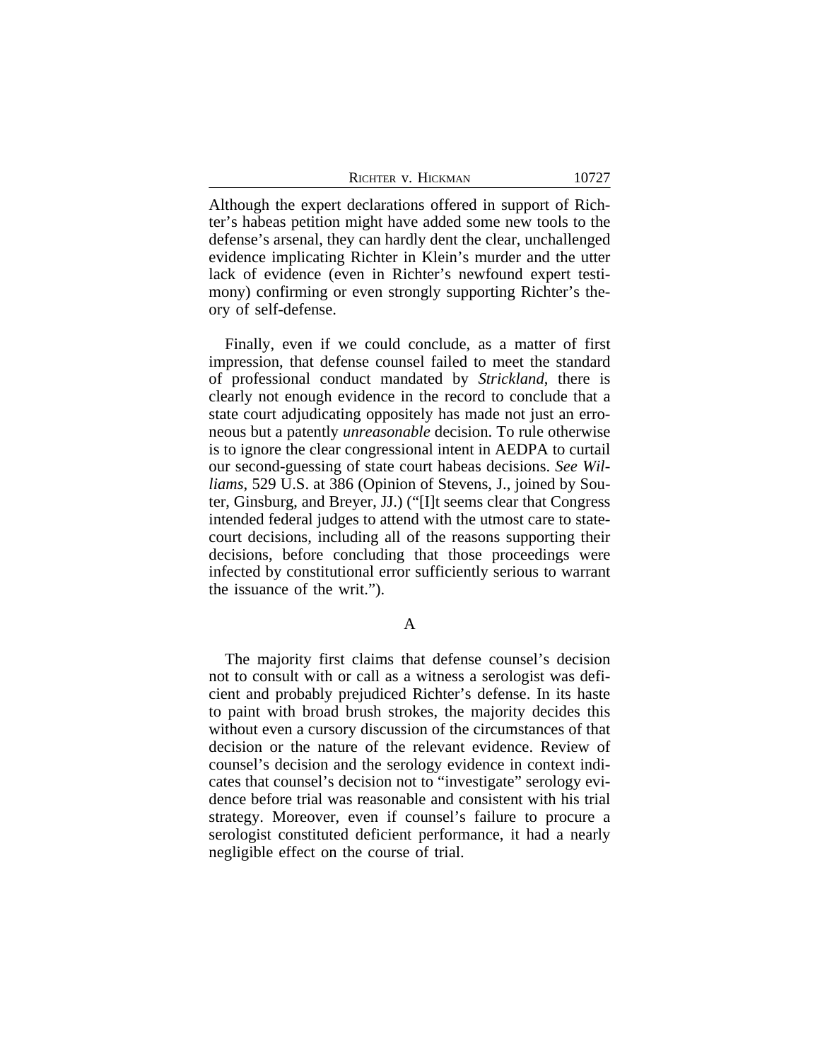Although the expert declarations offered in support of Richter's habeas petition might have added some new tools to the defense's arsenal, they can hardly dent the clear, unchallenged evidence implicating Richter in Klein's murder and the utter lack of evidence (even in Richter's newfound expert testimony) confirming or even strongly supporting Richter's theory of self-defense.

Finally, even if we could conclude, as a matter of first impression, that defense counsel failed to meet the standard of professional conduct mandated by *Strickland*, there is clearly not enough evidence in the record to conclude that a state court adjudicating oppositely has made not just an erroneous but a patently *unreasonable* decision. To rule otherwise is to ignore the clear congressional intent in AEDPA to curtail our second-guessing of state court habeas decisions. *See Williams*, 529 U.S. at 386 (Opinion of Stevens, J., joined by Souter, Ginsburg, and Breyer, JJ.) ("[I]t seems clear that Congress intended federal judges to attend with the utmost care to state-court decisions, including all of the reasons supporting their decisions, before concluding that those proceedings were infected by constitutional error sufficiently serious to warrant the issuance of the writ.").

### A

The majority first claims that defense counsel's decision not to consult with or call as a witness a serologist was deficient and probably prejudiced Richter's defense. In its haste to paint with broad brush strokes, the majority decides this without even a cursory discussion of the circumstances of that decision or the nature of the relevant evidence. Review of counsel's decision and the serology evidence in context indicates that counsel's decision not to "investigate" serology evidence before trial was reasonable and consistent with his trial strategy. Moreover, even if counsel's failure to procure a serologist constituted deficient performance, it had a nearly negligible effect on the course of trial.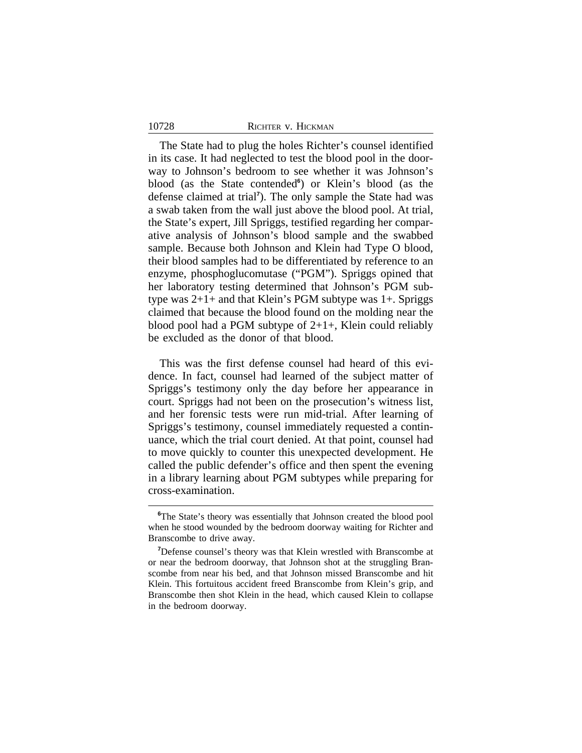The State had to plug the holes Richter's counsel identified in its case. It had neglected to test the blood pool in the doorway to Johnson's bedroom to see whether it was Johnson's blood (as the State contended[6]) or Klein's blood (as the defense claimed at trial[7]). The only sample the State had was a swab taken from the wall just above the blood pool. At trial, the State's expert, Jill Spriggs, testified regarding her comparative analysis of Johnson's blood sample and the swabbed sample. Because both Johnson and Klein had Type O blood, their blood samples had to be differentiated by reference to an enzyme, phosphoglucomutase ("PGM"). Spriggs opined that her laboratory testing determined that Johnson's PGM subtype was 2+1+ and that Klein's PGM subtype was 1+. Spriggs claimed that because the blood found on the molding near the blood pool had a PGM subtype of 2+1+, Klein could reliably be excluded as the donor of that blood.

This was the first defense counsel had heard of this evidence. In fact, counsel had learned of the subject matter of Spriggs's testimony only the day before her appearance in court. Spriggs had not been on the prosecution's witness list, and her forensic tests were run mid-trial. After learning of Spriggs's testimony, counsel immediately requested a continuance, which the trial court denied. At that point, counsel had to move quickly to counter this unexpected development. He called the public defender's office and then spent the evening in a library learning about PGM subtypes while preparing for cross-examination.

---

[6]The State's theory was essentially that Johnson created the blood pool when he stood wounded by the bedroom doorway waiting for Richter and Branscombe to drive away.

[7]Defense counsel's theory was that Klein wrestled with Branscombe at or near the bedroom doorway, that Johnson shot at the struggling Branscombe from near his bed, and that Johnson missed Branscombe and hit Klein. This fortuitous accident freed Branscombe from Klein's grip, and Branscombe then shot Klein in the head, which caused Klein to collapse in the bedroom doorway.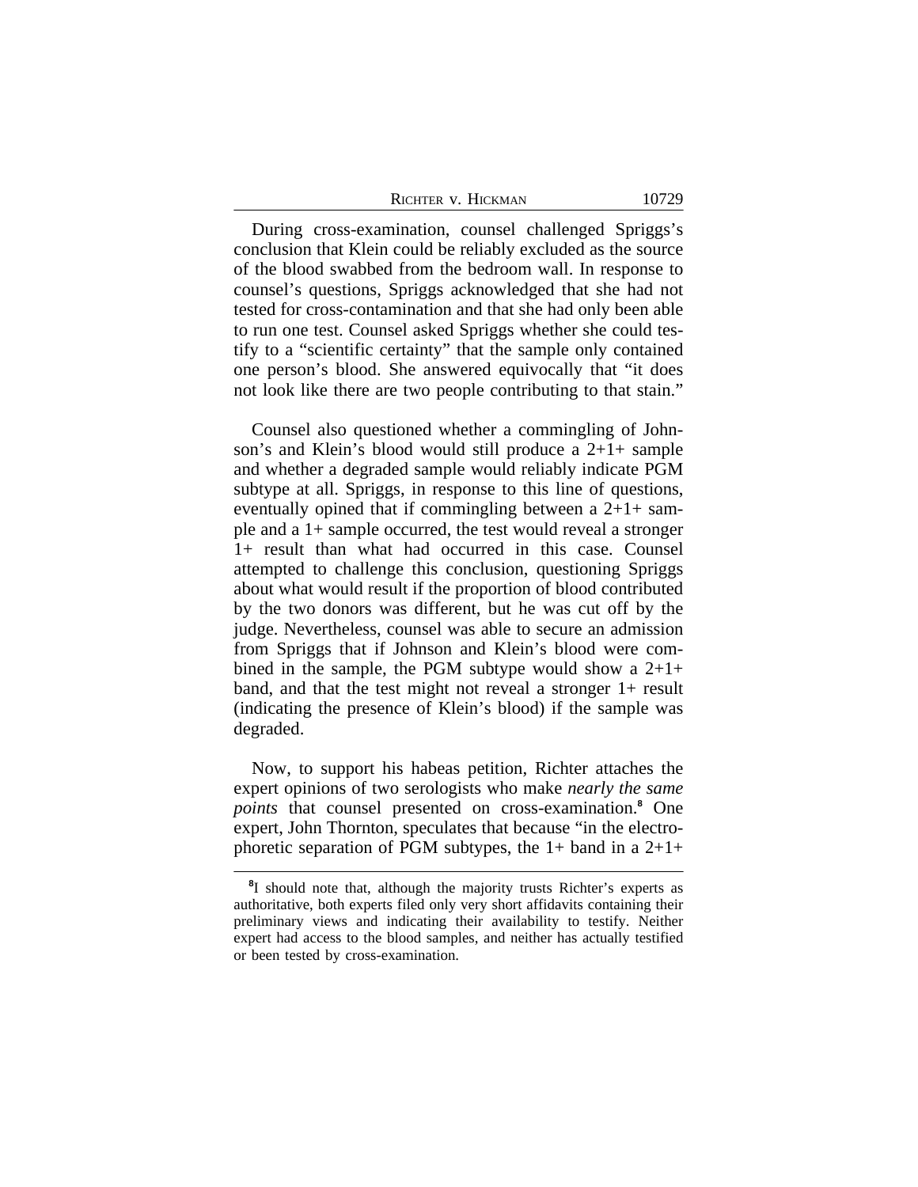During cross-examination, counsel challenged Spriggs's conclusion that Klein could be reliably excluded as the source of the blood swabbed from the bedroom wall. In response to counsel's questions, Spriggs acknowledged that she had not tested for cross-contamination and that she had only been able to run one test. Counsel asked Spriggs whether she could testify to a "scientific certainty" that the sample only contained one person's blood. She answered equivocally that "it does not look like there are two people contributing to that stain."

Counsel also questioned whether a commingling of Johnson's and Klein's blood would still produce a 2+1+ sample and whether a degraded sample would reliably indicate PGM subtype at all. Spriggs, in response to this line of questions, eventually opined that if commingling between a 2+1+ sample and a 1+ sample occurred, the test would reveal a stronger 1+ result than what had occurred in this case. Counsel attempted to challenge this conclusion, questioning Spriggs about what would result if the proportion of blood contributed by the two donors was different, but he was cut off by the judge. Nevertheless, counsel was able to secure an admission from Spriggs that if Johnson and Klein's blood were combined in the sample, the PGM subtype would show a 2+1+ band, and that the test might not reveal a stronger 1+ result (indicating the presence of Klein's blood) if the sample was degraded.

Now, to support his habeas petition, Richter attaches the expert opinions of two serologists who make *nearly the same points* that counsel presented on cross-examination.[8] One expert, John Thornton, speculates that because "in the electrophoretic separation of PGM subtypes, the 1+ band in a 2+1+

---

[8]I should note that, although the majority trusts Richter's experts as authoritative, both experts filed only very short affidavits containing their preliminary views and indicating their availability to testify. Neither expert had access to the blood samples, and neither has actually testified or been tested by cross-examination.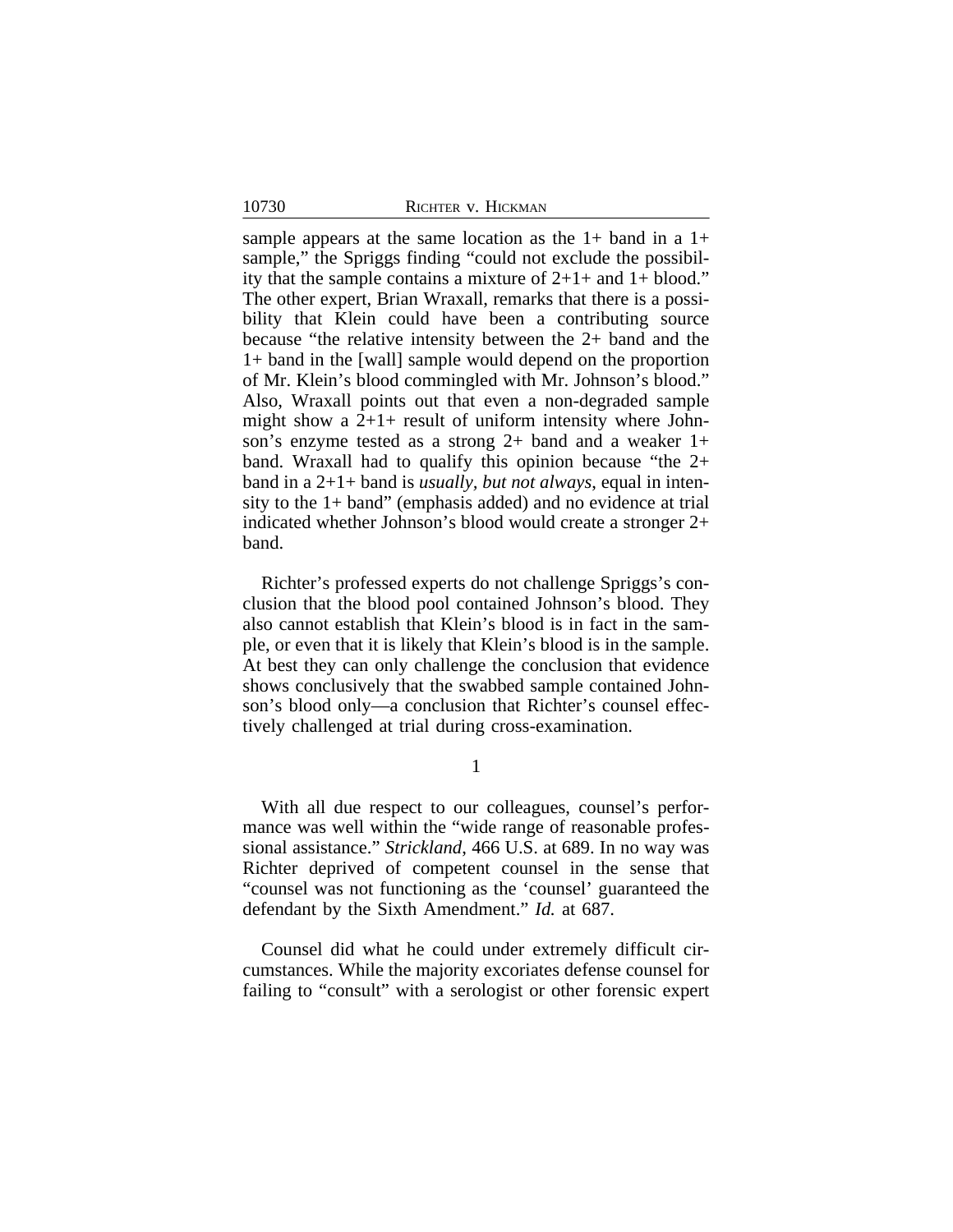sample appears at the same location as the 1+ band in a 1+ sample," the Spriggs finding "could not exclude the possibility that the sample contains a mixture of 2+1+ and 1+ blood." The other expert, Brian Wraxall, remarks that there is a possibility that Klein could have been a contributing source because "the relative intensity between the 2+ band and the 1+ band in the [wall] sample would depend on the proportion of Mr. Klein's blood commingled with Mr. Johnson's blood." Also, Wraxall points out that even a non-degraded sample might show a 2+1+ result of uniform intensity where Johnson's enzyme tested as a strong 2+ band and a weaker 1+ band. Wraxall had to qualify this opinion because "the 2+ band in a 2+1+ band is *usually, but not always*, equal in intensity to the 1+ band" (emphasis added) and no evidence at trial indicated whether Johnson's blood would create a stronger 2+ band.

Richter's professed experts do not challenge Spriggs's conclusion that the blood pool contained Johnson's blood. They also cannot establish that Klein's blood is in fact in the sample, or even that it is likely that Klein's blood is in the sample. At best they can only challenge the conclusion that evidence shows conclusively that the swabbed sample contained Johnson's blood only—a conclusion that Richter's counsel effectively challenged at trial during cross-examination.

1

With all due respect to our colleagues, counsel's performance was well within the "wide range of reasonable professional assistance." *Strickland*, 466 U.S. at 689. In no way was Richter deprived of competent counsel in the sense that "counsel was not functioning as the 'counsel' guaranteed the defendant by the Sixth Amendment." *Id.* at 687.

Counsel did what he could under extremely difficult circumstances. While the majority excoriates defense counsel for failing to "consult" with a serologist or other forensic expert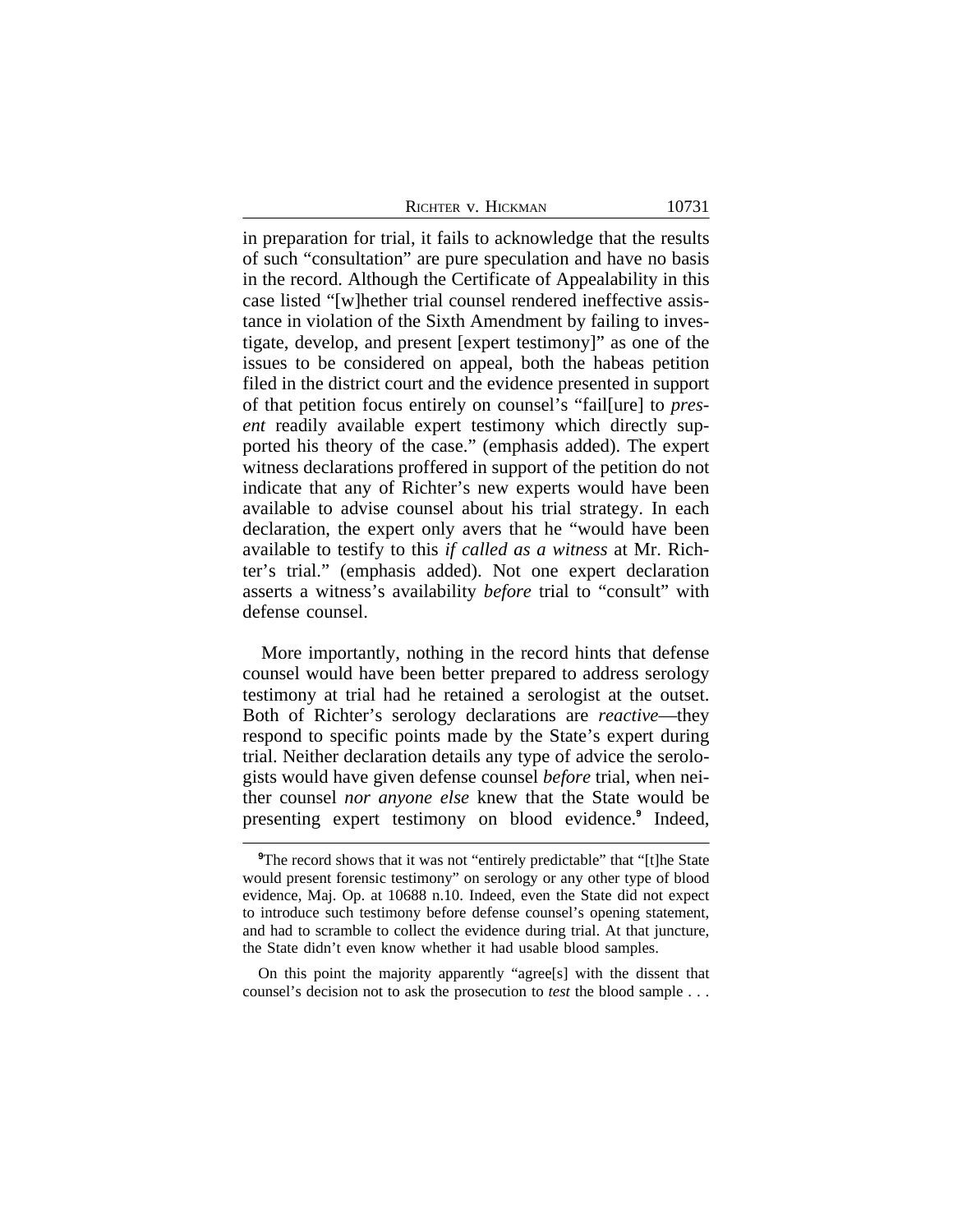in preparation for trial, it fails to acknowledge that the results of such "consultation" are pure speculation and have no basis in the record. Although the Certificate of Appealability in this case listed "[w]hether trial counsel rendered ineffective assistance in violation of the Sixth Amendment by failing to investigate, develop, and present [expert testimony]" as one of the issues to be considered on appeal, both the habeas petition filed in the district court and the evidence presented in support of that petition focus entirely on counsel's "fail[ure] to *present* readily available expert testimony which directly supported his theory of the case." (emphasis added). The expert witness declarations proffered in support of the petition do not indicate that any of Richter's new experts would have been available to advise counsel about his trial strategy. In each declaration, the expert only avers that he "would have been available to testify to this *if called as a witness* at Mr. Richter's trial." (emphasis added). Not one expert declaration asserts a witness's availability *before* trial to "consult" with defense counsel.

More importantly, nothing in the record hints that defense counsel would have been better prepared to address serology testimony at trial had he retained a serologist at the outset. Both of Richter's serology declarations are *reactive*—they respond to specific points made by the State's expert during trial. Neither declaration details any type of advice the serologists would have given defense counsel *before* trial, when neither counsel *nor anyone else* knew that the State would be presenting expert testimony on blood evidence.[9] Indeed,

[9]The record shows that it was not "entirely predictable" that "[t]he State would present forensic testimony" on serology or any other type of blood evidence, Maj. Op. at 10688 n.10. Indeed, even the State did not expect to introduce such testimony before defense counsel's opening statement, and had to scramble to collect the evidence during trial. At that juncture, the State didn't even know whether it had usable blood samples.

On this point the majority apparently "agree[s] with the dissent that counsel's decision not to ask the prosecution to *test* the blood sample . . .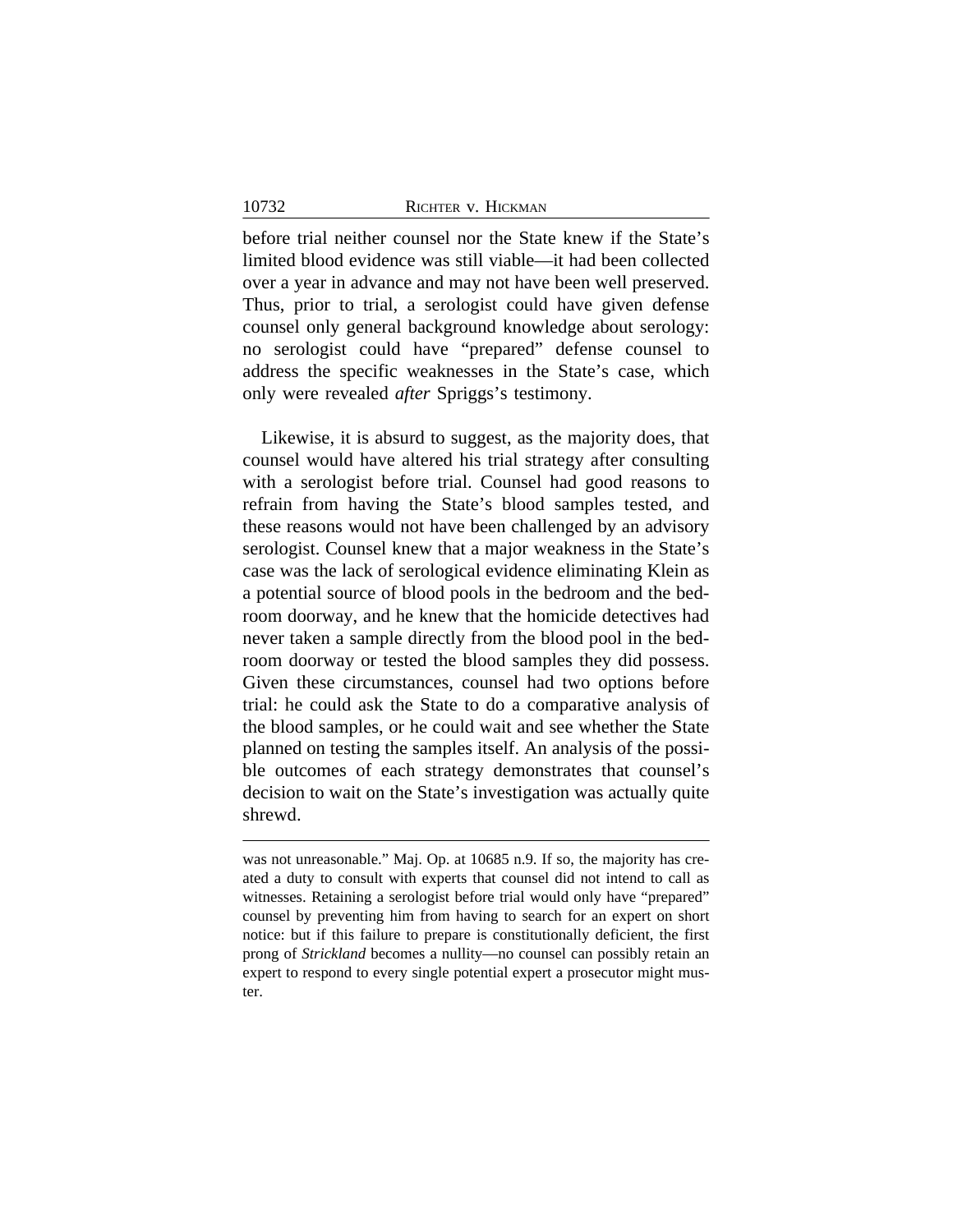before trial neither counsel nor the State knew if the State's limited blood evidence was still viable—it had been collected over a year in advance and may not have been well preserved. Thus, prior to trial, a serologist could have given defense counsel only general background knowledge about serology: no serologist could have "prepared" defense counsel to address the specific weaknesses in the State's case, which only were revealed *after* Spriggs's testimony.

Likewise, it is absurd to suggest, as the majority does, that counsel would have altered his trial strategy after consulting with a serologist before trial. Counsel had good reasons to refrain from having the State's blood samples tested, and these reasons would not have been challenged by an advisory serologist. Counsel knew that a major weakness in the State's case was the lack of serological evidence eliminating Klein as a potential source of blood pools in the bedroom and the bedroom doorway, and he knew that the homicide detectives had never taken a sample directly from the blood pool in the bedroom doorway or tested the blood samples they did possess. Given these circumstances, counsel had two options before trial: he could ask the State to do a comparative analysis of the blood samples, or he could wait and see whether the State planned on testing the samples itself. An analysis of the possible outcomes of each strategy demonstrates that counsel's decision to wait on the State's investigation was actually quite shrewd.

---

was not unreasonable." Maj. Op. at 10685 n.9. If so, the majority has created a duty to consult with experts that counsel did not intend to call as witnesses. Retaining a serologist before trial would only have "prepared" counsel by preventing him from having to search for an expert on short notice: but if this failure to prepare is constitutionally deficient, the first prong of *Strickland* becomes a nullity—no counsel can possibly retain an expert to respond to every single potential expert a prosecutor might muster.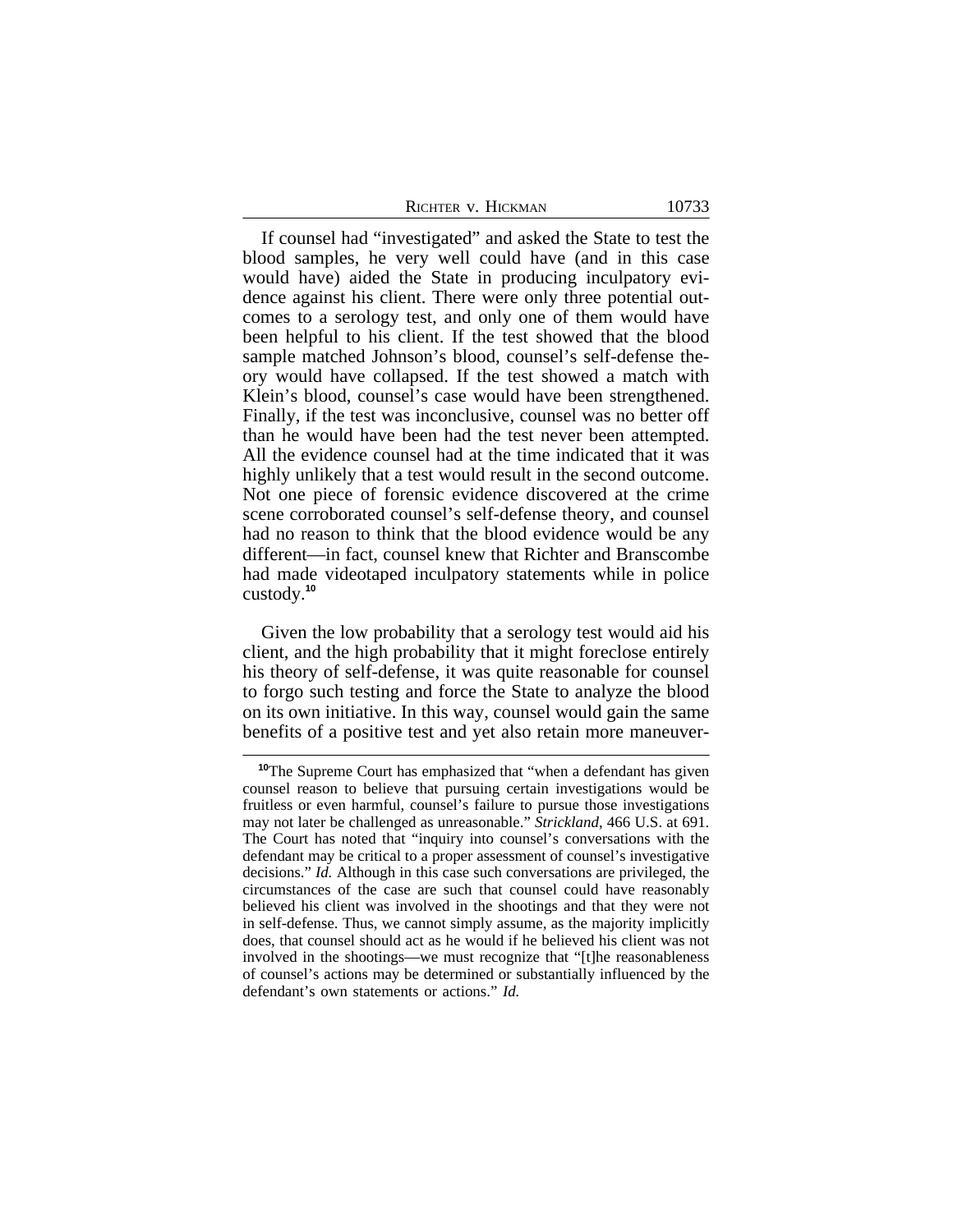If counsel had "investigated" and asked the State to test the blood samples, he very well could have (and in this case would have) aided the State in producing inculpatory evidence against his client. There were only three potential outcomes to a serology test, and only one of them would have been helpful to his client. If the test showed that the blood sample matched Johnson's blood, counsel's self-defense theory would have collapsed. If the test showed a match with Klein's blood, counsel's case would have been strengthened. Finally, if the test was inconclusive, counsel was no better off than he would have been had the test never been attempted. All the evidence counsel had at the time indicated that it was highly unlikely that a test would result in the second outcome. Not one piece of forensic evidence discovered at the crime scene corroborated counsel's self-defense theory, and counsel had no reason to think that the blood evidence would be any different—in fact, counsel knew that Richter and Branscombe had made videotaped inculpatory statements while in police custody.[10]

Given the low probability that a serology test would aid his client, and the high probability that it might foreclose entirely his theory of self-defense, it was quite reasonable for counsel to forgo such testing and force the State to analyze the blood on its own initiative. In this way, counsel would gain the same benefits of a positive test and yet also retain more maneuver-

---

[10]The Supreme Court has emphasized that "when a defendant has given counsel reason to believe that pursuing certain investigations would be fruitless or even harmful, counsel's failure to pursue those investigations may not later be challenged as unreasonable." *Strickland*, 466 U.S. at 691. The Court has noted that "inquiry into counsel's conversations with the defendant may be critical to a proper assessment of counsel's investigative decisions." *Id.* Although in this case such conversations are privileged, the circumstances of the case are such that counsel could have reasonably believed his client was involved in the shootings and that they were not in self-defense. Thus, we cannot simply assume, as the majority implicitly does, that counsel should act as he would if he believed his client was not involved in the shootings—we must recognize that "[t]he reasonableness of counsel's actions may be determined or substantially influenced by the defendant's own statements or actions." *Id.*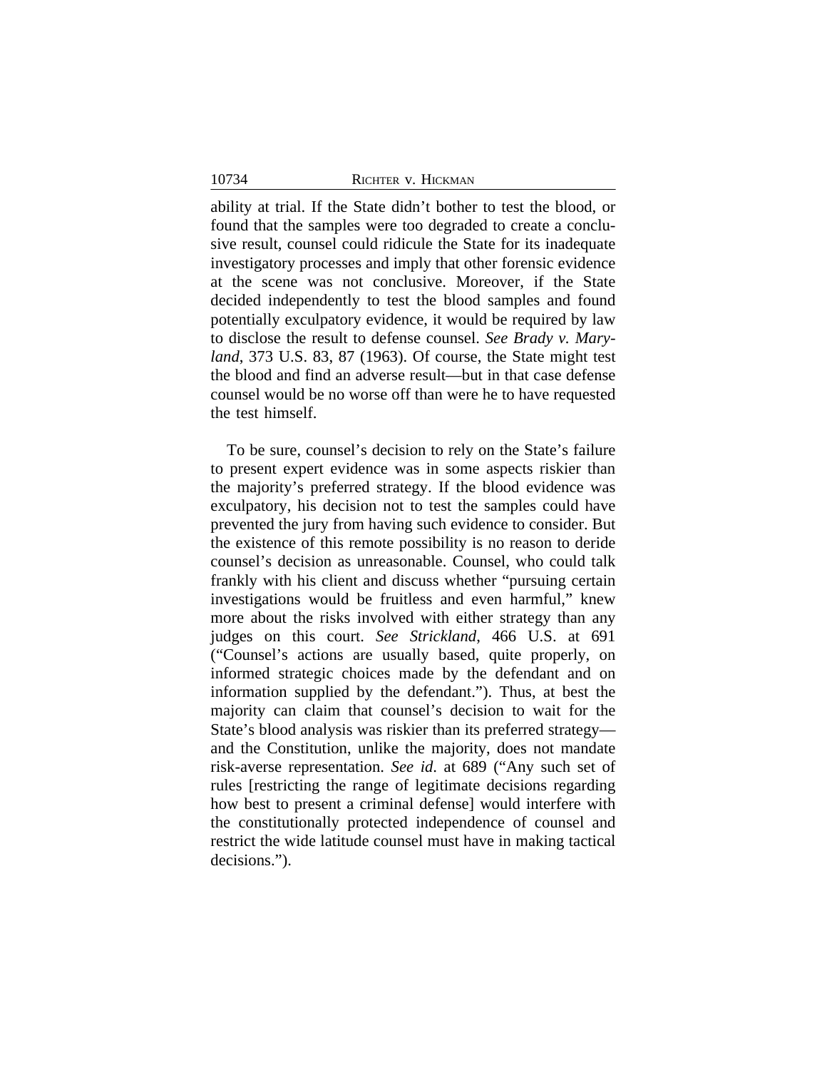ability at trial. If the State didn't bother to test the blood, or found that the samples were too degraded to create a conclusive result, counsel could ridicule the State for its inadequate investigatory processes and imply that other forensic evidence at the scene was not conclusive. Moreover, if the State decided independently to test the blood samples and found potentially exculpatory evidence, it would be required by law to disclose the result to defense counsel. *See Brady v. Maryland*, 373 U.S. 83, 87 (1963). Of course, the State might test the blood and find an adverse result—but in that case defense counsel would be no worse off than were he to have requested the test himself.

To be sure, counsel's decision to rely on the State's failure to present expert evidence was in some aspects riskier than the majority's preferred strategy. If the blood evidence was exculpatory, his decision not to test the samples could have prevented the jury from having such evidence to consider. But the existence of this remote possibility is no reason to deride counsel's decision as unreasonable. Counsel, who could talk frankly with his client and discuss whether "pursuing certain investigations would be fruitless and even harmful," knew more about the risks involved with either strategy than any judges on this court. *See Strickland*, 466 U.S. at 691 ("Counsel's actions are usually based, quite properly, on informed strategic choices made by the defendant and on information supplied by the defendant."). Thus, at best the majority can claim that counsel's decision to wait for the State's blood analysis was riskier than its preferred strategy—and the Constitution, unlike the majority, does not mandate risk-averse representation. *See id*. at 689 ("Any such set of rules [restricting the range of legitimate decisions regarding how best to present a criminal defense] would interfere with the constitutionally protected independence of counsel and restrict the wide latitude counsel must have in making tactical decisions.").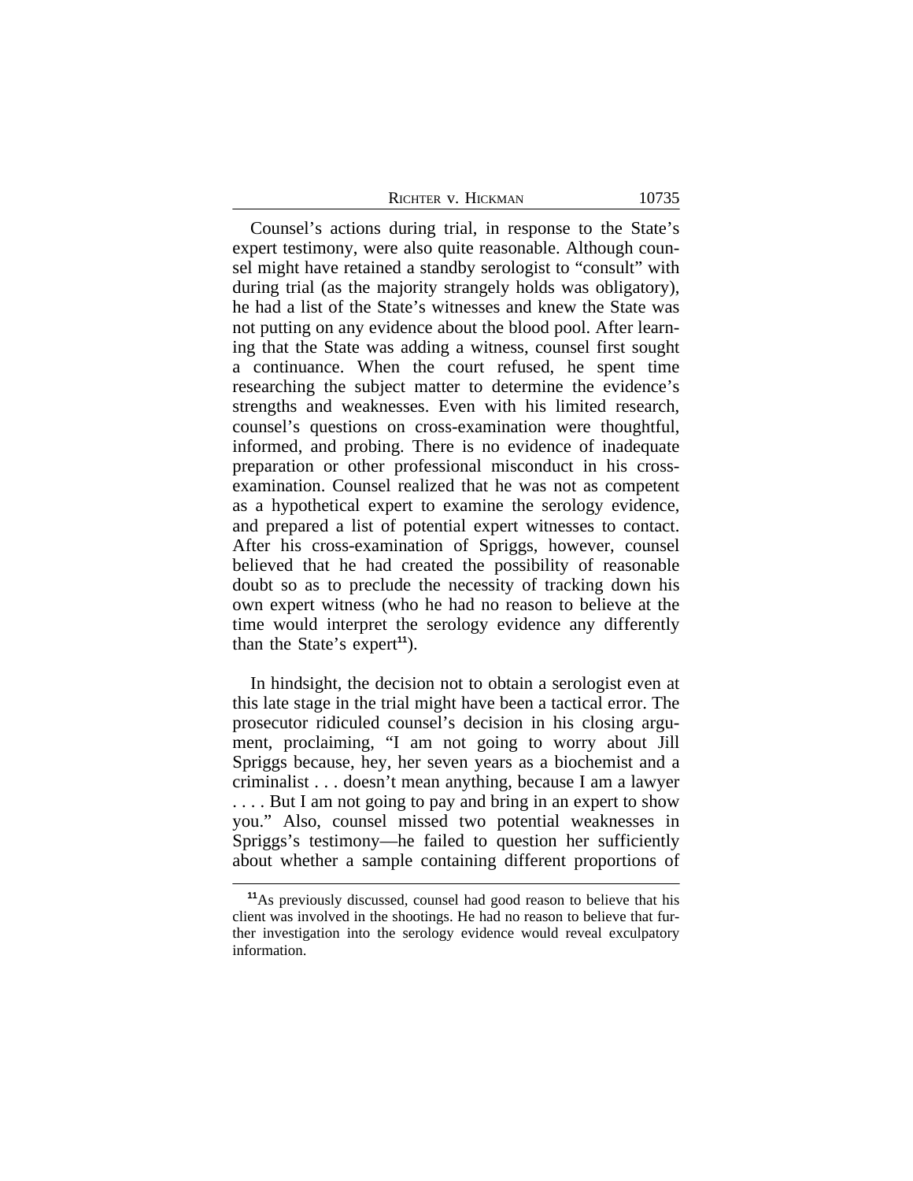Counsel's actions during trial, in response to the State's expert testimony, were also quite reasonable. Although counsel might have retained a standby serologist to "consult" with during trial (as the majority strangely holds was obligatory), he had a list of the State's witnesses and knew the State was not putting on any evidence about the blood pool. After learning that the State was adding a witness, counsel first sought a continuance. When the court refused, he spent time researching the subject matter to determine the evidence's strengths and weaknesses. Even with his limited research, counsel's questions on cross-examination were thoughtful, informed, and probing. There is no evidence of inadequate preparation or other professional misconduct in his cross-examination. Counsel realized that he was not as competent as a hypothetical expert to examine the serology evidence, and prepared a list of potential expert witnesses to contact. After his cross-examination of Spriggs, however, counsel believed that he had created the possibility of reasonable doubt so as to preclude the necessity of tracking down his own expert witness (who he had no reason to believe at the time would interpret the serology evidence any differently than the State's expert[11]).

In hindsight, the decision not to obtain a serologist even at this late stage in the trial might have been a tactical error. The prosecutor ridiculed counsel's decision in his closing argument, proclaiming, "I am not going to worry about Jill Spriggs because, hey, her seven years as a biochemist and a criminalist . . . doesn't mean anything, because I am a lawyer . . . . But I am not going to pay and bring in an expert to show you." Also, counsel missed two potential weaknesses in Spriggs's testimony—he failed to question her sufficiently about whether a sample containing different proportions of

[11]As previously discussed, counsel had good reason to believe that his client was involved in the shootings. He had no reason to believe that further investigation into the serology evidence would reveal exculpatory information.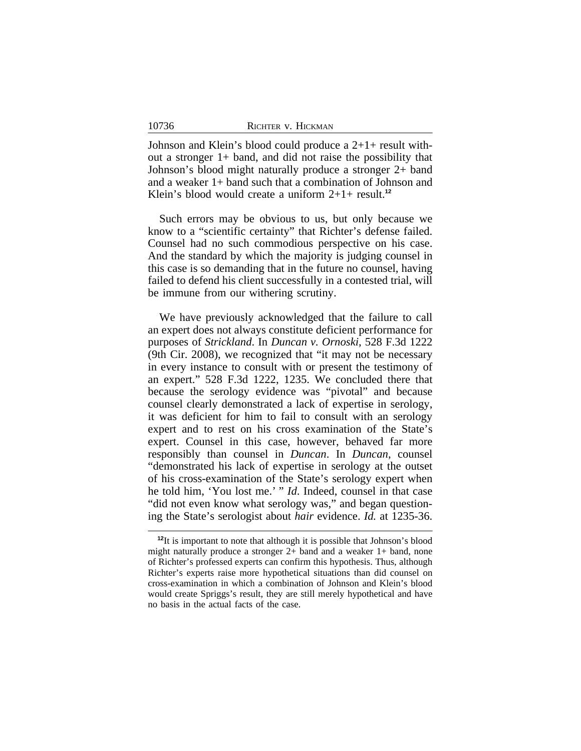Johnson and Klein's blood could produce a 2+1+ result without a stronger 1+ band, and did not raise the possibility that Johnson's blood might naturally produce a stronger 2+ band and a weaker 1+ band such that a combination of Johnson and Klein's blood would create a uniform 2+1+ result.[12]

Such errors may be obvious to us, but only because we know to a "scientific certainty" that Richter's defense failed. Counsel had no such commodious perspective on his case. And the standard by which the majority is judging counsel in this case is so demanding that in the future no counsel, having failed to defend his client successfully in a contested trial, will be immune from our withering scrutiny.

We have previously acknowledged that the failure to call an expert does not always constitute deficient performance for purposes of *Strickland*. In *Duncan v. Ornoski*, 528 F.3d 1222 (9th Cir. 2008), we recognized that "it may not be necessary in every instance to consult with or present the testimony of an expert." 528 F.3d 1222, 1235. We concluded there that because the serology evidence was "pivotal" and because counsel clearly demonstrated a lack of expertise in serology, it was deficient for him to fail to consult with an serology expert and to rest on his cross examination of the State's expert. Counsel in this case, however, behaved far more responsibly than counsel in *Duncan*. In *Duncan*, counsel "demonstrated his lack of expertise in serology at the outset of his cross-examination of the State's serology expert when he told him, 'You lost me.' " *Id*. Indeed, counsel in that case "did not even know what serology was," and began questioning the State's serologist about *hair* evidence. *Id.* at 1235-36.

---

[12]It is important to note that although it is possible that Johnson's blood might naturally produce a stronger 2+ band and a weaker 1+ band, none of Richter's professed experts can confirm this hypothesis. Thus, although Richter's experts raise more hypothetical situations than did counsel on cross-examination in which a combination of Johnson and Klein's blood would create Spriggs's result, they are still merely hypothetical and have no basis in the actual facts of the case.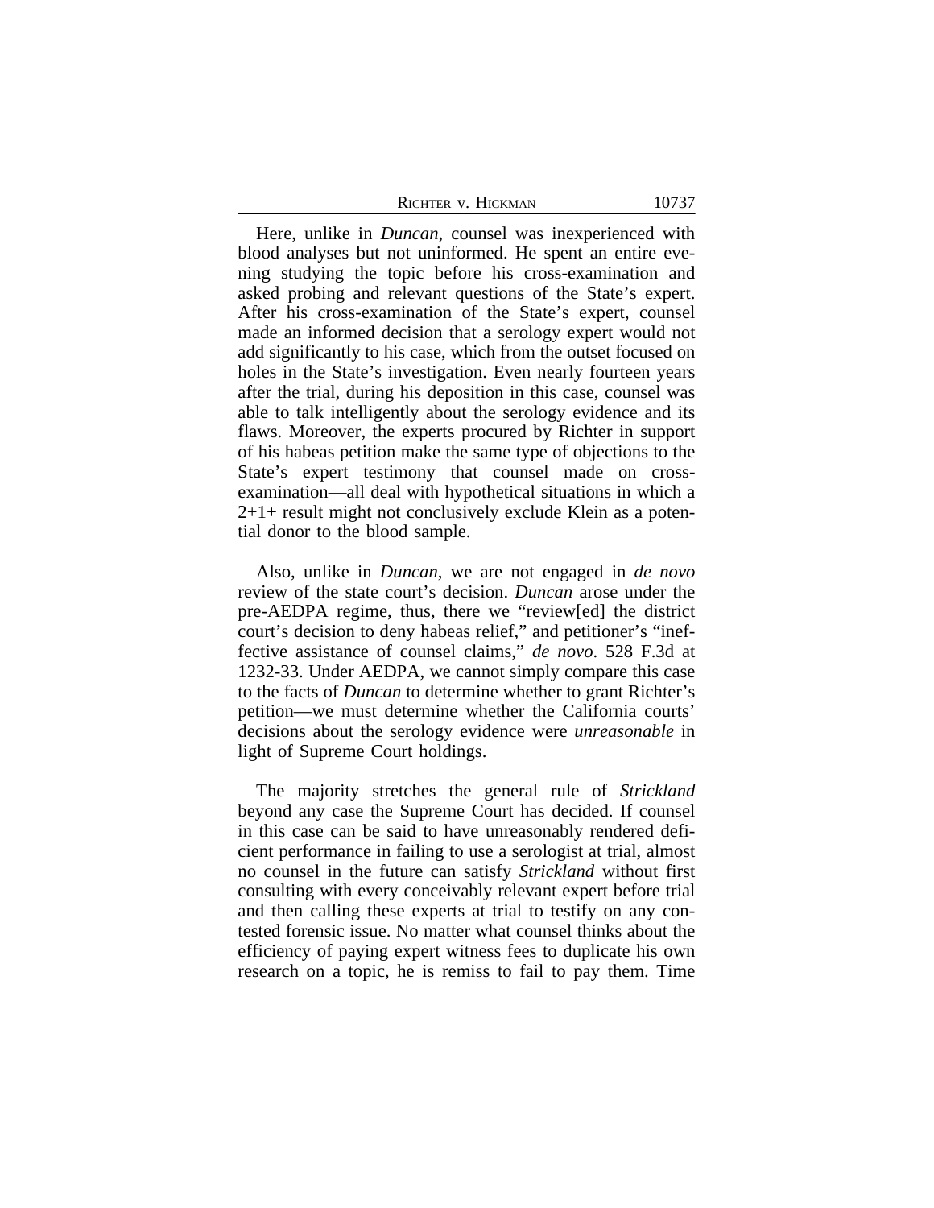Here, unlike in *Duncan*, counsel was inexperienced with blood analyses but not uninformed. He spent an entire evening studying the topic before his cross-examination and asked probing and relevant questions of the State's expert. After his cross-examination of the State's expert, counsel made an informed decision that a serology expert would not add significantly to his case, which from the outset focused on holes in the State's investigation. Even nearly fourteen years after the trial, during his deposition in this case, counsel was able to talk intelligently about the serology evidence and its flaws. Moreover, the experts procured by Richter in support of his habeas petition make the same type of objections to the State's expert testimony that counsel made on cross-examination—all deal with hypothetical situations in which a 2+1+ result might not conclusively exclude Klein as a potential donor to the blood sample.

Also, unlike in *Duncan*, we are not engaged in *de novo* review of the state court's decision. *Duncan* arose under the pre-AEDPA regime, thus, there we "review[ed] the district court's decision to deny habeas relief," and petitioner's "ineffective assistance of counsel claims," *de novo*. 528 F.3d at 1232-33. Under AEDPA, we cannot simply compare this case to the facts of *Duncan* to determine whether to grant Richter's petition—we must determine whether the California courts' decisions about the serology evidence were *unreasonable* in light of Supreme Court holdings.

The majority stretches the general rule of *Strickland* beyond any case the Supreme Court has decided. If counsel in this case can be said to have unreasonably rendered deficient performance in failing to use a serologist at trial, almost no counsel in the future can satisfy *Strickland* without first consulting with every conceivably relevant expert before trial and then calling these experts at trial to testify on any contested forensic issue. No matter what counsel thinks about the efficiency of paying expert witness fees to duplicate his own research on a topic, he is remiss to fail to pay them. Time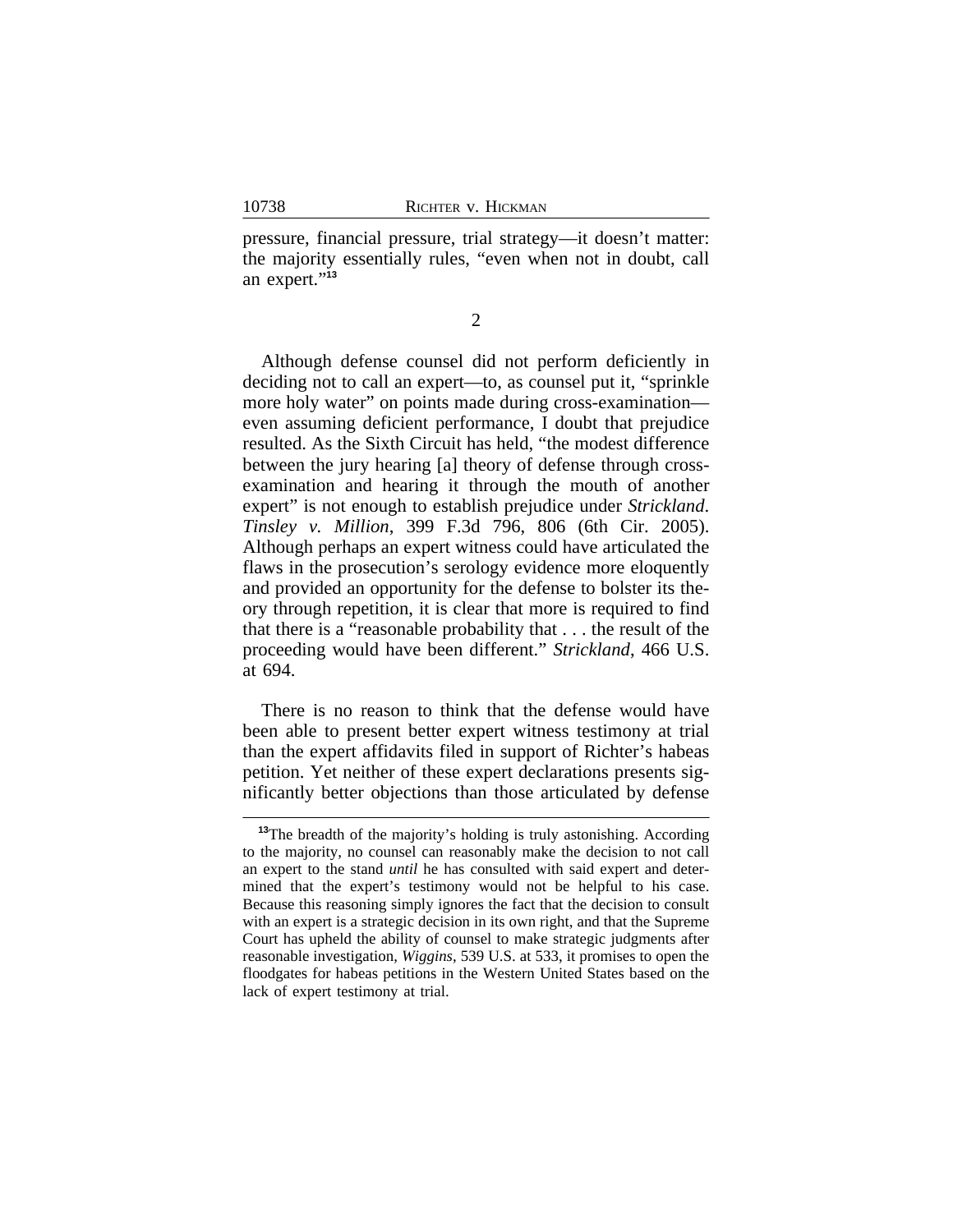pressure, financial pressure, trial strategy—it doesn't matter: the majority essentially rules, "even when not in doubt, call an expert."[13]

2

Although defense counsel did not perform deficiently in deciding not to call an expert—to, as counsel put it, "sprinkle more holy water" on points made during cross-examination—even assuming deficient performance, I doubt that prejudice resulted. As the Sixth Circuit has held, "the modest difference between the jury hearing [a] theory of defense through cross-examination and hearing it through the mouth of another expert" is not enough to establish prejudice under *Strickland*. *Tinsley v. Million*, 399 F.3d 796, 806 (6th Cir. 2005). Although perhaps an expert witness could have articulated the flaws in the prosecution's serology evidence more eloquently and provided an opportunity for the defense to bolster its theory through repetition, it is clear that more is required to find that there is a "reasonable probability that . . . the result of the proceeding would have been different." *Strickland*, 466 U.S. at 694.

There is no reason to think that the defense would have been able to present better expert witness testimony at trial than the expert affidavits filed in support of Richter's habeas petition. Yet neither of these expert declarations presents significantly better objections than those articulated by defense

[13]The breadth of the majority's holding is truly astonishing. According to the majority, no counsel can reasonably make the decision to not call an expert to the stand *until* he has consulted with said expert and determined that the expert's testimony would not be helpful to his case. Because this reasoning simply ignores the fact that the decision to consult with an expert is a strategic decision in its own right, and that the Supreme Court has upheld the ability of counsel to make strategic judgments after reasonable investigation, *Wiggins*, 539 U.S. at 533, it promises to open the floodgates for habeas petitions in the Western United States based on the lack of expert testimony at trial.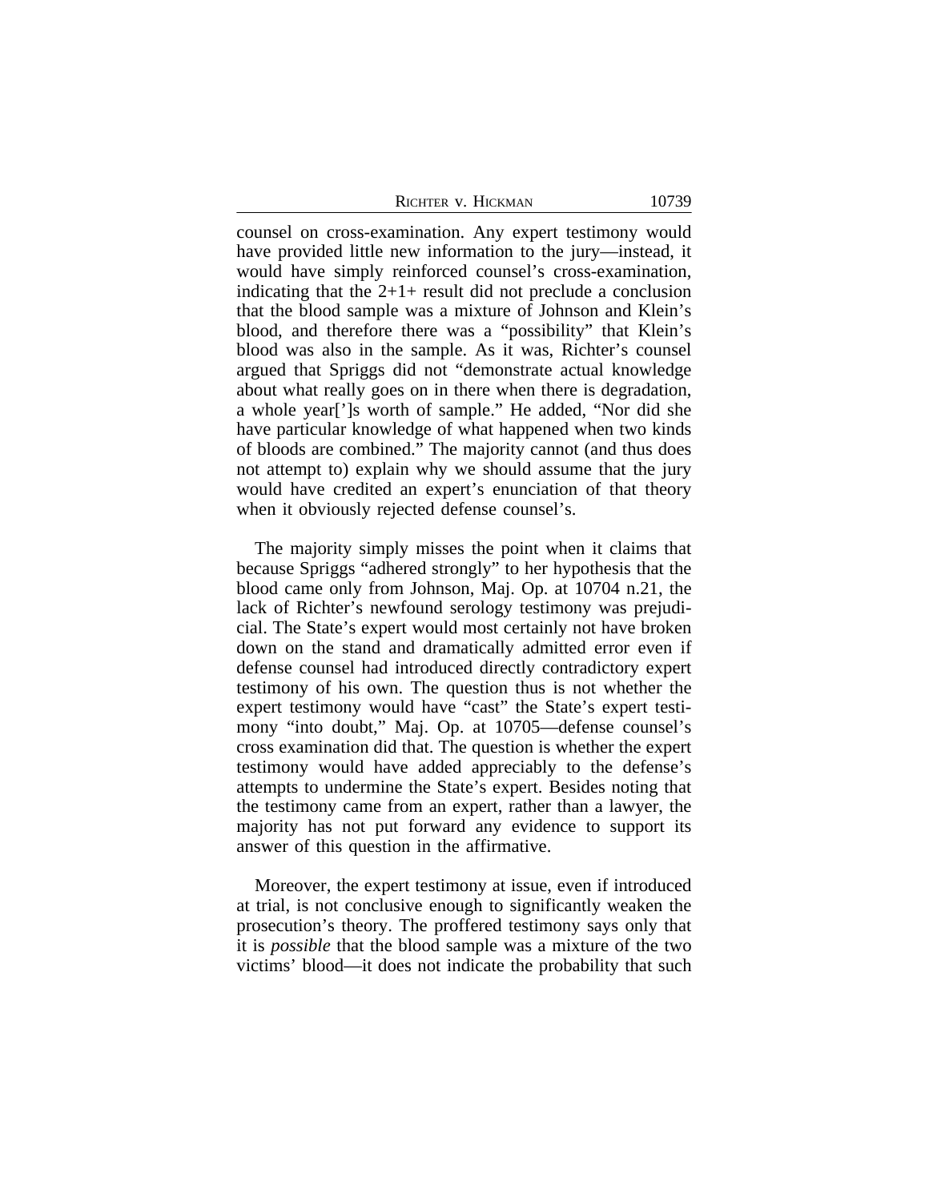counsel on cross-examination. Any expert testimony would have provided little new information to the jury—instead, it would have simply reinforced counsel's cross-examination, indicating that the 2+1+ result did not preclude a conclusion that the blood sample was a mixture of Johnson and Klein's blood, and therefore there was a "possibility" that Klein's blood was also in the sample. As it was, Richter's counsel argued that Spriggs did not "demonstrate actual knowledge about what really goes on in there when there is degradation, a whole year[']s worth of sample." He added, "Nor did she have particular knowledge of what happened when two kinds of bloods are combined." The majority cannot (and thus does not attempt to) explain why we should assume that the jury would have credited an expert's enunciation of that theory when it obviously rejected defense counsel's.

The majority simply misses the point when it claims that because Spriggs "adhered strongly" to her hypothesis that the blood came only from Johnson, Maj. Op. at 10704 n.21, the lack of Richter's newfound serology testimony was prejudicial. The State's expert would most certainly not have broken down on the stand and dramatically admitted error even if defense counsel had introduced directly contradictory expert testimony of his own. The question thus is not whether the expert testimony would have "cast" the State's expert testimony "into doubt," Maj. Op. at 10705—defense counsel's cross examination did that. The question is whether the expert testimony would have added appreciably to the defense's attempts to undermine the State's expert. Besides noting that the testimony came from an expert, rather than a lawyer, the majority has not put forward any evidence to support its answer of this question in the affirmative.

Moreover, the expert testimony at issue, even if introduced at trial, is not conclusive enough to significantly weaken the prosecution's theory. The proffered testimony says only that it is *possible* that the blood sample was a mixture of the two victims' blood—it does not indicate the probability that such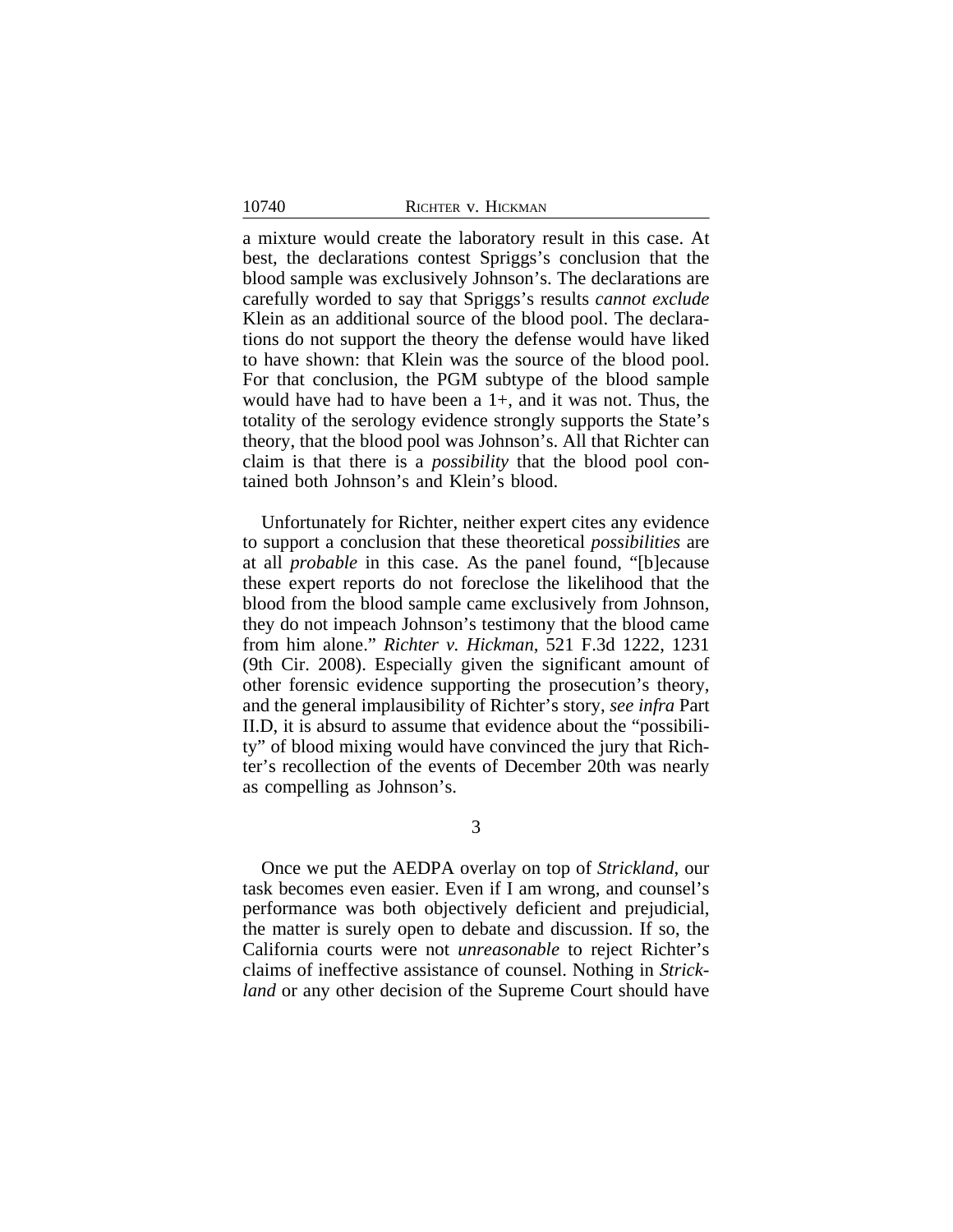a mixture would create the laboratory result in this case. At best, the declarations contest Spriggs's conclusion that the blood sample was exclusively Johnson's. The declarations are carefully worded to say that Spriggs's results *cannot exclude* Klein as an additional source of the blood pool. The declarations do not support the theory the defense would have liked to have shown: that Klein was the source of the blood pool. For that conclusion, the PGM subtype of the blood sample would have had to have been a 1+, and it was not. Thus, the totality of the serology evidence strongly supports the State's theory, that the blood pool was Johnson's. All that Richter can claim is that there is a *possibility* that the blood pool contained both Johnson's and Klein's blood.

Unfortunately for Richter, neither expert cites any evidence to support a conclusion that these theoretical *possibilities* are at all *probable* in this case. As the panel found, "[b]ecause these expert reports do not foreclose the likelihood that the blood from the blood sample came exclusively from Johnson, they do not impeach Johnson's testimony that the blood came from him alone." *Richter v. Hickman*, 521 F.3d 1222, 1231 (9th Cir. 2008). Especially given the significant amount of other forensic evidence supporting the prosecution's theory, and the general implausibility of Richter's story, *see infra* Part II.D, it is absurd to assume that evidence about the "possibility" of blood mixing would have convinced the jury that Richter's recollection of the events of December 20th was nearly as compelling as Johnson's.

3

Once we put the AEDPA overlay on top of *Strickland*, our task becomes even easier. Even if I am wrong, and counsel's performance was both objectively deficient and prejudicial, the matter is surely open to debate and discussion. If so, the California courts were not *unreasonable* to reject Richter's claims of ineffective assistance of counsel. Nothing in *Strickland* or any other decision of the Supreme Court should have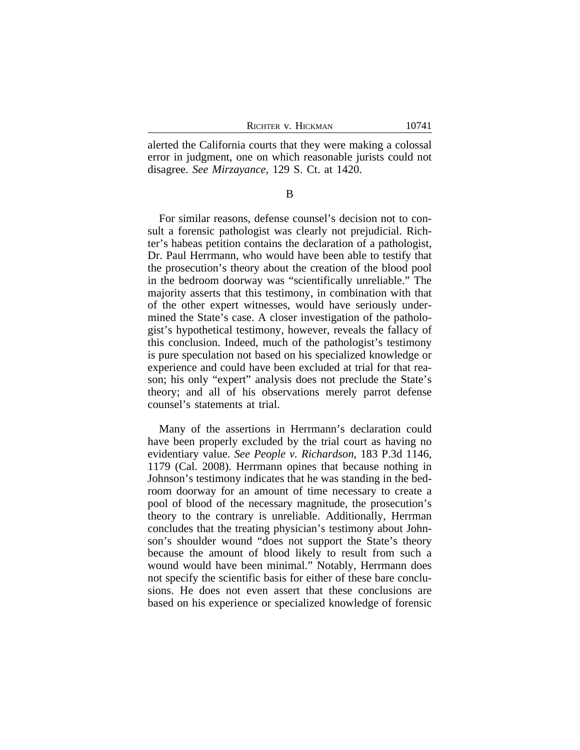alerted the California courts that they were making a colossal error in judgment, one on which reasonable jurists could not disagree. *See Mirzayance*, 129 S. Ct. at 1420.

B

For similar reasons, defense counsel's decision not to consult a forensic pathologist was clearly not prejudicial. Richter's habeas petition contains the declaration of a pathologist, Dr. Paul Herrmann, who would have been able to testify that the prosecution's theory about the creation of the blood pool in the bedroom doorway was "scientifically unreliable." The majority asserts that this testimony, in combination with that of the other expert witnesses, would have seriously undermined the State's case. A closer investigation of the pathologist's hypothetical testimony, however, reveals the fallacy of this conclusion. Indeed, much of the pathologist's testimony is pure speculation not based on his specialized knowledge or experience and could have been excluded at trial for that reason; his only "expert" analysis does not preclude the State's theory; and all of his observations merely parrot defense counsel's statements at trial.

Many of the assertions in Herrmann's declaration could have been properly excluded by the trial court as having no evidentiary value. *See People v. Richardson*, 183 P.3d 1146, 1179 (Cal. 2008). Herrmann opines that because nothing in Johnson's testimony indicates that he was standing in the bedroom doorway for an amount of time necessary to create a pool of blood of the necessary magnitude, the prosecution's theory to the contrary is unreliable. Additionally, Herrman concludes that the treating physician's testimony about Johnson's shoulder wound "does not support the State's theory because the amount of blood likely to result from such a wound would have been minimal." Notably, Herrmann does not specify the scientific basis for either of these bare conclusions. He does not even assert that these conclusions are based on his experience or specialized knowledge of forensic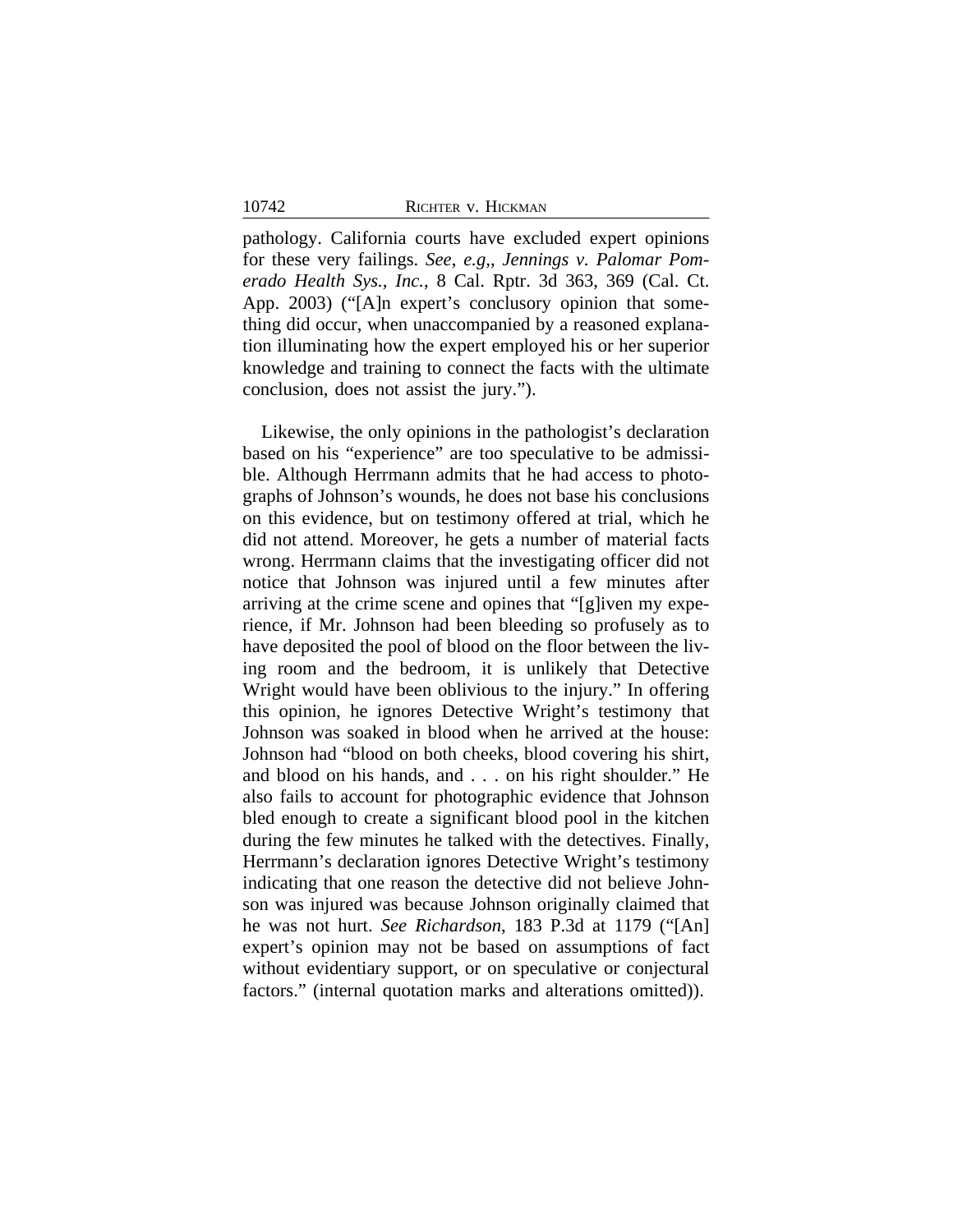pathology. California courts have excluded expert opinions for these very failings. *See, e.g,*, *Jennings v. Palomar Pomerado Health Sys., Inc.*, 8 Cal. Rptr. 3d 363, 369 (Cal. Ct. App. 2003) ("[A]n expert's conclusory opinion that something did occur, when unaccompanied by a reasoned explanation illuminating how the expert employed his or her superior knowledge and training to connect the facts with the ultimate conclusion, does not assist the jury.").

Likewise, the only opinions in the pathologist's declaration based on his "experience" are too speculative to be admissible. Although Herrmann admits that he had access to photographs of Johnson's wounds, he does not base his conclusions on this evidence, but on testimony offered at trial, which he did not attend. Moreover, he gets a number of material facts wrong. Herrmann claims that the investigating officer did not notice that Johnson was injured until a few minutes after arriving at the crime scene and opines that "[g]iven my experience, if Mr. Johnson had been bleeding so profusely as to have deposited the pool of blood on the floor between the living room and the bedroom, it is unlikely that Detective Wright would have been oblivious to the injury." In offering this opinion, he ignores Detective Wright's testimony that Johnson was soaked in blood when he arrived at the house: Johnson had "blood on both cheeks, blood covering his shirt, and blood on his hands, and . . . on his right shoulder." He also fails to account for photographic evidence that Johnson bled enough to create a significant blood pool in the kitchen during the few minutes he talked with the detectives. Finally, Herrmann's declaration ignores Detective Wright's testimony indicating that one reason the detective did not believe Johnson was injured was because Johnson originally claimed that he was not hurt. *See Richardson*, 183 P.3d at 1179 ("[An] expert's opinion may not be based on assumptions of fact without evidentiary support, or on speculative or conjectural factors." (internal quotation marks and alterations omitted)).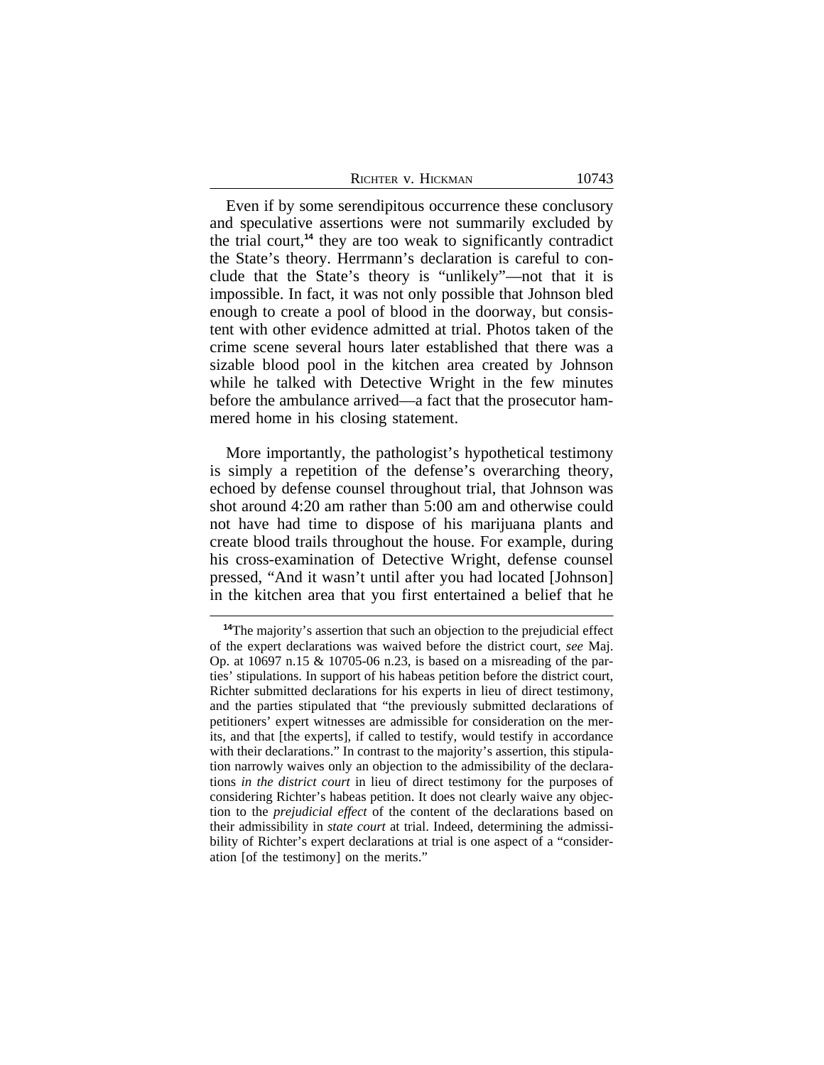Even if by some serendipitous occurrence these conclusory and speculative assertions were not summarily excluded by the trial court,[14] they are too weak to significantly contradict the State's theory. Herrmann's declaration is careful to conclude that the State's theory is "unlikely"—not that it is impossible. In fact, it was not only possible that Johnson bled enough to create a pool of blood in the doorway, but consistent with other evidence admitted at trial. Photos taken of the crime scene several hours later established that there was a sizable blood pool in the kitchen area created by Johnson while he talked with Detective Wright in the few minutes before the ambulance arrived—a fact that the prosecutor hammered home in his closing statement.

More importantly, the pathologist's hypothetical testimony is simply a repetition of the defense's overarching theory, echoed by defense counsel throughout trial, that Johnson was shot around 4:20 am rather than 5:00 am and otherwise could not have had time to dispose of his marijuana plants and create blood trails throughout the house. For example, during his cross-examination of Detective Wright, defense counsel pressed, "And it wasn't until after you had located [Johnson] in the kitchen area that you first entertained a belief that he

[14] The majority's assertion that such an objection to the prejudicial effect of the expert declarations was waived before the district court, *see* Maj. Op. at 10697 n.15 & 10705-06 n.23, is based on a misreading of the parties' stipulations. In support of his habeas petition before the district court, Richter submitted declarations for his experts in lieu of direct testimony, and the parties stipulated that "the previously submitted declarations of petitioners' expert witnesses are admissible for consideration on the merits, and that [the experts], if called to testify, would testify in accordance with their declarations." In contrast to the majority's assertion, this stipulation narrowly waives only an objection to the admissibility of the declarations *in the district court* in lieu of direct testimony for the purposes of considering Richter's habeas petition. It does not clearly waive any objection to the *prejudicial effect* of the content of the declarations based on their admissibility in *state court* at trial. Indeed, determining the admissibility of Richter's expert declarations at trial is one aspect of a "consideration [of the testimony] on the merits."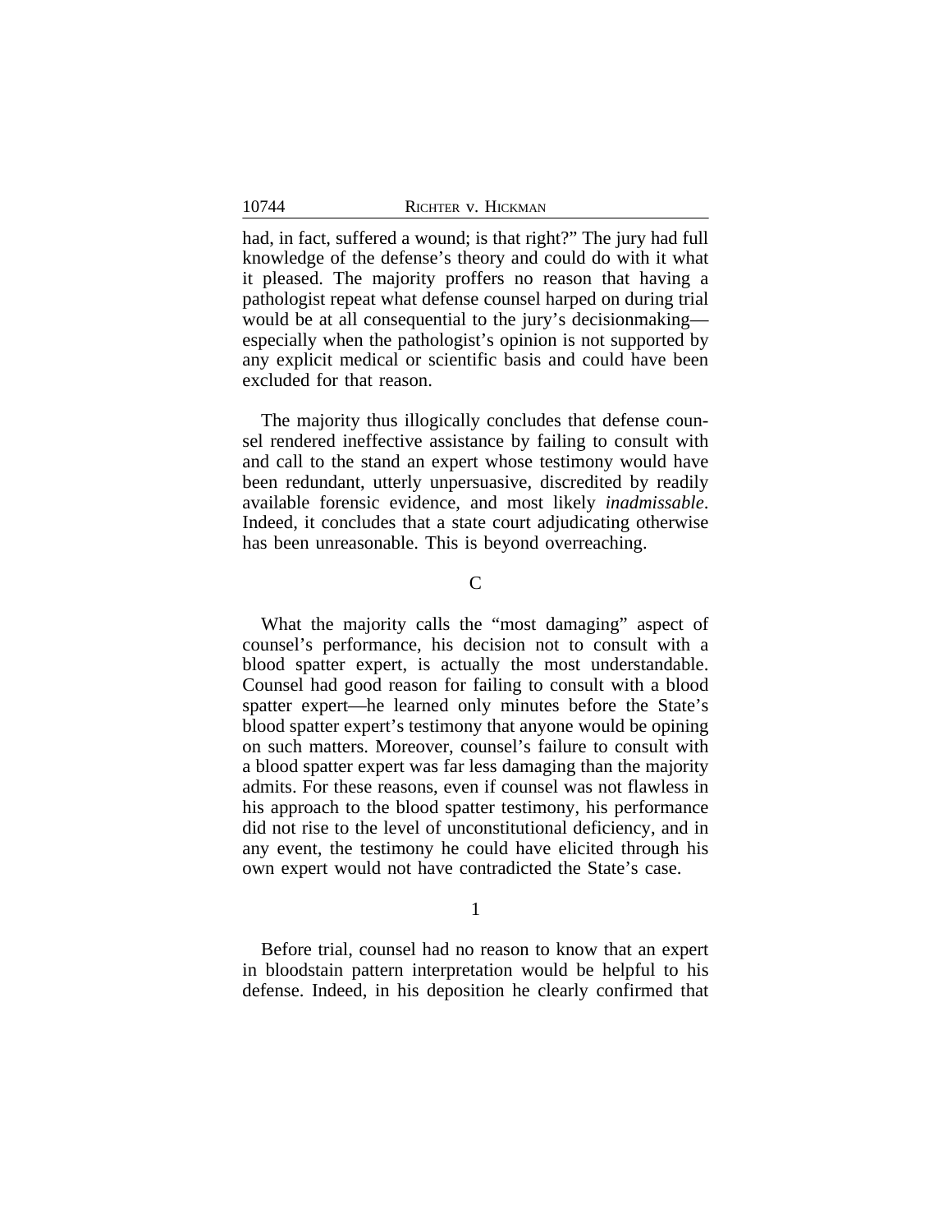had, in fact, suffered a wound; is that right?" The jury had full knowledge of the defense's theory and could do with it what it pleased. The majority proffers no reason that having a pathologist repeat what defense counsel harped on during trial would be at all consequential to the jury's decisionmaking—especially when the pathologist's opinion is not supported by any explicit medical or scientific basis and could have been excluded for that reason.

The majority thus illogically concludes that defense counsel rendered ineffective assistance by failing to consult with and call to the stand an expert whose testimony would have been redundant, utterly unpersuasive, discredited by readily available forensic evidence, and most likely *inadmissable*. Indeed, it concludes that a state court adjudicating otherwise has been unreasonable. This is beyond overreaching.

### C

What the majority calls the "most damaging" aspect of counsel's performance, his decision not to consult with a blood spatter expert, is actually the most understandable. Counsel had good reason for failing to consult with a blood spatter expert—he learned only minutes before the State's blood spatter expert's testimony that anyone would be opining on such matters. Moreover, counsel's failure to consult with a blood spatter expert was far less damaging than the majority admits. For these reasons, even if counsel was not flawless in his approach to the blood spatter testimony, his performance did not rise to the level of unconstitutional deficiency, and in any event, the testimony he could have elicited through his own expert would not have contradicted the State's case.

#### 1

Before trial, counsel had no reason to know that an expert in bloodstain pattern interpretation would be helpful to his defense. Indeed, in his deposition he clearly confirmed that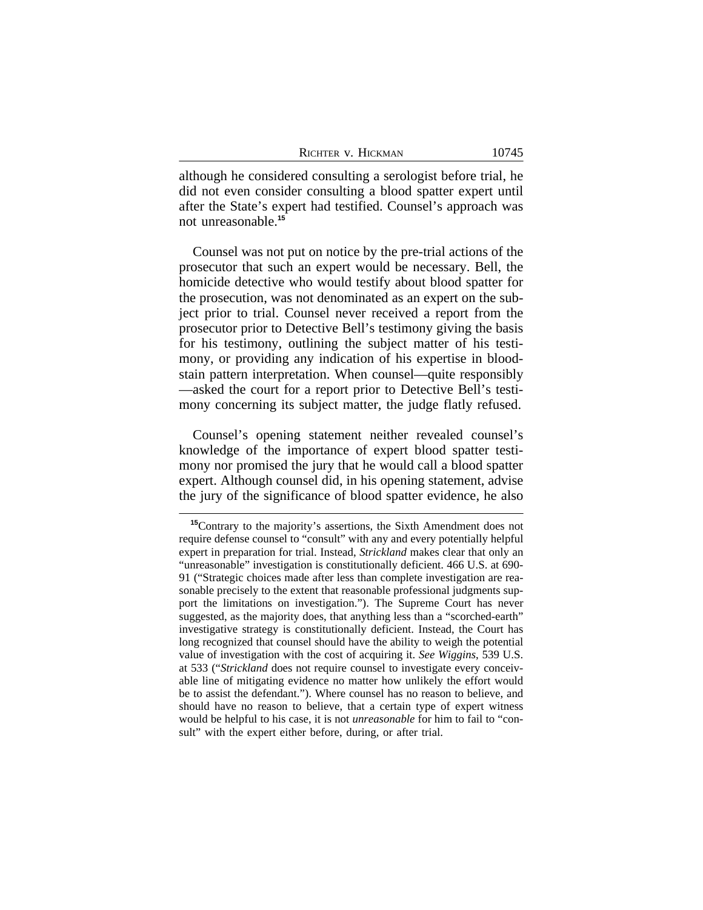although he considered consulting a serologist before trial, he did not even consider consulting a blood spatter expert until after the State's expert had testified. Counsel's approach was not unreasonable.[15]

Counsel was not put on notice by the pre-trial actions of the prosecutor that such an expert would be necessary. Bell, the homicide detective who would testify about blood spatter for the prosecution, was not denominated as an expert on the subject prior to trial. Counsel never received a report from the prosecutor prior to Detective Bell's testimony giving the basis for his testimony, outlining the subject matter of his testimony, or providing any indication of his expertise in bloodstain pattern interpretation. When counsel—quite responsibly—asked the court for a report prior to Detective Bell's testimony concerning its subject matter, the judge flatly refused.

Counsel's opening statement neither revealed counsel's knowledge of the importance of expert blood spatter testimony nor promised the jury that he would call a blood spatter expert. Although counsel did, in his opening statement, advise the jury of the significance of blood spatter evidence, he also

---

[15]Contrary to the majority's assertions, the Sixth Amendment does not require defense counsel to "consult" with any and every potentially helpful expert in preparation for trial. Instead, *Strickland* makes clear that only an "unreasonable" investigation is constitutionally deficient. 466 U.S. at 690-91 ("Strategic choices made after less than complete investigation are reasonable precisely to the extent that reasonable professional judgments support the limitations on investigation."). The Supreme Court has never suggested, as the majority does, that anything less than a "scorched-earth" investigative strategy is constitutionally deficient. Instead, the Court has long recognized that counsel should have the ability to weigh the potential value of investigation with the cost of acquiring it. *See Wiggins*, 539 U.S. at 533 ("*Strickland* does not require counsel to investigate every conceivable line of mitigating evidence no matter how unlikely the effort would be to assist the defendant."). Where counsel has no reason to believe, and should have no reason to believe, that a certain type of expert witness would be helpful to his case, it is not *unreasonable* for him to fail to "consult" with the expert either before, during, or after trial.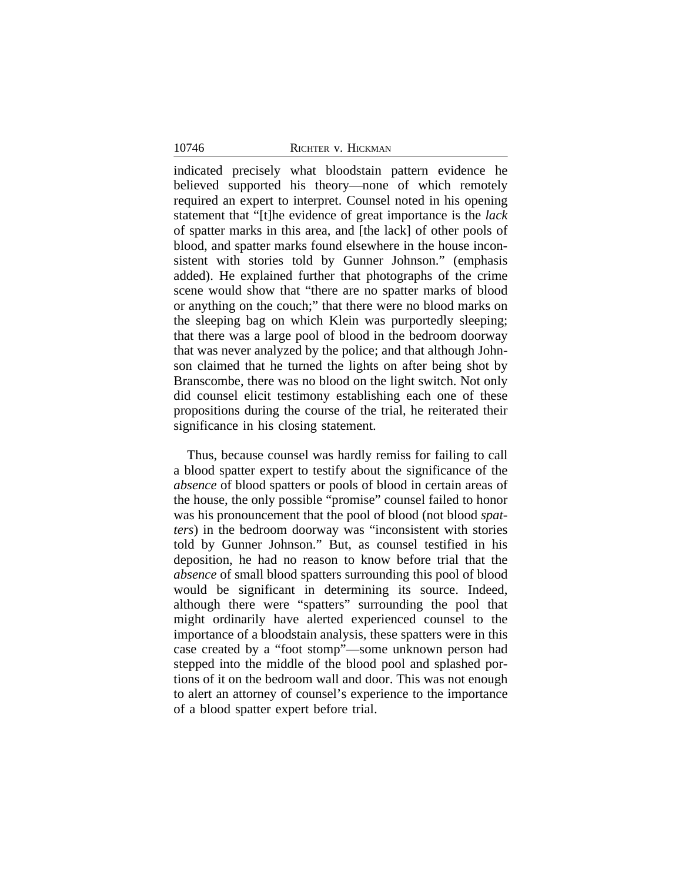indicated precisely what bloodstain pattern evidence he believed supported his theory—none of which remotely required an expert to interpret. Counsel noted in his opening statement that "[t]he evidence of great importance is the *lack* of spatter marks in this area, and [the lack] of other pools of blood, and spatter marks found elsewhere in the house inconsistent with stories told by Gunner Johnson." (emphasis added). He explained further that photographs of the crime scene would show that "there are no spatter marks of blood or anything on the couch;" that there were no blood marks on the sleeping bag on which Klein was purportedly sleeping; that there was a large pool of blood in the bedroom doorway that was never analyzed by the police; and that although Johnson claimed that he turned the lights on after being shot by Branscombe, there was no blood on the light switch. Not only did counsel elicit testimony establishing each one of these propositions during the course of the trial, he reiterated their significance in his closing statement.

Thus, because counsel was hardly remiss for failing to call a blood spatter expert to testify about the significance of the *absence* of blood spatters or pools of blood in certain areas of the house, the only possible "promise" counsel failed to honor was his pronouncement that the pool of blood (not blood *spatters*) in the bedroom doorway was "inconsistent with stories told by Gunner Johnson." But, as counsel testified in his deposition, he had no reason to know before trial that the *absence* of small blood spatters surrounding this pool of blood would be significant in determining its source. Indeed, although there were "spatters" surrounding the pool that might ordinarily have alerted experienced counsel to the importance of a bloodstain analysis, these spatters were in this case created by a "foot stomp"—some unknown person had stepped into the middle of the blood pool and splashed portions of it on the bedroom wall and door. This was not enough to alert an attorney of counsel's experience to the importance of a blood spatter expert before trial.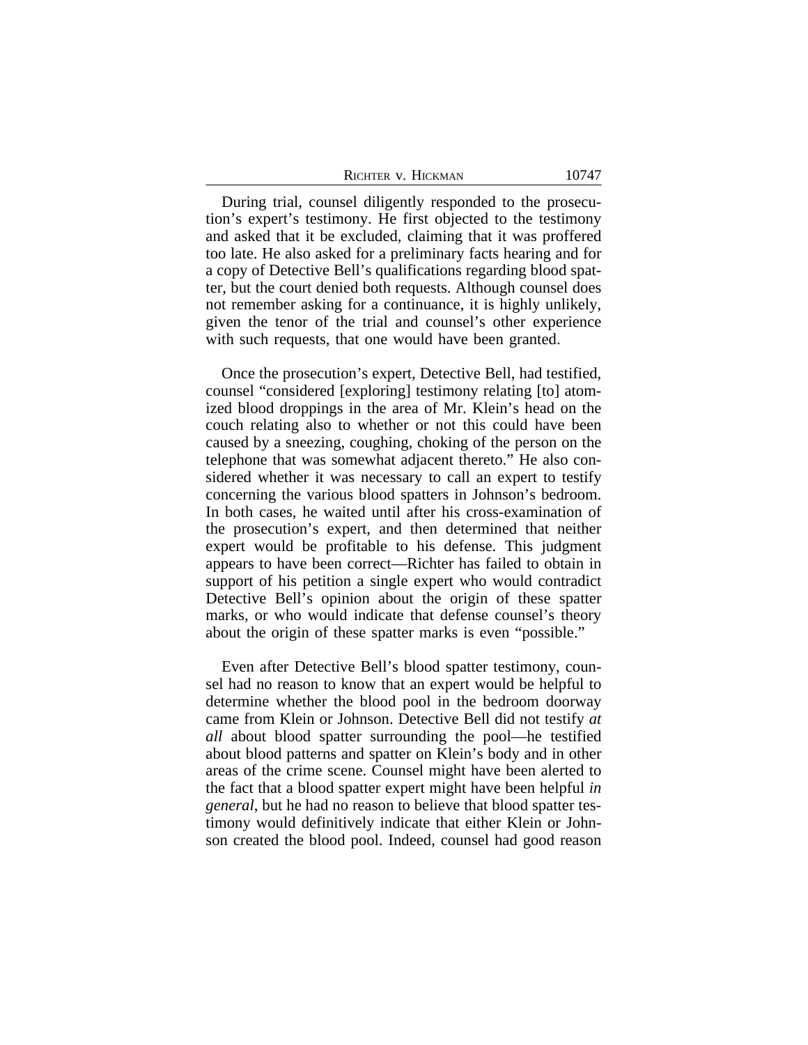During trial, counsel diligently responded to the prosecution's expert's testimony. He first objected to the testimony and asked that it be excluded, claiming that it was proffered too late. He also asked for a preliminary facts hearing and for a copy of Detective Bell's qualifications regarding blood spatter, but the court denied both requests. Although counsel does not remember asking for a continuance, it is highly unlikely, given the tenor of the trial and counsel's other experience with such requests, that one would have been granted.

Once the prosecution's expert, Detective Bell, had testified, counsel "considered [exploring] testimony relating [to] atomized blood droppings in the area of Mr. Klein's head on the couch relating also to whether or not this could have been caused by a sneezing, coughing, choking of the person on the telephone that was somewhat adjacent thereto." He also considered whether it was necessary to call an expert to testify concerning the various blood spatters in Johnson's bedroom. In both cases, he waited until after his cross-examination of the prosecution's expert, and then determined that neither expert would be profitable to his defense. This judgment appears to have been correct—Richter has failed to obtain in support of his petition a single expert who would contradict Detective Bell's opinion about the origin of these spatter marks, or who would indicate that defense counsel's theory about the origin of these spatter marks is even "possible."

Even after Detective Bell's blood spatter testimony, counsel had no reason to know that an expert would be helpful to determine whether the blood pool in the bedroom doorway came from Klein or Johnson. Detective Bell did not testify *at all* about blood spatter surrounding the pool—he testified about blood patterns and spatter on Klein's body and in other areas of the crime scene. Counsel might have been alerted to the fact that a blood spatter expert might have been helpful *in general*, but he had no reason to believe that blood spatter testimony would definitively indicate that either Klein or Johnson created the blood pool. Indeed, counsel had good reason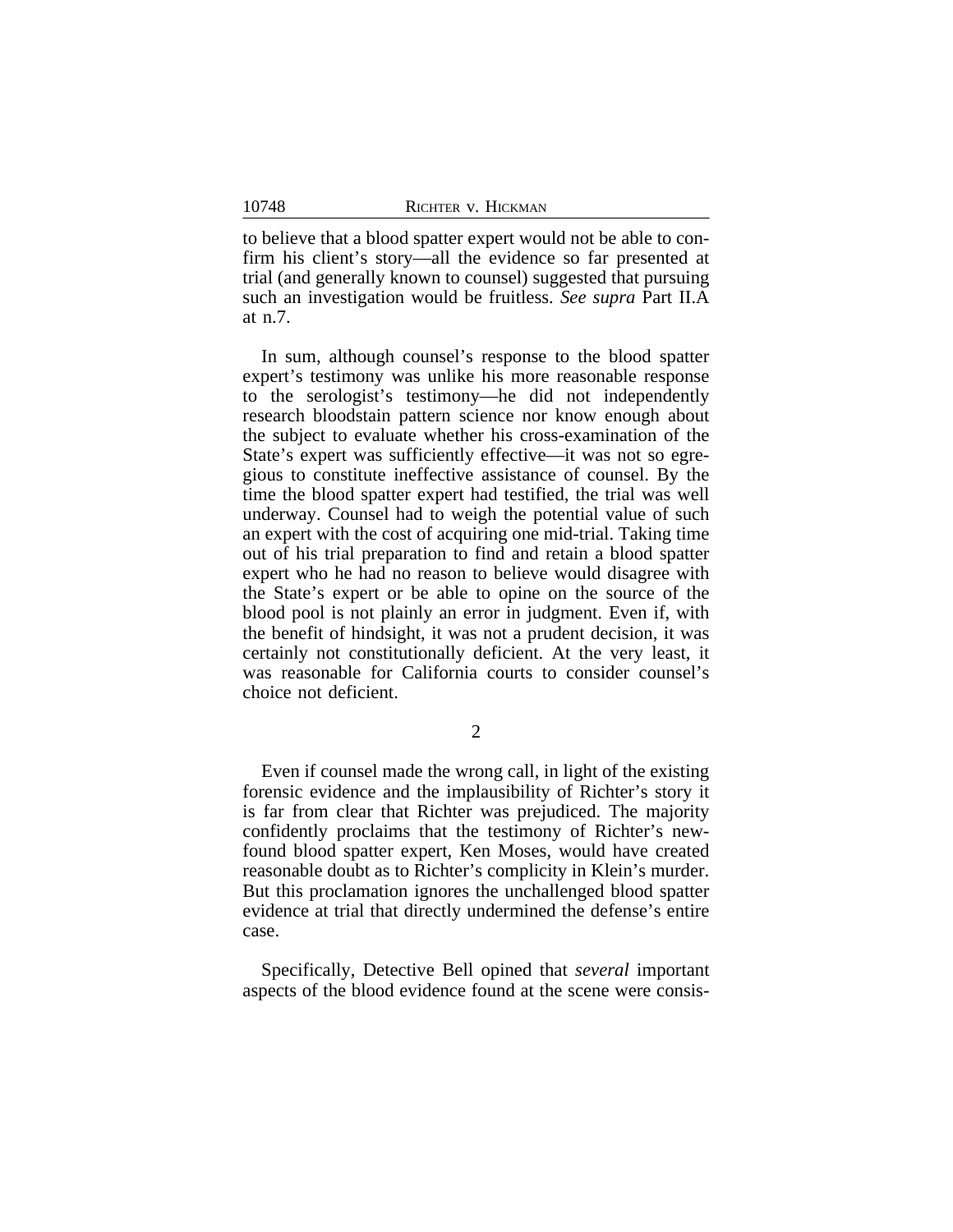to believe that a blood spatter expert would not be able to confirm his client's story—all the evidence so far presented at trial (and generally known to counsel) suggested that pursuing such an investigation would be fruitless. *See supra* Part II.A at n.7.

In sum, although counsel's response to the blood spatter expert's testimony was unlike his more reasonable response to the serologist's testimony—he did not independently research bloodstain pattern science nor know enough about the subject to evaluate whether his cross-examination of the State's expert was sufficiently effective—it was not so egregious to constitute ineffective assistance of counsel. By the time the blood spatter expert had testified, the trial was well underway. Counsel had to weigh the potential value of such an expert with the cost of acquiring one mid-trial. Taking time out of his trial preparation to find and retain a blood spatter expert who he had no reason to believe would disagree with the State's expert or be able to opine on the source of the blood pool is not plainly an error in judgment. Even if, with the benefit of hindsight, it was not a prudent decision, it was certainly not constitutionally deficient. At the very least, it was reasonable for California courts to consider counsel's choice not deficient.

2

Even if counsel made the wrong call, in light of the existing forensic evidence and the implausibility of Richter's story it is far from clear that Richter was prejudiced. The majority confidently proclaims that the testimony of Richter's new-found blood spatter expert, Ken Moses, would have created reasonable doubt as to Richter's complicity in Klein's murder. But this proclamation ignores the unchallenged blood spatter evidence at trial that directly undermined the defense's entire case.

Specifically, Detective Bell opined that *several* important aspects of the blood evidence found at the scene were consis-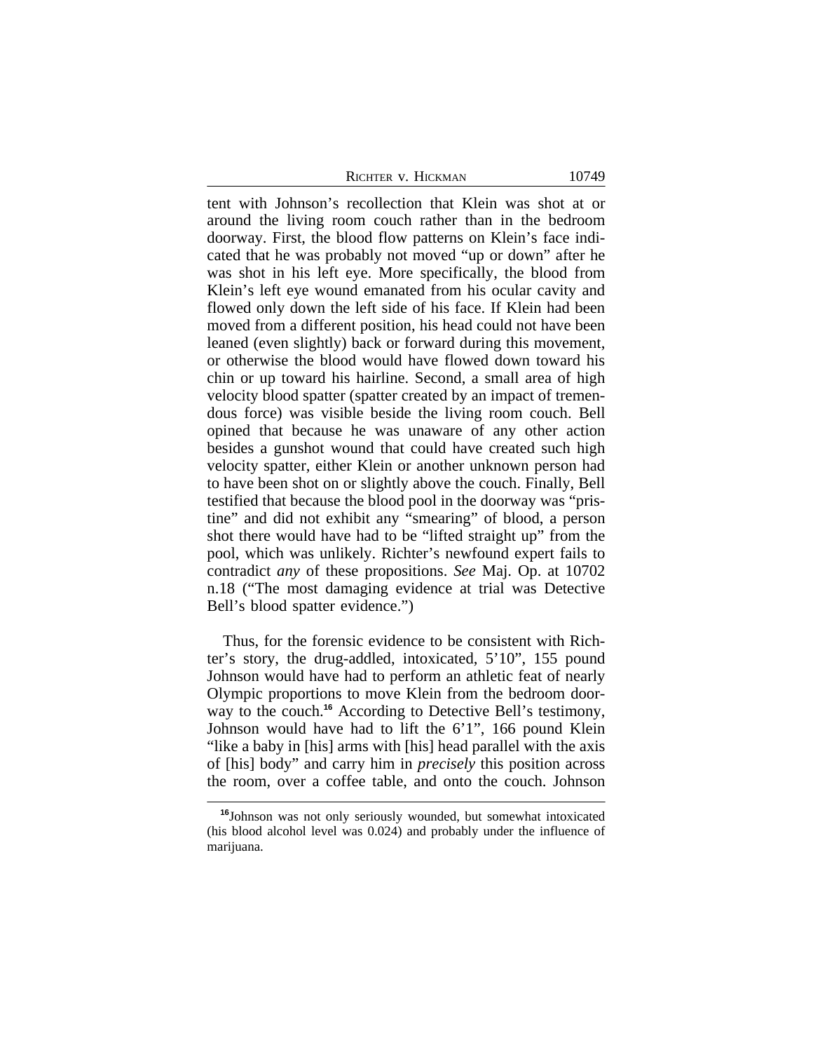tent with Johnson's recollection that Klein was shot at or around the living room couch rather than in the bedroom doorway. First, the blood flow patterns on Klein's face indicated that he was probably not moved "up or down" after he was shot in his left eye. More specifically, the blood from Klein's left eye wound emanated from his ocular cavity and flowed only down the left side of his face. If Klein had been moved from a different position, his head could not have been leaned (even slightly) back or forward during this movement, or otherwise the blood would have flowed down toward his chin or up toward his hairline. Second, a small area of high velocity blood spatter (spatter created by an impact of tremendous force) was visible beside the living room couch. Bell opined that because he was unaware of any other action besides a gunshot wound that could have created such high velocity spatter, either Klein or another unknown person had to have been shot on or slightly above the couch. Finally, Bell testified that because the blood pool in the doorway was "pristine" and did not exhibit any "smearing" of blood, a person shot there would have had to be "lifted straight up" from the pool, which was unlikely. Richter's newfound expert fails to contradict *any* of these propositions. *See* Maj. Op. at 10702 n.18 ("The most damaging evidence at trial was Detective Bell's blood spatter evidence.")

Thus, for the forensic evidence to be consistent with Richter's story, the drug-addled, intoxicated, 5'10", 155 pound Johnson would have had to perform an athletic feat of nearly Olympic proportions to move Klein from the bedroom doorway to the couch.[16] According to Detective Bell's testimony, Johnson would have had to lift the 6'1", 166 pound Klein "like a baby in [his] arms with [his] head parallel with the axis of [his] body" and carry him in *precisely* this position across the room, over a coffee table, and onto the couch. Johnson

[16] Johnson was not only seriously wounded, but somewhat intoxicated (his blood alcohol level was 0.024) and probably under the influence of marijuana.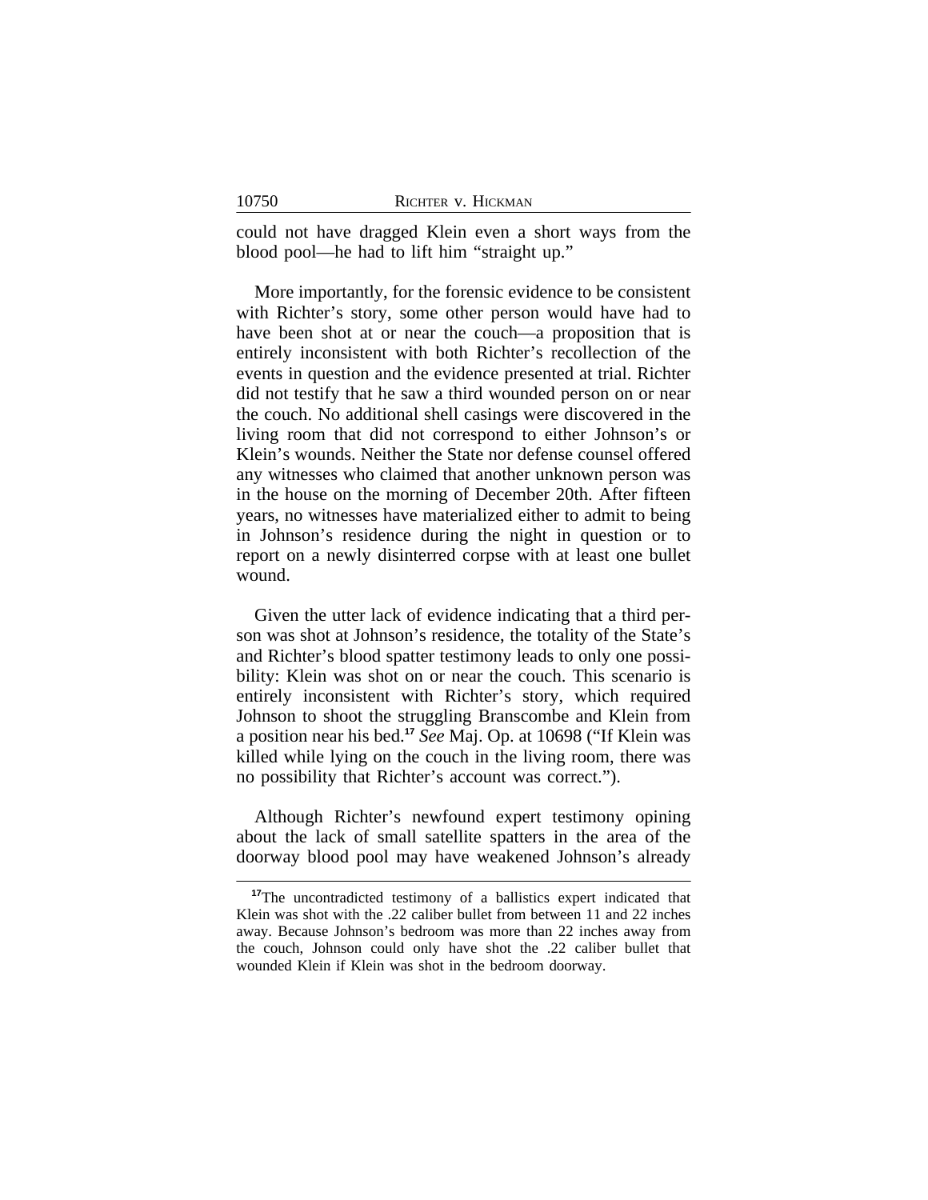could not have dragged Klein even a short ways from the blood pool—he had to lift him "straight up."

More importantly, for the forensic evidence to be consistent with Richter's story, some other person would have had to have been shot at or near the couch—a proposition that is entirely inconsistent with both Richter's recollection of the events in question and the evidence presented at trial. Richter did not testify that he saw a third wounded person on or near the couch. No additional shell casings were discovered in the living room that did not correspond to either Johnson's or Klein's wounds. Neither the State nor defense counsel offered any witnesses who claimed that another unknown person was in the house on the morning of December 20th. After fifteen years, no witnesses have materialized either to admit to being in Johnson's residence during the night in question or to report on a newly disinterred corpse with at least one bullet wound.

Given the utter lack of evidence indicating that a third person was shot at Johnson's residence, the totality of the State's and Richter's blood spatter testimony leads to only one possibility: Klein was shot on or near the couch. This scenario is entirely inconsistent with Richter's story, which required Johnson to shoot the struggling Branscombe and Klein from a position near his bed.[17] *See* Maj. Op. at 10698 ("If Klein was killed while lying on the couch in the living room, there was no possibility that Richter's account was correct.").

Although Richter's newfound expert testimony opining about the lack of small satellite spatters in the area of the doorway blood pool may have weakened Johnson's already

---

[17]The uncontradicted testimony of a ballistics expert indicated that Klein was shot with the .22 caliber bullet from between 11 and 22 inches away. Because Johnson's bedroom was more than 22 inches away from the couch, Johnson could only have shot the .22 caliber bullet that wounded Klein if Klein was shot in the bedroom doorway.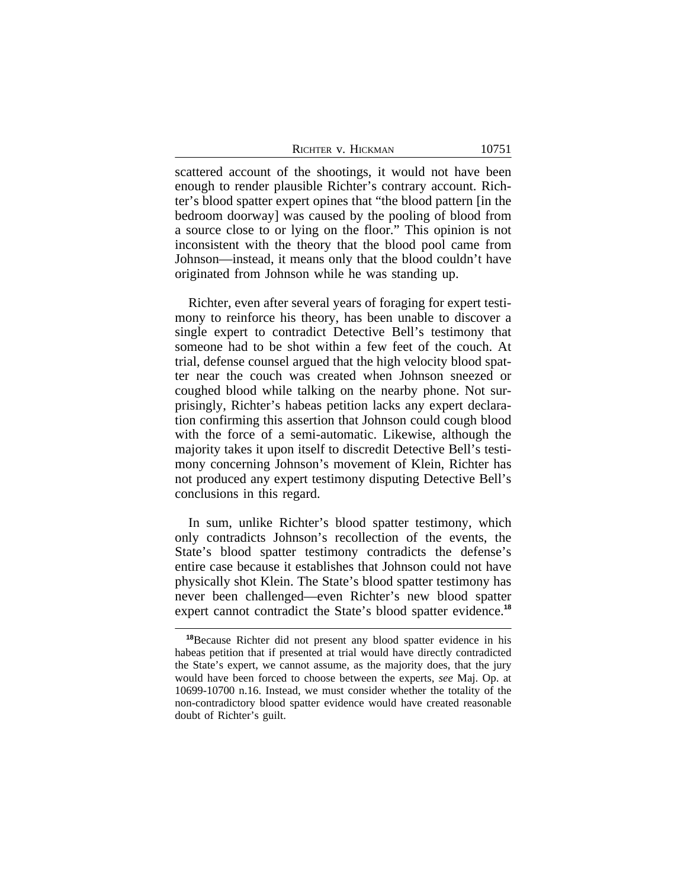scattered account of the shootings, it would not have been enough to render plausible Richter's contrary account. Richter's blood spatter expert opines that "the blood pattern [in the bedroom doorway] was caused by the pooling of blood from a source close to or lying on the floor." This opinion is not inconsistent with the theory that the blood pool came from Johnson—instead, it means only that the blood couldn't have originated from Johnson while he was standing up.

Richter, even after several years of foraging for expert testimony to reinforce his theory, has been unable to discover a single expert to contradict Detective Bell's testimony that someone had to be shot within a few feet of the couch. At trial, defense counsel argued that the high velocity blood spatter near the couch was created when Johnson sneezed or coughed blood while talking on the nearby phone. Not surprisingly, Richter's habeas petition lacks any expert declaration confirming this assertion that Johnson could cough blood with the force of a semi-automatic. Likewise, although the majority takes it upon itself to discredit Detective Bell's testimony concerning Johnson's movement of Klein, Richter has not produced any expert testimony disputing Detective Bell's conclusions in this regard.

In sum, unlike Richter's blood spatter testimony, which only contradicts Johnson's recollection of the events, the State's blood spatter testimony contradicts the defense's entire case because it establishes that Johnson could not have physically shot Klein. The State's blood spatter testimony has never been challenged—even Richter's new blood spatter expert cannot contradict the State's blood spatter evidence.[18]

---

[18]Because Richter did not present any blood spatter evidence in his habeas petition that if presented at trial would have directly contradicted the State's expert, we cannot assume, as the majority does, that the jury would have been forced to choose between the experts, *see* Maj. Op. at 10699-10700 n.16. Instead, we must consider whether the totality of the non-contradictory blood spatter evidence would have created reasonable doubt of Richter's guilt.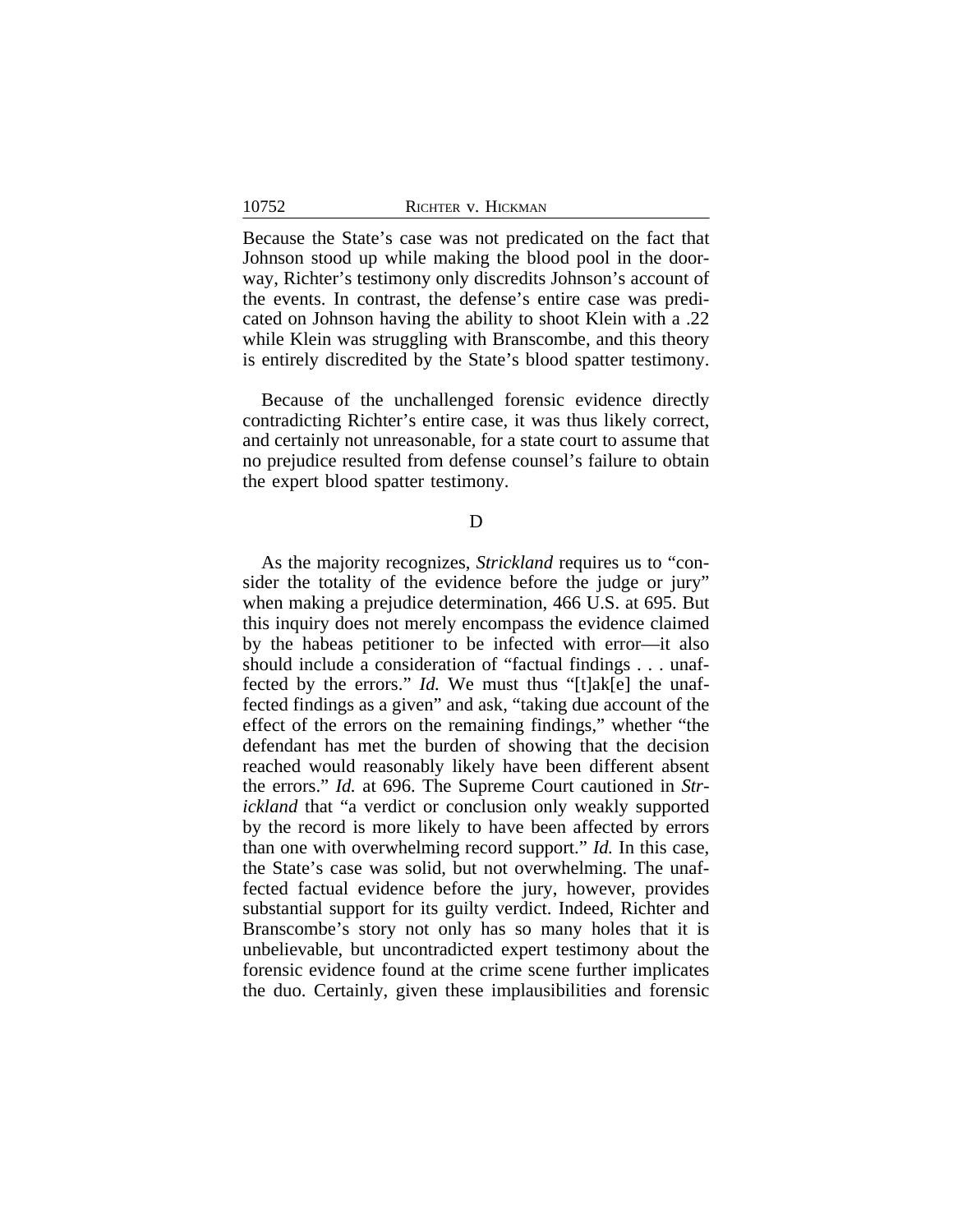Because the State's case was not predicated on the fact that Johnson stood up while making the blood pool in the doorway, Richter's testimony only discredits Johnson's account of the events. In contrast, the defense's entire case was predicated on Johnson having the ability to shoot Klein with a .22 while Klein was struggling with Branscombe, and this theory is entirely discredited by the State's blood spatter testimony.

Because of the unchallenged forensic evidence directly contradicting Richter's entire case, it was thus likely correct, and certainly not unreasonable, for a state court to assume that no prejudice resulted from defense counsel's failure to obtain the expert blood spatter testimony.

D

As the majority recognizes, *Strickland* requires us to "consider the totality of the evidence before the judge or jury" when making a prejudice determination, 466 U.S. at 695. But this inquiry does not merely encompass the evidence claimed by the habeas petitioner to be infected with error—it also should include a consideration of "factual findings . . . unaffected by the errors." *Id.* We must thus "[t]ak[e] the unaffected findings as a given" and ask, "taking due account of the effect of the errors on the remaining findings," whether "the defendant has met the burden of showing that the decision reached would reasonably likely have been different absent the errors." *Id.* at 696. The Supreme Court cautioned in *Strickland* that "a verdict or conclusion only weakly supported by the record is more likely to have been affected by errors than one with overwhelming record support." *Id.* In this case, the State's case was solid, but not overwhelming. The unaffected factual evidence before the jury, however, provides substantial support for its guilty verdict. Indeed, Richter and Branscombe's story not only has so many holes that it is unbelievable, but uncontradicted expert testimony about the forensic evidence found at the crime scene further implicates the duo. Certainly, given these implausibilities and forensic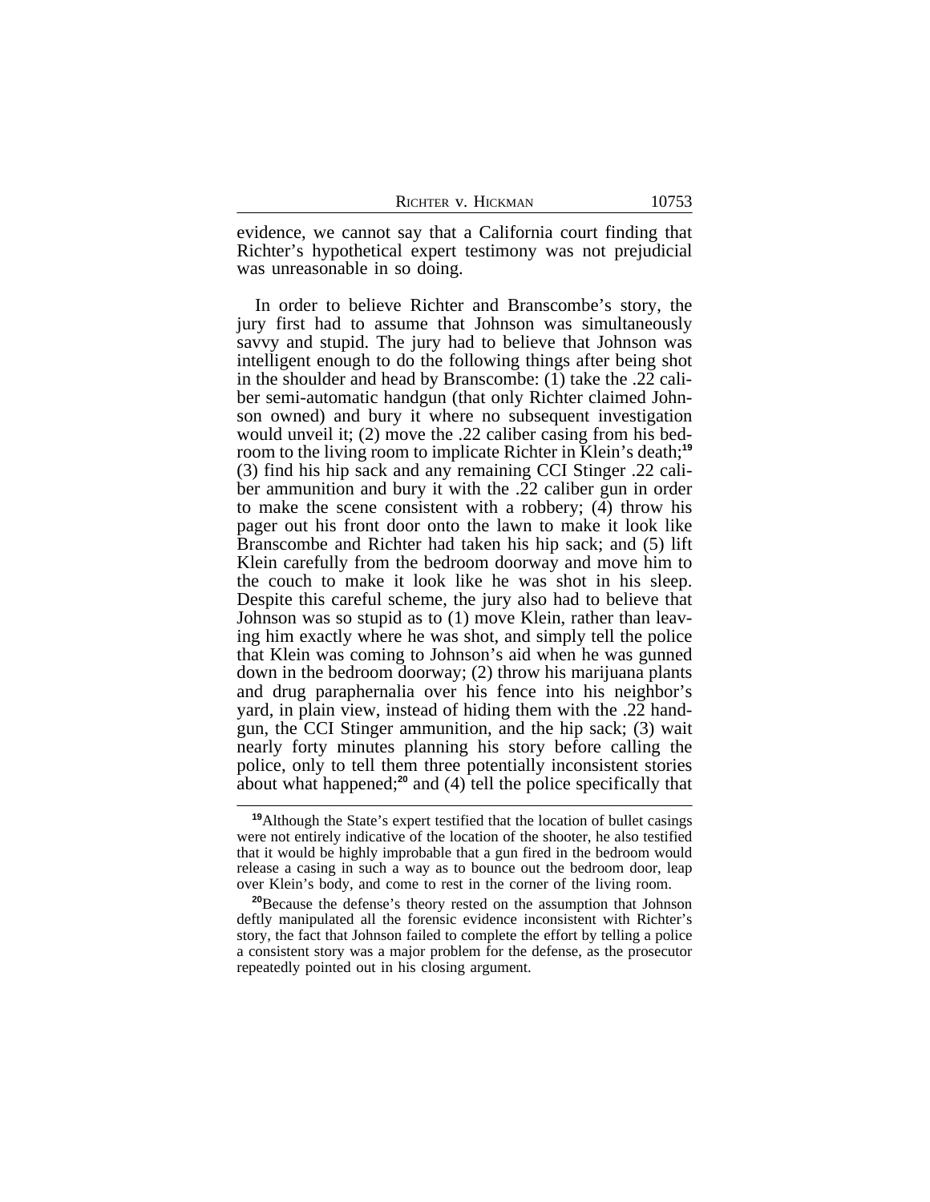evidence, we cannot say that a California court finding that Richter's hypothetical expert testimony was not prejudicial was unreasonable in so doing.

In order to believe Richter and Branscombe's story, the jury first had to assume that Johnson was simultaneously savvy and stupid. The jury had to believe that Johnson was intelligent enough to do the following things after being shot in the shoulder and head by Branscombe: (1) take the .22 caliber semi-automatic handgun (that only Richter claimed Johnson owned) and bury it where no subsequent investigation would unveil it; (2) move the .22 caliber casing from his bedroom to the living room to implicate Richter in Klein's death;[19] (3) find his hip sack and any remaining CCI Stinger .22 caliber ammunition and bury it with the .22 caliber gun in order to make the scene consistent with a robbery; (4) throw his pager out his front door onto the lawn to make it look like Branscombe and Richter had taken his hip sack; and (5) lift Klein carefully from the bedroom doorway and move him to the couch to make it look like he was shot in his sleep. Despite this careful scheme, the jury also had to believe that Johnson was so stupid as to (1) move Klein, rather than leaving him exactly where he was shot, and simply tell the police that Klein was coming to Johnson's aid when he was gunned down in the bedroom doorway; (2) throw his marijuana plants and drug paraphernalia over his fence into his neighbor's yard, in plain view, instead of hiding them with the .22 handgun, the CCI Stinger ammunition, and the hip sack; (3) wait nearly forty minutes planning his story before calling the police, only to tell them three potentially inconsistent stories about what happened;[20] and (4) tell the police specifically that

[19] Although the State's expert testified that the location of bullet casings were not entirely indicative of the location of the shooter, he also testified that it would be highly improbable that a gun fired in the bedroom would release a casing in such a way as to bounce out the bedroom door, leap over Klein's body, and come to rest in the corner of the living room.

[20] Because the defense's theory rested on the assumption that Johnson deftly manipulated all the forensic evidence inconsistent with Richter's story, the fact that Johnson failed to complete the effort by telling a police a consistent story was a major problem for the defense, as the prosecutor repeatedly pointed out in his closing argument.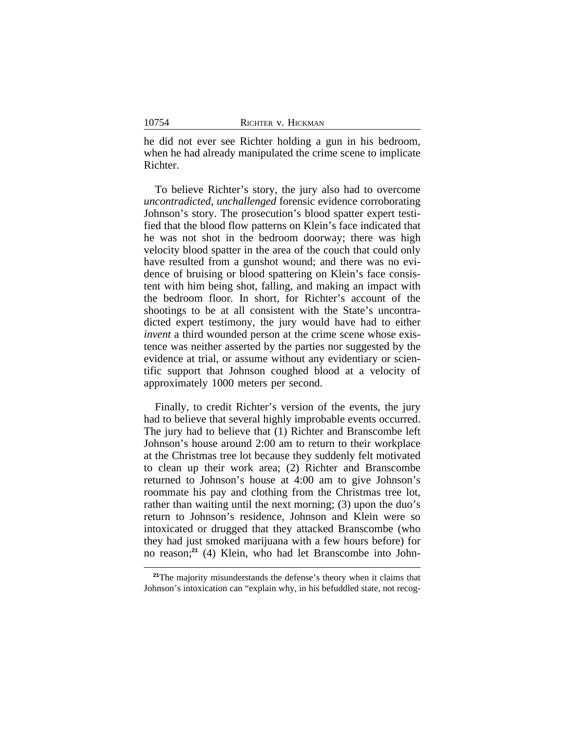he did not ever see Richter holding a gun in his bedroom, when he had already manipulated the crime scene to implicate Richter.

To believe Richter's story, the jury also had to overcome *uncontradicted, unchallenged* forensic evidence corroborating Johnson's story. The prosecution's blood spatter expert testified that the blood flow patterns on Klein's face indicated that he was not shot in the bedroom doorway; there was high velocity blood spatter in the area of the couch that could only have resulted from a gunshot wound; and there was no evidence of bruising or blood spattering on Klein's face consistent with him being shot, falling, and making an impact with the bedroom floor. In short, for Richter's account of the shootings to be at all consistent with the State's uncontradicted expert testimony, the jury would have had to either *invent* a third wounded person at the crime scene whose existence was neither asserted by the parties nor suggested by the evidence at trial, or assume without any evidentiary or scientific support that Johnson coughed blood at a velocity of approximately 1000 meters per second.

Finally, to credit Richter's version of the events, the jury had to believe that several highly improbable events occurred. The jury had to believe that (1) Richter and Branscombe left Johnson's house around 2:00 am to return to their workplace at the Christmas tree lot because they suddenly felt motivated to clean up their work area; (2) Richter and Branscombe returned to Johnson's house at 4:00 am to give Johnson's roommate his pay and clothing from the Christmas tree lot, rather than waiting until the next morning; (3) upon the duo's return to Johnson's residence, Johnson and Klein were so intoxicated or drugged that they attacked Branscombe (who they had just smoked marijuana with a few hours before) for no reason;[21] (4) Klein, who had let Branscombe into John-

[21]The majority misunderstands the defense's theory when it claims that Johnson's intoxication can "explain why, in his befuddled state, not recog-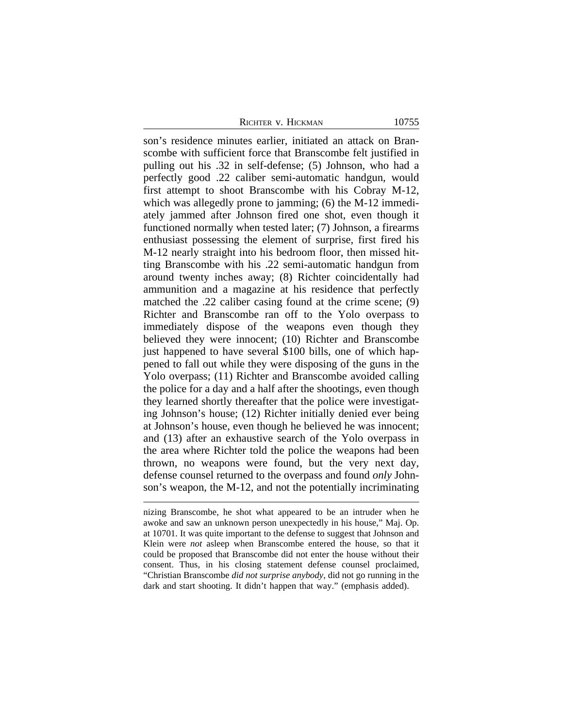son's residence minutes earlier, initiated an attack on Branscombe with sufficient force that Branscombe felt justified in pulling out his .32 in self-defense; (5) Johnson, who had a perfectly good .22 caliber semi-automatic handgun, would first attempt to shoot Branscombe with his Cobray M-12, which was allegedly prone to jamming; (6) the M-12 immediately jammed after Johnson fired one shot, even though it functioned normally when tested later; (7) Johnson, a firearms enthusiast possessing the element of surprise, first fired his M-12 nearly straight into his bedroom floor, then missed hitting Branscombe with his .22 semi-automatic handgun from around twenty inches away; (8) Richter coincidentally had ammunition and a magazine at his residence that perfectly matched the .22 caliber casing found at the crime scene; (9) Richter and Branscombe ran off to the Yolo overpass to immediately dispose of the weapons even though they believed they were innocent; (10) Richter and Branscombe just happened to have several $100 bills, one of which happened to fall out while they were disposing of the guns in the Yolo overpass; (11) Richter and Branscombe avoided calling the police for a day and a half after the shootings, even though they learned shortly thereafter that the police were investigating Johnson's house; (12) Richter initially denied ever being at Johnson's house, even though he believed he was innocent; and (13) after an exhaustive search of the Yolo overpass in the area where Richter told the police the weapons had been thrown, no weapons were found, but the very next day, defense counsel returned to the overpass and found *only* Johnson's weapon, the M-12, and not the potentially incriminating

---

nizing Branscombe, he shot what appeared to be an intruder when he awoke and saw an unknown person unexpectedly in his house," Maj. Op. at 10701. It was quite important to the defense to suggest that Johnson and Klein were *not* asleep when Branscombe entered the house, so that it could be proposed that Branscombe did not enter the house without their consent. Thus, in his closing statement defense counsel proclaimed, "Christian Branscombe *did not surprise anybody*, did not go running in the dark and start shooting. It didn't happen that way." (emphasis added).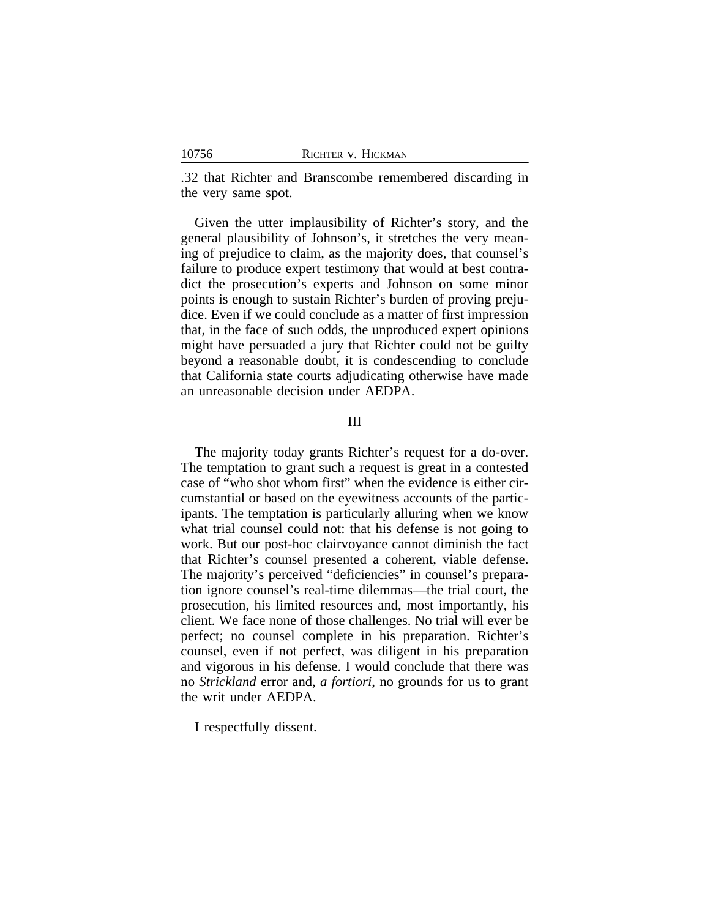.32 that Richter and Branscombe remembered discarding in the very same spot.

Given the utter implausibility of Richter's story, and the general plausibility of Johnson's, it stretches the very meaning of prejudice to claim, as the majority does, that counsel's failure to produce expert testimony that would at best contradict the prosecution's experts and Johnson on some minor points is enough to sustain Richter's burden of proving prejudice. Even if we could conclude as a matter of first impression that, in the face of such odds, the unproduced expert opinions might have persuaded a jury that Richter could not be guilty beyond a reasonable doubt, it is condescending to conclude that California state courts adjudicating otherwise have made an unreasonable decision under AEDPA.

### III

The majority today grants Richter's request for a do-over. The temptation to grant such a request is great in a contested case of "who shot whom first" when the evidence is either circumstantial or based on the eyewitness accounts of the participants. The temptation is particularly alluring when we know what trial counsel could not: that his defense is not going to work. But our post-hoc clairvoyance cannot diminish the fact that Richter's counsel presented a coherent, viable defense. The majority's perceived "deficiencies" in counsel's preparation ignore counsel's real-time dilemmas—the trial court, the prosecution, his limited resources and, most importantly, his client. We face none of those challenges. No trial will ever be perfect; no counsel complete in his preparation. Richter's counsel, even if not perfect, was diligent in his preparation and vigorous in his defense. I would conclude that there was no *Strickland* error and, *a fortiori*, no grounds for us to grant the writ under AEDPA.

I respectfully dissent.